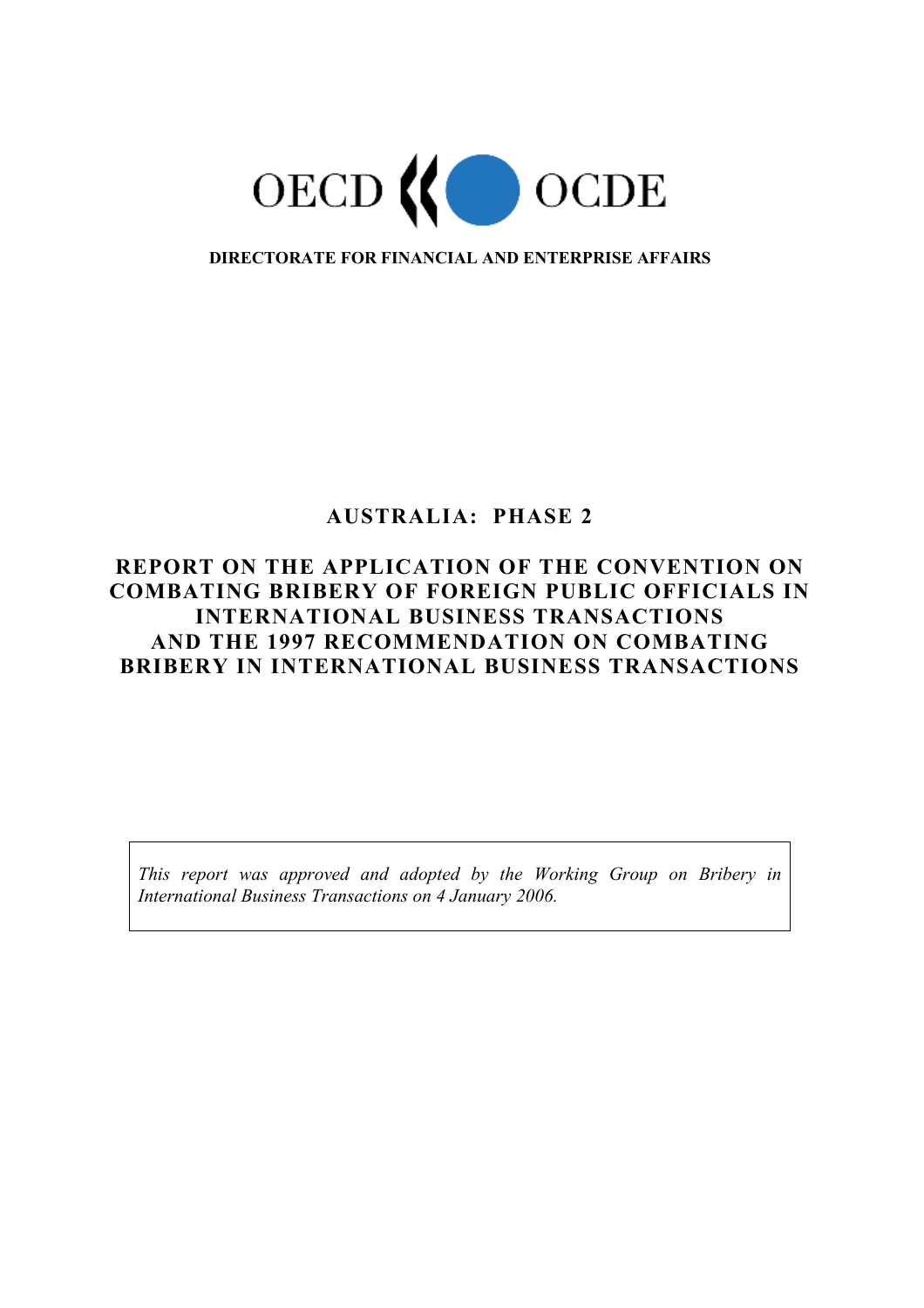OECD OCDE

**DIRECTORATE FOR FINANCIAL AND ENTERPRISE AFFAIRS**

# AUSTRALIA: PHASE 2

# REPORT ON THE APPLICATION OF THE CONVENTION ON COMBATING BRIBERY OF FOREIGN PUBLIC OFFICIALS IN INTERNATIONAL BUSINESS TRANSACTIONS AND THE 1997 RECOMMENDATION ON COMBATING BRIBERY IN INTERNATIONAL BUSINESS TRANSACTIONS

*This report was approved and adopted by the Working Group on Bribery in International Business Transactions on 4 January 2006.*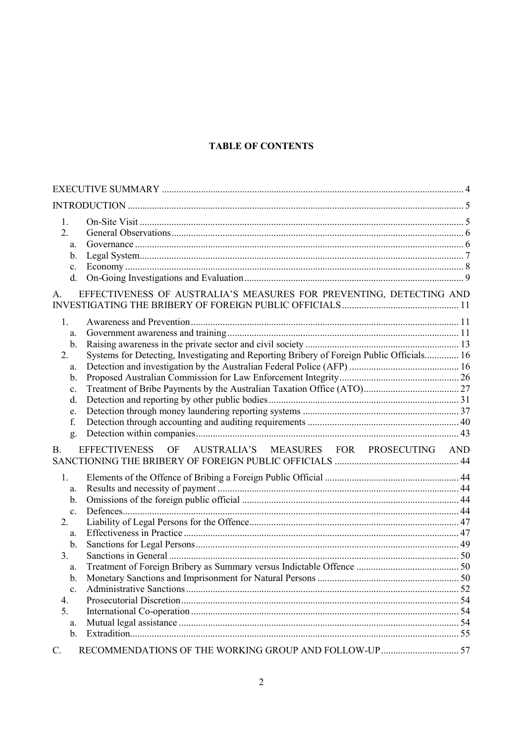**TABLE OF CONTENTS**

EXECUTIVE SUMMARY .... 4

INTRODUCTION .... 5

1. On-Site Visit .... 5
2. General Observations .... 6
   - a. Governance .... 6
   - b. Legal System .... 7
   - c. Economy .... 8
   - d. On-Going Investigations and Evaluation .... 9

A. EFFECTIVENESS OF AUSTRALIA'S MEASURES FOR PREVENTING, DETECTING AND INVESTIGATING THE BRIBERY OF FOREIGN PUBLIC OFFICIALS .... 11

1. Awareness and Prevention .... 11
   - a. Government awareness and training .... 11
   - b. Raising awareness in the private sector and civil society .... 13
2. Systems for Detecting, Investigating and Reporting Bribery of Foreign Public Officials .... 16
   - a. Detection and investigation by the Australian Federal Police (AFP) .... 16
   - b. Proposed Australian Commission for Law Enforcement Integrity .... 26
   - c. Treatment of Bribe Payments by the Australian Taxation Office (ATO) .... 27
   - d. Detection and reporting by other public bodies .... 31
   - e. Detection through money laundering reporting systems .... 37
   - f. Detection through accounting and auditing requirements .... 40
   - g. Detection within companies .... 43

B. EFFECTIVENESS OF AUSTRALIA'S MEASURES FOR PROSECUTING AND SANCTIONING THE BRIBERY OF FOREIGN PUBLIC OFFICIALS .... 44

1. Elements of the Offence of Bribing a Foreign Public Official .... 44
   - a. Results and necessity of payment .... 44
   - b. Omissions of the foreign public official .... 44
   - c. Defences .... 44
2. Liability of Legal Persons for the Offence .... 47
   - a. Effectiveness in Practice .... 47
   - b. Sanctions for Legal Persons .... 49
3. Sanctions in General .... 50
   - a. Treatment of Foreign Bribery as Summary versus Indictable Offence .... 50
   - b. Monetary Sanctions and Imprisonment for Natural Persons .... 50
   - c. Administrative Sanctions .... 52
4. Prosecutorial Discretion .... 54
5. International Co-operation .... 54
   - a. Mutual legal assistance .... 54
   - b. Extradition .... 55

C. RECOMMENDATIONS OF THE WORKING GROUP AND FOLLOW-UP .... 57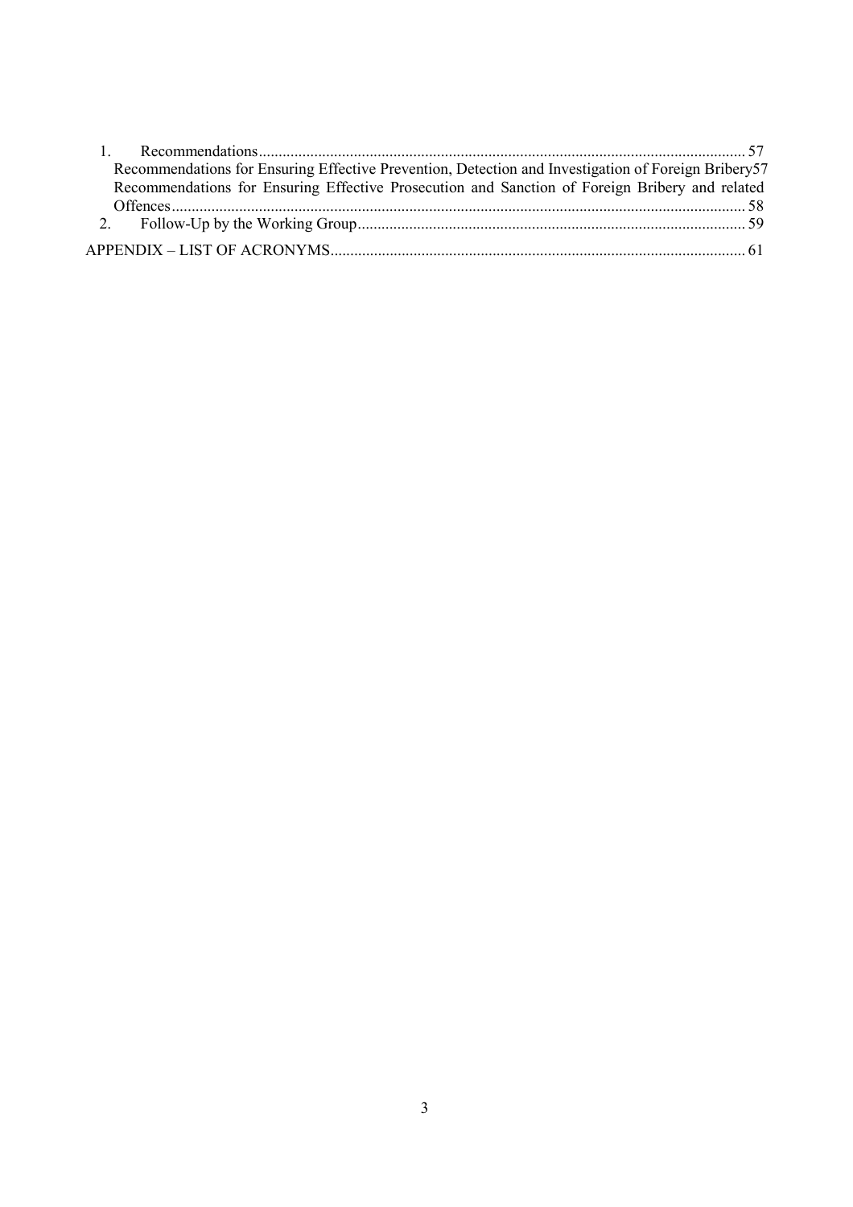1. Recommendations .......... 57
   - Recommendations for Ensuring Effective Prevention, Detection and Investigation of Foreign Bribery .......... 57
   - Recommendations for Ensuring Effective Prosecution and Sanction of Foreign Bribery and related Offences .......... 58
2. Follow-Up by the Working Group .......... 59

APPENDIX – LIST OF ACRONYMS .......... 61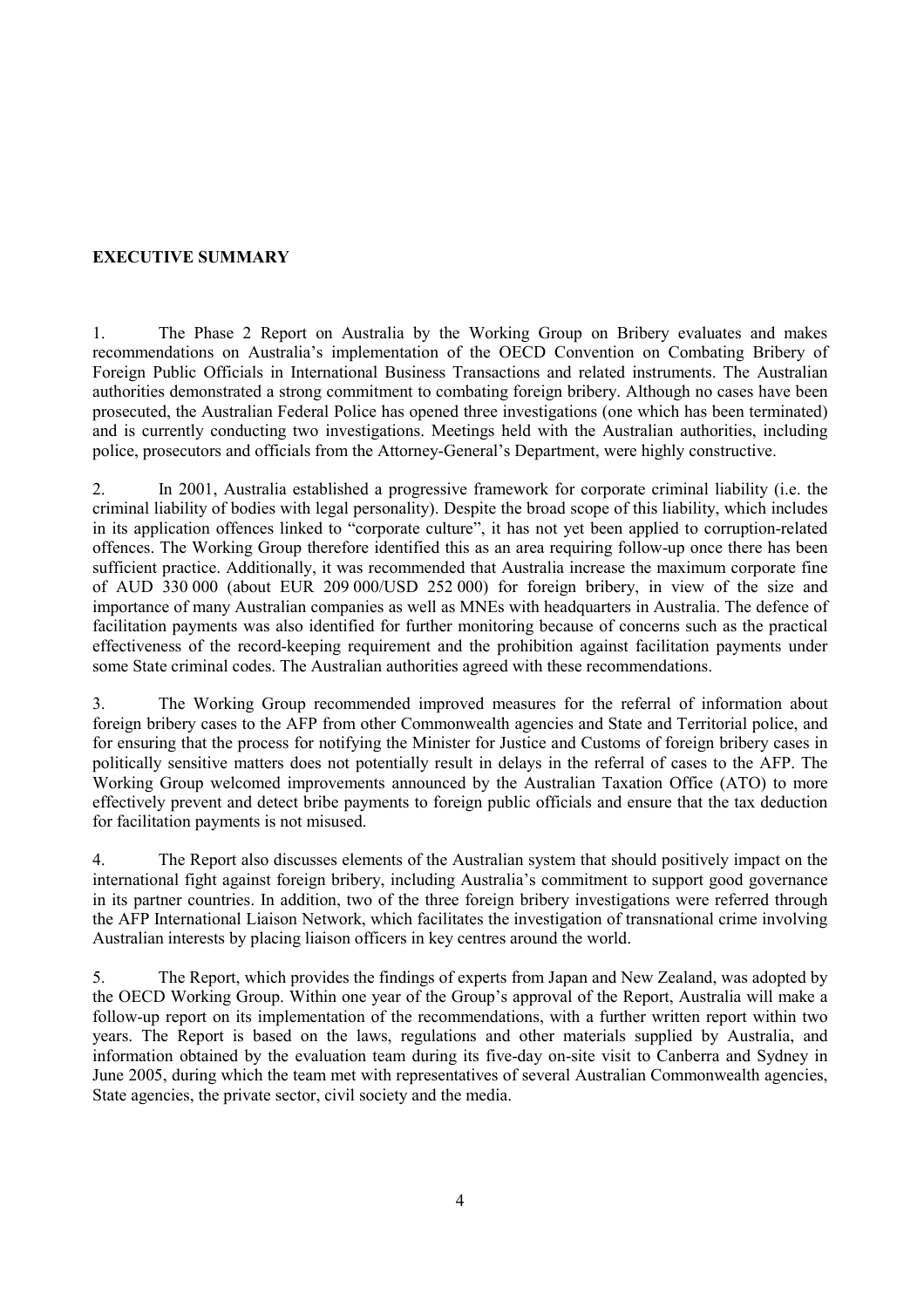## EXECUTIVE SUMMARY

1. The Phase 2 Report on Australia by the Working Group on Bribery evaluates and makes recommendations on Australia's implementation of the OECD Convention on Combating Bribery of Foreign Public Officials in International Business Transactions and related instruments. The Australian authorities demonstrated a strong commitment to combating foreign bribery. Although no cases have been prosecuted, the Australian Federal Police has opened three investigations (one which has been terminated) and is currently conducting two investigations. Meetings held with the Australian authorities, including police, prosecutors and officials from the Attorney-General's Department, were highly constructive.

2. In 2001, Australia established a progressive framework for corporate criminal liability (i.e. the criminal liability of bodies with legal personality). Despite the broad scope of this liability, which includes in its application offences linked to "corporate culture", it has not yet been applied to corruption-related offences. The Working Group therefore identified this as an area requiring follow-up once there has been sufficient practice. Additionally, it was recommended that Australia increase the maximum corporate fine of AUD 330 000 (about EUR 209 000/USD 252 000) for foreign bribery, in view of the size and importance of many Australian companies as well as MNEs with headquarters in Australia. The defence of facilitation payments was also identified for further monitoring because of concerns such as the practical effectiveness of the record-keeping requirement and the prohibition against facilitation payments under some State criminal codes. The Australian authorities agreed with these recommendations.

3. The Working Group recommended improved measures for the referral of information about foreign bribery cases to the AFP from other Commonwealth agencies and State and Territorial police, and for ensuring that the process for notifying the Minister for Justice and Customs of foreign bribery cases in politically sensitive matters does not potentially result in delays in the referral of cases to the AFP. The Working Group welcomed improvements announced by the Australian Taxation Office (ATO) to more effectively prevent and detect bribe payments to foreign public officials and ensure that the tax deduction for facilitation payments is not misused.

4. The Report also discusses elements of the Australian system that should positively impact on the international fight against foreign bribery, including Australia's commitment to support good governance in its partner countries. In addition, two of the three foreign bribery investigations were referred through the AFP International Liaison Network, which facilitates the investigation of transnational crime involving Australian interests by placing liaison officers in key centres around the world.

5. The Report, which provides the findings of experts from Japan and New Zealand, was adopted by the OECD Working Group. Within one year of the Group's approval of the Report, Australia will make a follow-up report on its implementation of the recommendations, with a further written report within two years. The Report is based on the laws, regulations and other materials supplied by Australia, and information obtained by the evaluation team during its five-day on-site visit to Canberra and Sydney in June 2005, during which the team met with representatives of several Australian Commonwealth agencies, State agencies, the private sector, civil society and the media.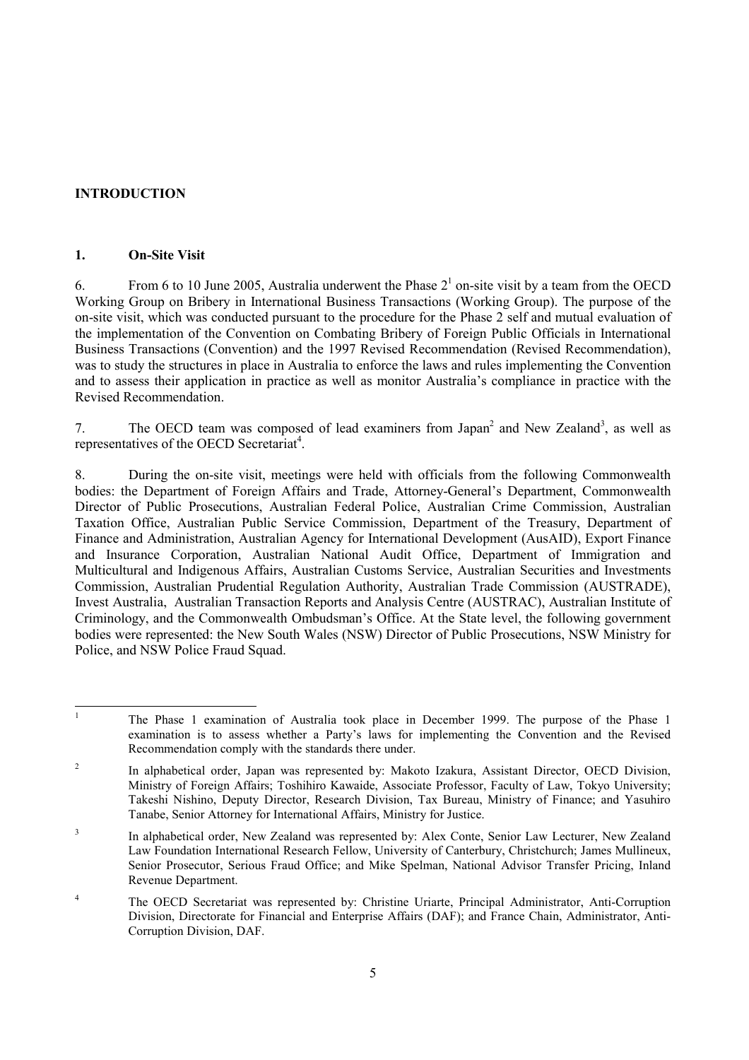## INTRODUCTION

### 1. On-Site Visit

6. From 6 to 10 June 2005, Australia underwent the Phase 2[1] on-site visit by a team from the OECD Working Group on Bribery in International Business Transactions (Working Group). The purpose of the on-site visit, which was conducted pursuant to the procedure for the Phase 2 self and mutual evaluation of the implementation of the Convention on Combating Bribery of Foreign Public Officials in International Business Transactions (Convention) and the 1997 Revised Recommendation (Revised Recommendation), was to study the structures in place in Australia to enforce the laws and rules implementing the Convention and to assess their application in practice as well as monitor Australia's compliance in practice with the Revised Recommendation.

7. The OECD team was composed of lead examiners from Japan[2] and New Zealand[3], as well as representatives of the OECD Secretariat[4].

8. During the on-site visit, meetings were held with officials from the following Commonwealth bodies: the Department of Foreign Affairs and Trade, Attorney-General's Department, Commonwealth Director of Public Prosecutions, Australian Federal Police, Australian Crime Commission, Australian Taxation Office, Australian Public Service Commission, Department of the Treasury, Department of Finance and Administration, Australian Agency for International Development (AusAID), Export Finance and Insurance Corporation, Australian National Audit Office, Department of Immigration and Multicultural and Indigenous Affairs, Australian Customs Service, Australian Securities and Investments Commission, Australian Prudential Regulation Authority, Australian Trade Commission (AUSTRADE), Invest Australia, Australian Transaction Reports and Analysis Centre (AUSTRAC), Australian Institute of Criminology, and the Commonwealth Ombudsman's Office. At the State level, the following government bodies were represented: the New South Wales (NSW) Director of Public Prosecutions, NSW Ministry for Police, and NSW Police Fraud Squad.

---

[1] The Phase 1 examination of Australia took place in December 1999. The purpose of the Phase 1 examination is to assess whether a Party's laws for implementing the Convention and the Revised Recommendation comply with the standards there under.

[2] In alphabetical order, Japan was represented by: Makoto Izakura, Assistant Director, OECD Division, Ministry of Foreign Affairs; Toshihiro Kawaide, Associate Professor, Faculty of Law, Tokyo University; Takeshi Nishino, Deputy Director, Research Division, Tax Bureau, Ministry of Finance; and Yasuhiro Tanabe, Senior Attorney for International Affairs, Ministry for Justice.

[3] In alphabetical order, New Zealand was represented by: Alex Conte, Senior Law Lecturer, New Zealand Law Foundation International Research Fellow, University of Canterbury, Christchurch; James Mullineux, Senior Prosecutor, Serious Fraud Office; and Mike Spelman, National Advisor Transfer Pricing, Inland Revenue Department.

[4] The OECD Secretariat was represented by: Christine Uriarte, Principal Administrator, Anti-Corruption Division, Directorate for Financial and Enterprise Affairs (DAF); and France Chain, Administrator, Anti-Corruption Division, DAF.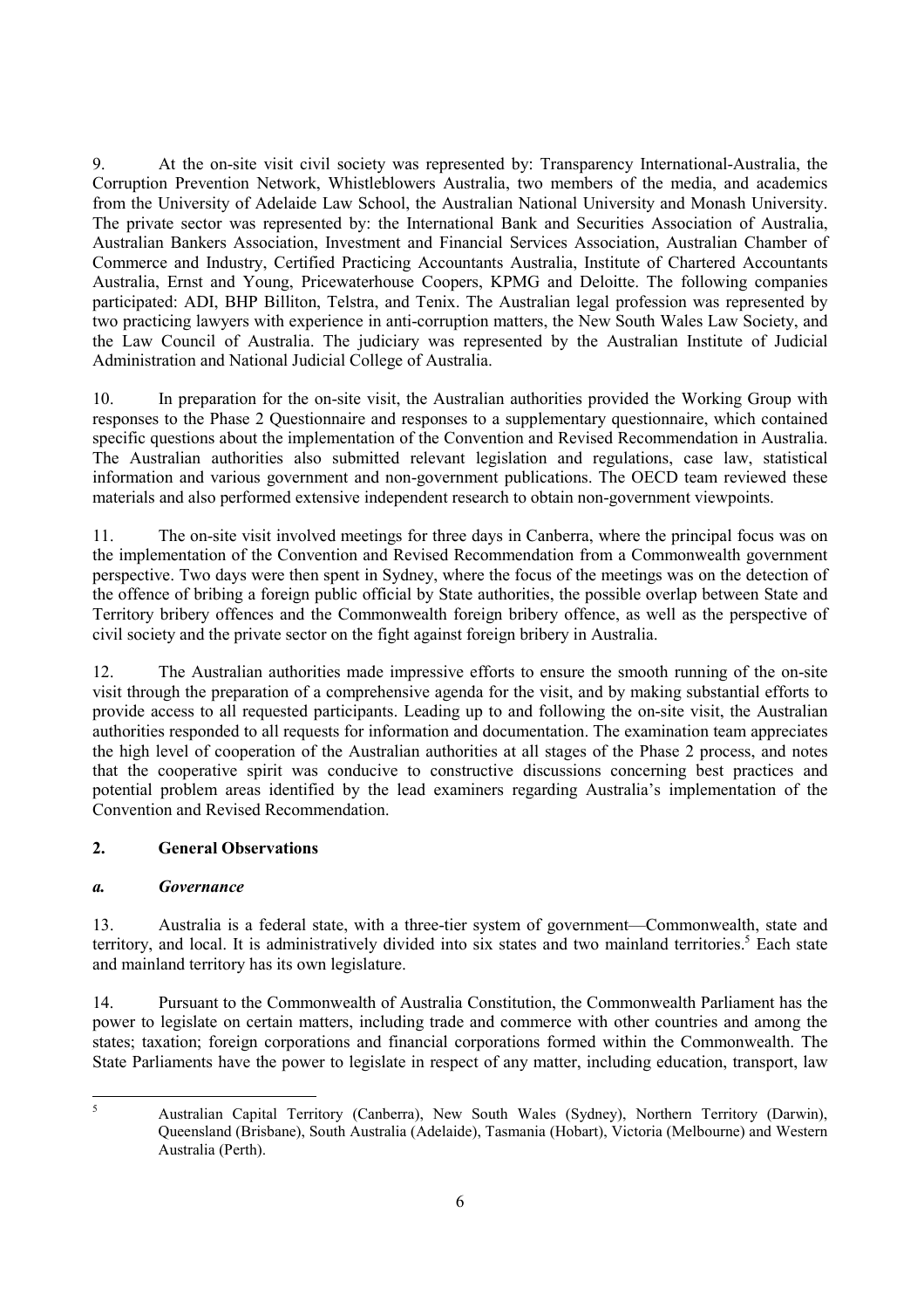9. At the on-site visit civil society was represented by: Transparency International-Australia, the Corruption Prevention Network, Whistleblowers Australia, two members of the media, and academics from the University of Adelaide Law School, the Australian National University and Monash University. The private sector was represented by: the International Bank and Securities Association of Australia, Australian Bankers Association, Investment and Financial Services Association, Australian Chamber of Commerce and Industry, Certified Practicing Accountants Australia, Institute of Chartered Accountants Australia, Ernst and Young, Pricewaterhouse Coopers, KPMG and Deloitte. The following companies participated: ADI, BHP Billiton, Telstra, and Tenix. The Australian legal profession was represented by two practicing lawyers with experience in anti-corruption matters, the New South Wales Law Society, and the Law Council of Australia. The judiciary was represented by the Australian Institute of Judicial Administration and National Judicial College of Australia.

10. In preparation for the on-site visit, the Australian authorities provided the Working Group with responses to the Phase 2 Questionnaire and responses to a supplementary questionnaire, which contained specific questions about the implementation of the Convention and Revised Recommendation in Australia. The Australian authorities also submitted relevant legislation and regulations, case law, statistical information and various government and non-government publications. The OECD team reviewed these materials and also performed extensive independent research to obtain non-government viewpoints.

11. The on-site visit involved meetings for three days in Canberra, where the principal focus was on the implementation of the Convention and Revised Recommendation from a Commonwealth government perspective. Two days were then spent in Sydney, where the focus of the meetings was on the detection of the offence of bribing a foreign public official by State authorities, the possible overlap between State and Territory bribery offences and the Commonwealth foreign bribery offence, as well as the perspective of civil society and the private sector on the fight against foreign bribery in Australia.

12. The Australian authorities made impressive efforts to ensure the smooth running of the on-site visit through the preparation of a comprehensive agenda for the visit, and by making substantial efforts to provide access to all requested participants. Leading up to and following the on-site visit, the Australian authorities responded to all requests for information and documentation. The examination team appreciates the high level of cooperation of the Australian authorities at all stages of the Phase 2 process, and notes that the cooperative spirit was conducive to constructive discussions concerning best practices and potential problem areas identified by the lead examiners regarding Australia's implementation of the Convention and Revised Recommendation.

## 2. General Observations

### *a. Governance*

13. Australia is a federal state, with a three-tier system of government—Commonwealth, state and territory, and local. It is administratively divided into six states and two mainland territories.[5] Each state and mainland territory has its own legislature.

14. Pursuant to the Commonwealth of Australia Constitution, the Commonwealth Parliament has the power to legislate on certain matters, including trade and commerce with other countries and among the states; taxation; foreign corporations and financial corporations formed within the Commonwealth. The State Parliaments have the power to legislate in respect of any matter, including education, transport, law

---

[5] Australian Capital Territory (Canberra), New South Wales (Sydney), Northern Territory (Darwin), Queensland (Brisbane), South Australia (Adelaide), Tasmania (Hobart), Victoria (Melbourne) and Western Australia (Perth).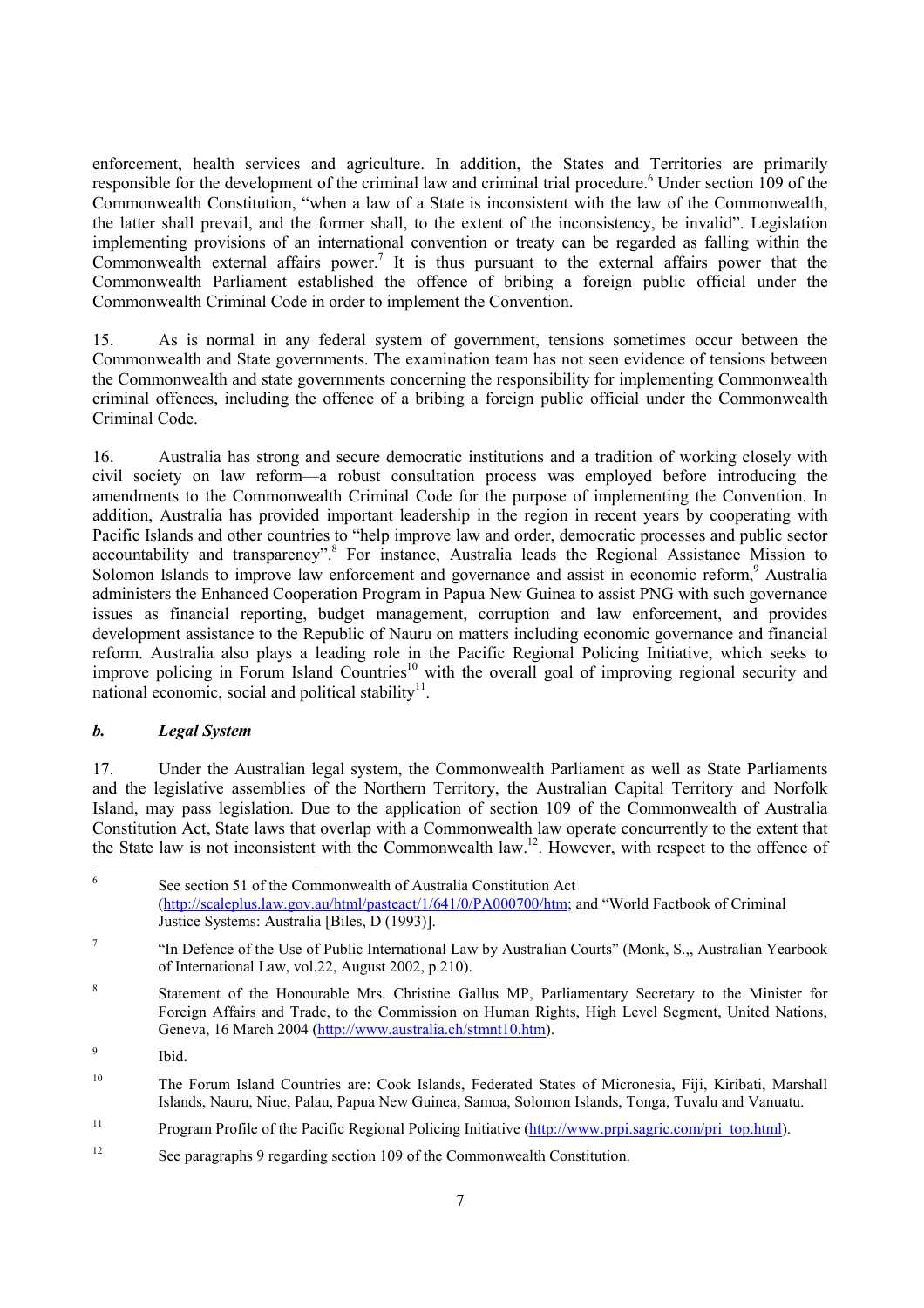enforcement, health services and agriculture. In addition, the States and Territories are primarily responsible for the development of the criminal law and criminal trial procedure.[6] Under section 109 of the Commonwealth Constitution, "when a law of a State is inconsistent with the law of the Commonwealth, the latter shall prevail, and the former shall, to the extent of the inconsistency, be invalid". Legislation implementing provisions of an international convention or treaty can be regarded as falling within the Commonwealth external affairs power.[7] It is thus pursuant to the external affairs power that the Commonwealth Parliament established the offence of bribing a foreign public official under the Commonwealth Criminal Code in order to implement the Convention.

15. As is normal in any federal system of government, tensions sometimes occur between the Commonwealth and State governments. The examination team has not seen evidence of tensions between the Commonwealth and state governments concerning the responsibility for implementing Commonwealth criminal offences, including the offence of a bribing a foreign public official under the Commonwealth Criminal Code.

16. Australia has strong and secure democratic institutions and a tradition of working closely with civil society on law reform—a robust consultation process was employed before introducing the amendments to the Commonwealth Criminal Code for the purpose of implementing the Convention. In addition, Australia has provided important leadership in the region in recent years by cooperating with Pacific Islands and other countries to "help improve law and order, democratic processes and public sector accountability and transparency".[8] For instance, Australia leads the Regional Assistance Mission to Solomon Islands to improve law enforcement and governance and assist in economic reform,[9] Australia administers the Enhanced Cooperation Program in Papua New Guinea to assist PNG with such governance issues as financial reporting, budget management, corruption and law enforcement, and provides development assistance to the Republic of Nauru on matters including economic governance and financial reform. Australia also plays a leading role in the Pacific Regional Policing Initiative, which seeks to improve policing in Forum Island Countries[10] with the overall goal of improving regional security and national economic, social and political stability[11].

### *b. Legal System*

17. Under the Australian legal system, the Commonwealth Parliament as well as State Parliaments and the legislative assemblies of the Northern Territory, the Australian Capital Territory and Norfolk Island, may pass legislation. Due to the application of section 109 of the Commonwealth of Australia Constitution Act, State laws that overlap with a Commonwealth law operate concurrently to the extent that the State law is not inconsistent with the Commonwealth law.[12]. However, with respect to the offence of

---

[6] See section 51 of the Commonwealth of Australia Constitution Act (http://scaleplus.law.gov.au/html/pasteact/1/641/0/PA000700/htm; and "World Factbook of Criminal Justice Systems: Australia [Biles, D (1993)].

[7] "In Defence of the Use of Public International Law by Australian Courts" (Monk, S.,, Australian Yearbook of International Law, vol.22, August 2002, p.210).

[8] Statement of the Honourable Mrs. Christine Gallus MP, Parliamentary Secretary to the Minister for Foreign Affairs and Trade, to the Commission on Human Rights, High Level Segment, United Nations, Geneva, 16 March 2004 (http://www.australia.ch/stmnt10.htm).

[9] Ibid.

[10] The Forum Island Countries are: Cook Islands, Federated States of Micronesia, Fiji, Kiribati, Marshall Islands, Nauru, Niue, Palau, Papua New Guinea, Samoa, Solomon Islands, Tonga, Tuvalu and Vanuatu.

[11] Program Profile of the Pacific Regional Policing Initiative (http://www.prpi.sagric.com/pri_top.html).

[12] See paragraphs 9 regarding section 109 of the Commonwealth Constitution.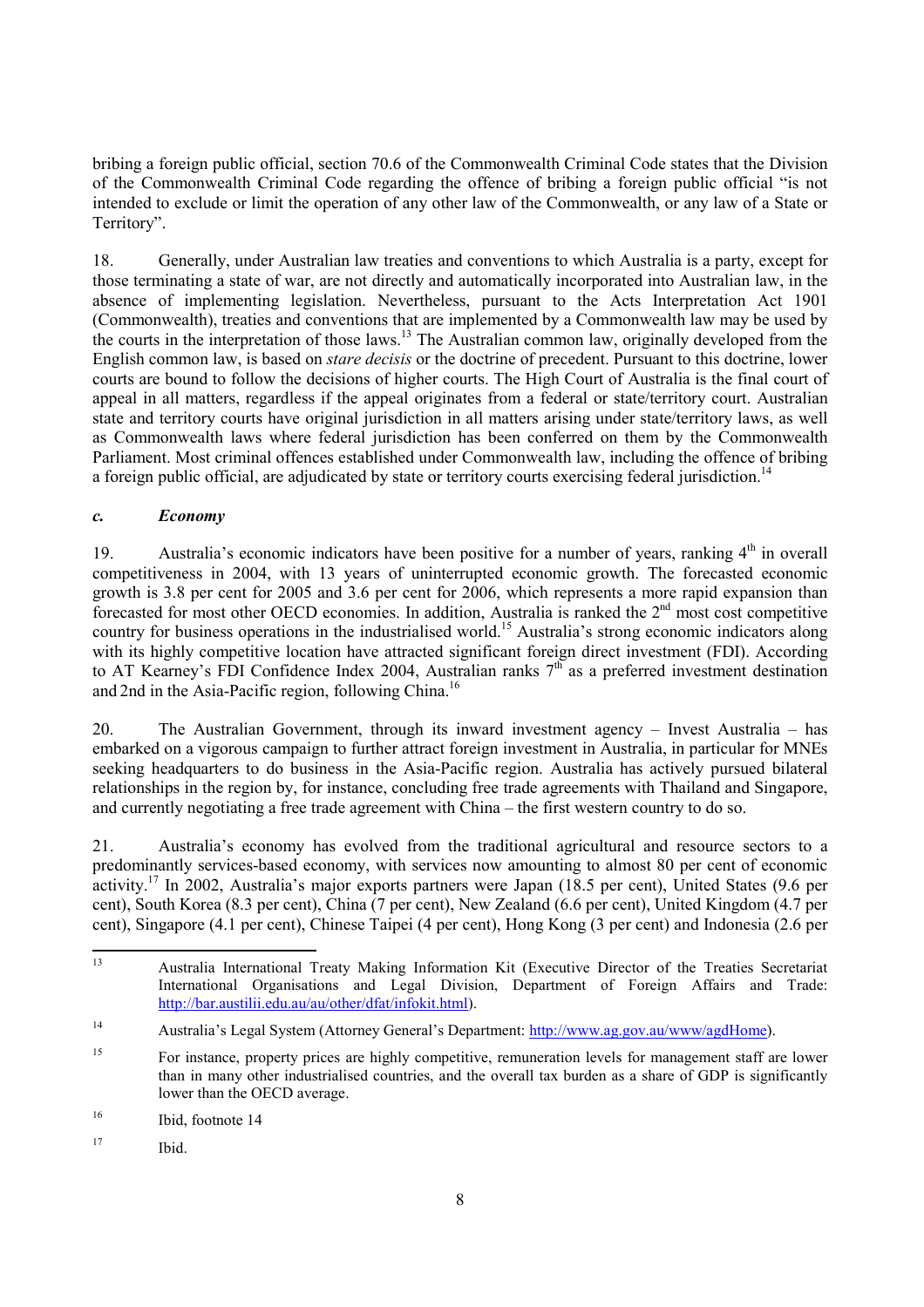bribing a foreign public official, section 70.6 of the Commonwealth Criminal Code states that the Division of the Commonwealth Criminal Code regarding the offence of bribing a foreign public official "is not intended to exclude or limit the operation of any other law of the Commonwealth, or any law of a State or Territory".

18. Generally, under Australian law treaties and conventions to which Australia is a party, except for those terminating a state of war, are not directly and automatically incorporated into Australian law, in the absence of implementing legislation. Nevertheless, pursuant to the Acts Interpretation Act 1901 (Commonwealth), treaties and conventions that are implemented by a Commonwealth law may be used by the courts in the interpretation of those laws.[13] The Australian common law, originally developed from the English common law, is based on *stare decisis* or the doctrine of precedent. Pursuant to this doctrine, lower courts are bound to follow the decisions of higher courts. The High Court of Australia is the final court of appeal in all matters, regardless if the appeal originates from a federal or state/territory court. Australian state and territory courts have original jurisdiction in all matters arising under state/territory laws, as well as Commonwealth laws where federal jurisdiction has been conferred on them by the Commonwealth Parliament. Most criminal offences established under Commonwealth law, including the offence of bribing a foreign public official, are adjudicated by state or territory courts exercising federal jurisdiction.[14]

### *c. Economy*

19. Australia's economic indicators have been positive for a number of years, ranking 4th in overall competitiveness in 2004, with 13 years of uninterrupted economic growth. The forecasted economic growth is 3.8 per cent for 2005 and 3.6 per cent for 2006, which represents a more rapid expansion than forecasted for most other OECD economies. In addition, Australia is ranked the 2nd most cost competitive country for business operations in the industrialised world.[15] Australia's strong economic indicators along with its highly competitive location have attracted significant foreign direct investment (FDI). According to AT Kearney's FDI Confidence Index 2004, Australian ranks 7th as a preferred investment destination and 2nd in the Asia-Pacific region, following China.[16]

20. The Australian Government, through its inward investment agency – Invest Australia – has embarked on a vigorous campaign to further attract foreign investment in Australia, in particular for MNEs seeking headquarters to do business in the Asia-Pacific region. Australia has actively pursued bilateral relationships in the region by, for instance, concluding free trade agreements with Thailand and Singapore, and currently negotiating a free trade agreement with China – the first western country to do so.

21. Australia's economy has evolved from the traditional agricultural and resource sectors to a predominantly services-based economy, with services now amounting to almost 80 per cent of economic activity.[17] In 2002, Australia's major exports partners were Japan (18.5 per cent), United States (9.6 per cent), South Korea (8.3 per cent), China (7 per cent), New Zealand (6.6 per cent), United Kingdom (4.7 per cent), Singapore (4.1 per cent), Chinese Taipei (4 per cent), Hong Kong (3 per cent) and Indonesia (2.6 per

---

[13] Australia International Treaty Making Information Kit (Executive Director of the Treaties Secretariat International Organisations and Legal Division, Department of Foreign Affairs and Trade: http://bar.austilii.edu.au/au/other/dfat/infokit.html).

[14] Australia's Legal System (Attorney General's Department: http://www.ag.gov.au/www/agdHome).

[15] For instance, property prices are highly competitive, remuneration levels for management staff are lower than in many other industrialised countries, and the overall tax burden as a share of GDP is significantly lower than the OECD average.

[16] Ibid, footnote 14

[17] Ibid.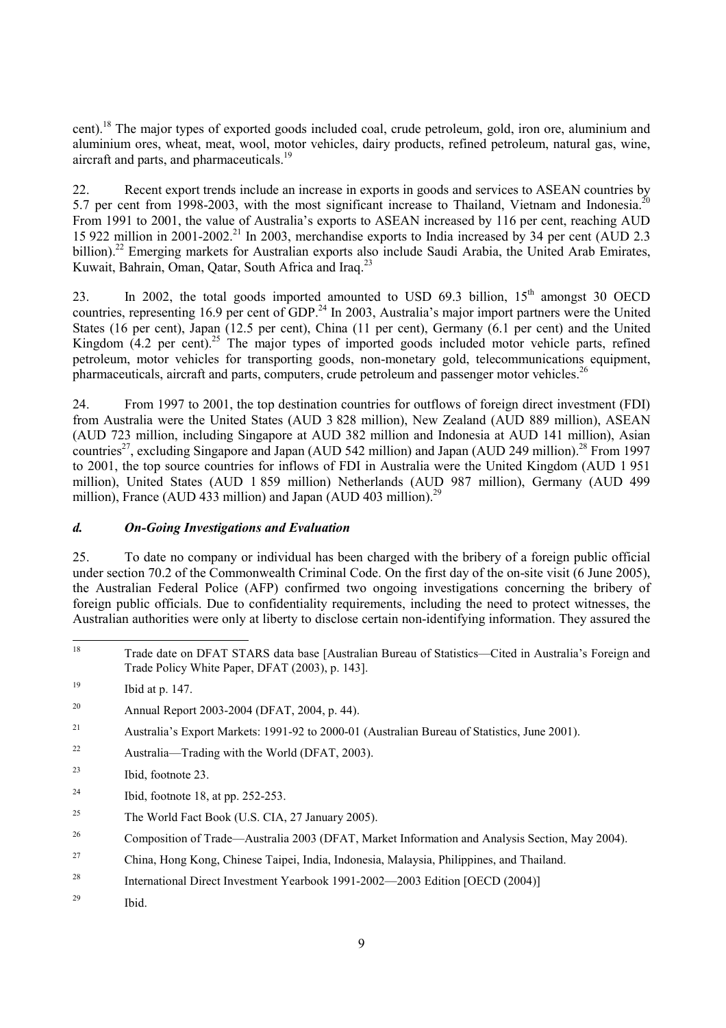cent).[18] The major types of exported goods included coal, crude petroleum, gold, iron ore, aluminium and aluminium ores, wheat, meat, wool, motor vehicles, dairy products, refined petroleum, natural gas, wine, aircraft and parts, and pharmaceuticals.[19]

22. Recent export trends include an increase in exports in goods and services to ASEAN countries by 5.7 per cent from 1998-2003, with the most significant increase to Thailand, Vietnam and Indonesia.[20] From 1991 to 2001, the value of Australia's exports to ASEAN increased by 116 per cent, reaching AUD 15 922 million in 2001-2002.[21] In 2003, merchandise exports to India increased by 34 per cent (AUD 2.3 billion).[22] Emerging markets for Australian exports also include Saudi Arabia, the United Arab Emirates, Kuwait, Bahrain, Oman, Qatar, South Africa and Iraq.[23]

23. In 2002, the total goods imported amounted to USD 69.3 billion, 15th amongst 30 OECD countries, representing 16.9 per cent of GDP.[24] In 2003, Australia's major import partners were the United States (16 per cent), Japan (12.5 per cent), China (11 per cent), Germany (6.1 per cent) and the United Kingdom (4.2 per cent).[25] The major types of imported goods included motor vehicle parts, refined petroleum, motor vehicles for transporting goods, non-monetary gold, telecommunications equipment, pharmaceuticals, aircraft and parts, computers, crude petroleum and passenger motor vehicles.[26]

24. From 1997 to 2001, the top destination countries for outflows of foreign direct investment (FDI) from Australia were the United States (AUD 3 828 million), New Zealand (AUD 889 million), ASEAN (AUD 723 million, including Singapore at AUD 382 million and Indonesia at AUD 141 million), Asian countries[27], excluding Singapore and Japan (AUD 542 million) and Japan (AUD 249 million).[28] From 1997 to 2001, the top source countries for inflows of FDI in Australia were the United Kingdom (AUD 1 951 million), United States (AUD 1 859 million) Netherlands (AUD 987 million), Germany (AUD 499 million), France (AUD 433 million) and Japan (AUD 403 million).[29]

### *d. On-Going Investigations and Evaluation*

25. To date no company or individual has been charged with the bribery of a foreign public official under section 70.2 of the Commonwealth Criminal Code. On the first day of the on-site visit (6 June 2005), the Australian Federal Police (AFP) confirmed two ongoing investigations concerning the bribery of foreign public officials. Due to confidentiality requirements, including the need to protect witnesses, the Australian authorities were only at liberty to disclose certain non-identifying information. They assured the

---

[18] Trade date on DFAT STARS data base [Australian Bureau of Statistics—Cited in Australia's Foreign and Trade Policy White Paper, DFAT (2003), p. 143].

[19] Ibid at p. 147.

[20] Annual Report 2003-2004 (DFAT, 2004, p. 44).

[21] Australia's Export Markets: 1991-92 to 2000-01 (Australian Bureau of Statistics, June 2001).

[22] Australia—Trading with the World (DFAT, 2003).

[23] Ibid, footnote 23.

[24] Ibid, footnote 18, at pp. 252-253.

[25] The World Fact Book (U.S. CIA, 27 January 2005).

[26] Composition of Trade—Australia 2003 (DFAT, Market Information and Analysis Section, May 2004).

[27] China, Hong Kong, Chinese Taipei, India, Indonesia, Malaysia, Philippines, and Thailand.

[28] International Direct Investment Yearbook 1991-2002—2003 Edition [OECD (2004)]

[29] Ibid.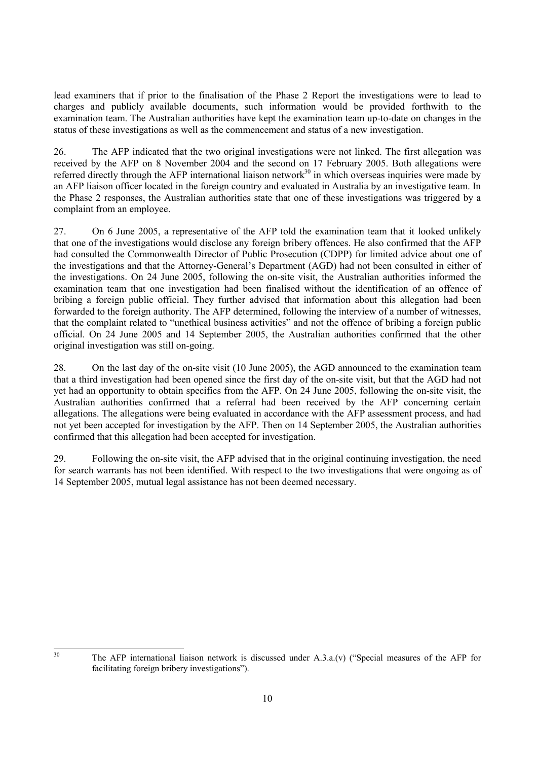lead examiners that if prior to the finalisation of the Phase 2 Report the investigations were to lead to charges and publicly available documents, such information would be provided forthwith to the examination team. The Australian authorities have kept the examination team up-to-date on changes in the status of these investigations as well as the commencement and status of a new investigation.

26. The AFP indicated that the two original investigations were not linked. The first allegation was received by the AFP on 8 November 2004 and the second on 17 February 2005. Both allegations were referred directly through the AFP international liaison network[30] in which overseas inquiries were made by an AFP liaison officer located in the foreign country and evaluated in Australia by an investigative team. In the Phase 2 responses, the Australian authorities state that one of these investigations was triggered by a complaint from an employee.

27. On 6 June 2005, a representative of the AFP told the examination team that it looked unlikely that one of the investigations would disclose any foreign bribery offences. He also confirmed that the AFP had consulted the Commonwealth Director of Public Prosecution (CDPP) for limited advice about one of the investigations and that the Attorney-General's Department (AGD) had not been consulted in either of the investigations. On 24 June 2005, following the on-site visit, the Australian authorities informed the examination team that one investigation had been finalised without the identification of an offence of bribing a foreign public official. They further advised that information about this allegation had been forwarded to the foreign authority. The AFP determined, following the interview of a number of witnesses, that the complaint related to "unethical business activities" and not the offence of bribing a foreign public official. On 24 June 2005 and 14 September 2005, the Australian authorities confirmed that the other original investigation was still on-going.

28. On the last day of the on-site visit (10 June 2005), the AGD announced to the examination team that a third investigation had been opened since the first day of the on-site visit, but that the AGD had not yet had an opportunity to obtain specifics from the AFP. On 24 June 2005, following the on-site visit, the Australian authorities confirmed that a referral had been received by the AFP concerning certain allegations. The allegations were being evaluated in accordance with the AFP assessment process, and had not yet been accepted for investigation by the AFP. Then on 14 September 2005, the Australian authorities confirmed that this allegation had been accepted for investigation.

29. Following the on-site visit, the AFP advised that in the original continuing investigation, the need for search warrants has not been identified. With respect to the two investigations that were ongoing as of 14 September 2005, mutual legal assistance has not been deemed necessary.

---

[30] The AFP international liaison network is discussed under A.3.a.(v) ("Special measures of the AFP for facilitating foreign bribery investigations").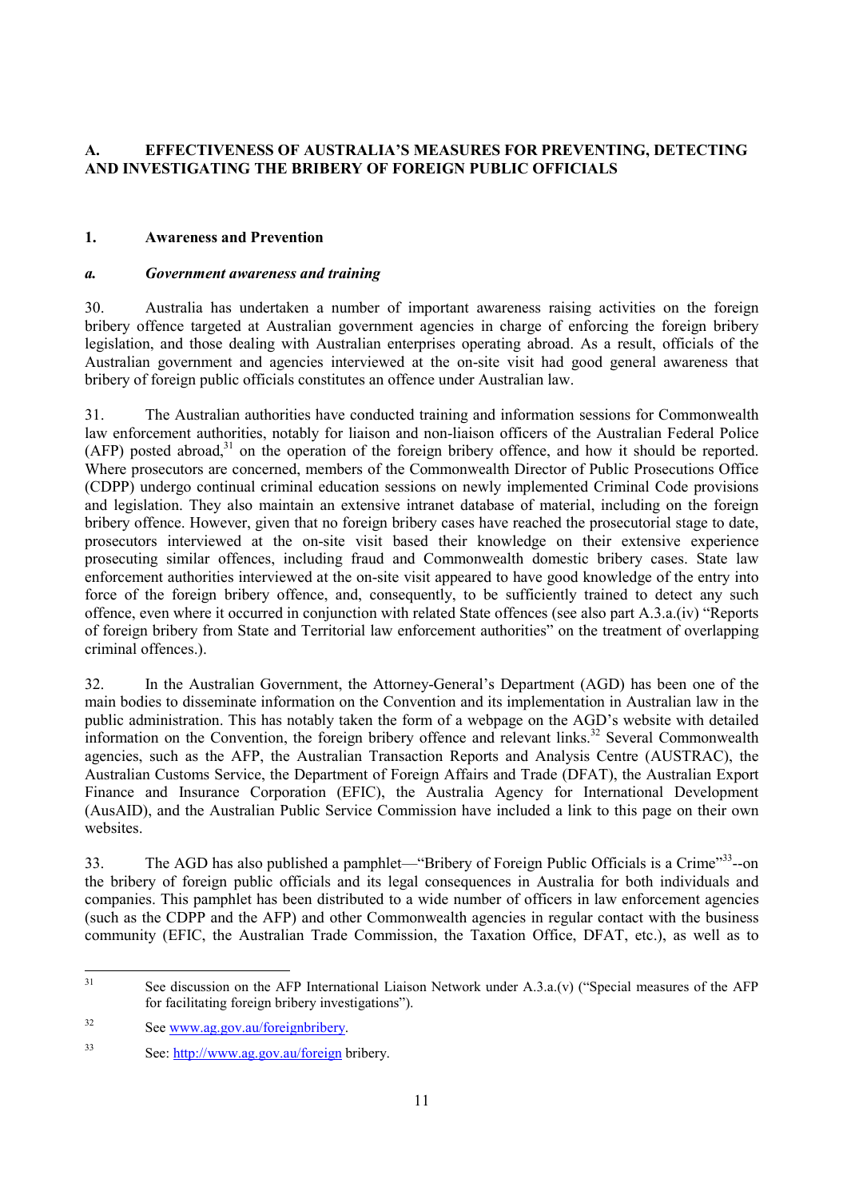## A. EFFECTIVENESS OF AUSTRALIA'S MEASURES FOR PREVENTING, DETECTING AND INVESTIGATING THE BRIBERY OF FOREIGN PUBLIC OFFICIALS

### 1. Awareness and Prevention

#### *a. Government awareness and training*

30. Australia has undertaken a number of important awareness raising activities on the foreign bribery offence targeted at Australian government agencies in charge of enforcing the foreign bribery legislation, and those dealing with Australian enterprises operating abroad. As a result, officials of the Australian government and agencies interviewed at the on-site visit had good general awareness that bribery of foreign public officials constitutes an offence under Australian law.

31. The Australian authorities have conducted training and information sessions for Commonwealth law enforcement authorities, notably for liaison and non-liaison officers of the Australian Federal Police (AFP) posted abroad,[31] on the operation of the foreign bribery offence, and how it should be reported. Where prosecutors are concerned, members of the Commonwealth Director of Public Prosecutions Office (CDPP) undergo continual criminal education sessions on newly implemented Criminal Code provisions and legislation. They also maintain an extensive intranet database of material, including on the foreign bribery offence. However, given that no foreign bribery cases have reached the prosecutorial stage to date, prosecutors interviewed at the on-site visit based their knowledge on their extensive experience prosecuting similar offences, including fraud and Commonwealth domestic bribery cases. State law enforcement authorities interviewed at the on-site visit appeared to have good knowledge of the entry into force of the foreign bribery offence, and, consequently, to be sufficiently trained to detect any such offence, even where it occurred in conjunction with related State offences (see also part A.3.a.(iv) "Reports of foreign bribery from State and Territorial law enforcement authorities" on the treatment of overlapping criminal offences.).

32. In the Australian Government, the Attorney-General's Department (AGD) has been one of the main bodies to disseminate information on the Convention and its implementation in Australian law in the public administration. This has notably taken the form of a webpage on the AGD's website with detailed information on the Convention, the foreign bribery offence and relevant links.[32] Several Commonwealth agencies, such as the AFP, the Australian Transaction Reports and Analysis Centre (AUSTRAC), the Australian Customs Service, the Department of Foreign Affairs and Trade (DFAT), the Australian Export Finance and Insurance Corporation (EFIC), the Australia Agency for International Development (AusAID), and the Australian Public Service Commission have included a link to this page on their own websites.

33. The AGD has also published a pamphlet—"Bribery of Foreign Public Officials is a Crime"[33]--on the bribery of foreign public officials and its legal consequences in Australia for both individuals and companies. This pamphlet has been distributed to a wide number of officers in law enforcement agencies (such as the CDPP and the AFP) and other Commonwealth agencies in regular contact with the business community (EFIC, the Australian Trade Commission, the Taxation Office, DFAT, etc.), as well as to

---

[31] See discussion on the AFP International Liaison Network under A.3.a.(v) ("Special measures of the AFP for facilitating foreign bribery investigations").

[32] See www.ag.gov.au/foreignbribery.

[33] See: http://www.ag.gov.au/foreign bribery.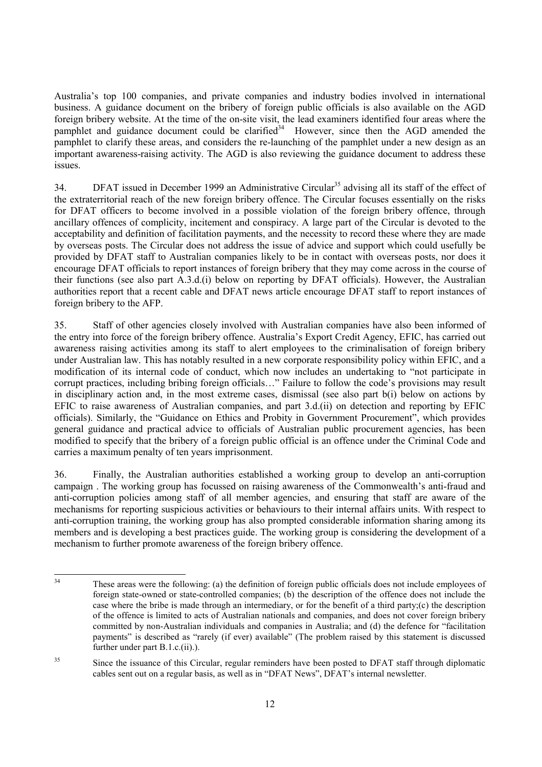Australia's top 100 companies, and private companies and industry bodies involved in international business. A guidance document on the bribery of foreign public officials is also available on the AGD foreign bribery website. At the time of the on-site visit, the lead examiners identified four areas where the pamphlet and guidance document could be clarified[34] However, since then the AGD amended the pamphlet to clarify these areas, and considers the re-launching of the pamphlet under a new design as an important awareness-raising activity. The AGD is also reviewing the guidance document to address these issues.

34. DFAT issued in December 1999 an Administrative Circular[35] advising all its staff of the effect of the extraterritorial reach of the new foreign bribery offence. The Circular focuses essentially on the risks for DFAT officers to become involved in a possible violation of the foreign bribery offence, through ancillary offences of complicity, incitement and conspiracy. A large part of the Circular is devoted to the acceptability and definition of facilitation payments, and the necessity to record these where they are made by overseas posts. The Circular does not address the issue of advice and support which could usefully be provided by DFAT staff to Australian companies likely to be in contact with overseas posts, nor does it encourage DFAT officials to report instances of foreign bribery that they may come across in the course of their functions (see also part A.3.d.(i) below on reporting by DFAT officials). However, the Australian authorities report that a recent cable and DFAT news article encourage DFAT staff to report instances of foreign bribery to the AFP.

35. Staff of other agencies closely involved with Australian companies have also been informed of the entry into force of the foreign bribery offence. Australia's Export Credit Agency, EFIC, has carried out awareness raising activities among its staff to alert employees to the criminalisation of foreign bribery under Australian law. This has notably resulted in a new corporate responsibility policy within EFIC, and a modification of its internal code of conduct, which now includes an undertaking to "not participate in corrupt practices, including bribing foreign officials…" Failure to follow the code's provisions may result in disciplinary action and, in the most extreme cases, dismissal (see also part b(i) below on actions by EFIC to raise awareness of Australian companies, and part 3.d.(ii) on detection and reporting by EFIC officials). Similarly, the "Guidance on Ethics and Probity in Government Procurement", which provides general guidance and practical advice to officials of Australian public procurement agencies, has been modified to specify that the bribery of a foreign public official is an offence under the Criminal Code and carries a maximum penalty of ten years imprisonment.

36. Finally, the Australian authorities established a working group to develop an anti-corruption campaign . The working group has focussed on raising awareness of the Commonwealth's anti-fraud and anti-corruption policies among staff of all member agencies, and ensuring that staff are aware of the mechanisms for reporting suspicious activities or behaviours to their internal affairs units. With respect to anti-corruption training, the working group has also prompted considerable information sharing among its members and is developing a best practices guide. The working group is considering the development of a mechanism to further promote awareness of the foreign bribery offence.

---

[34] These areas were the following: (a) the definition of foreign public officials does not include employees of foreign state-owned or state-controlled companies; (b) the description of the offence does not include the case where the bribe is made through an intermediary, or for the benefit of a third party;(c) the description of the offence is limited to acts of Australian nationals and companies, and does not cover foreign bribery committed by non-Australian individuals and companies in Australia; and (d) the defence for "facilitation payments" is described as "rarely (if ever) available" (The problem raised by this statement is discussed further under part B.1.c.(ii).).

[35] Since the issuance of this Circular, regular reminders have been posted to DFAT staff through diplomatic cables sent out on a regular basis, as well as in "DFAT News", DFAT's internal newsletter.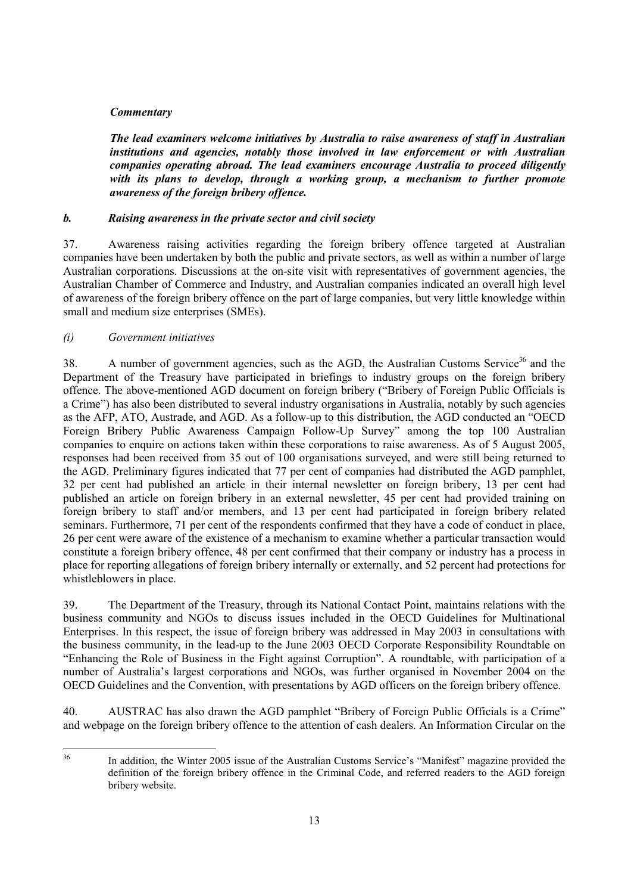***Commentary***

***The lead examiners welcome initiatives by Australia to raise awareness of staff in Australian institutions and agencies, notably those involved in law enforcement or with Australian companies operating abroad. The lead examiners encourage Australia to proceed diligently with its plans to develop, through a working group, a mechanism to further promote awareness of the foreign bribery offence.***

### *b. Raising awareness in the private sector and civil society*

37. Awareness raising activities regarding the foreign bribery offence targeted at Australian companies have been undertaken by both the public and private sectors, as well as within a number of large Australian corporations. Discussions at the on-site visit with representatives of government agencies, the Australian Chamber of Commerce and Industry, and Australian companies indicated an overall high level of awareness of the foreign bribery offence on the part of large companies, but very little knowledge within small and medium size enterprises (SMEs).

#### *(i) Government initiatives*

38. A number of government agencies, such as the AGD, the Australian Customs Service[36] and the Department of the Treasury have participated in briefings to industry groups on the foreign bribery offence. The above-mentioned AGD document on foreign bribery ("Bribery of Foreign Public Officials is a Crime") has also been distributed to several industry organisations in Australia, notably by such agencies as the AFP, ATO, Austrade, and AGD. As a follow-up to this distribution, the AGD conducted an "OECD Foreign Bribery Public Awareness Campaign Follow-Up Survey" among the top 100 Australian companies to enquire on actions taken within these corporations to raise awareness. As of 5 August 2005, responses had been received from 35 out of 100 organisations surveyed, and were still being returned to the AGD. Preliminary figures indicated that 77 per cent of companies had distributed the AGD pamphlet, 32 per cent had published an article in their internal newsletter on foreign bribery, 13 per cent had published an article on foreign bribery in an external newsletter, 45 per cent had provided training on foreign bribery to staff and/or members, and 13 per cent had participated in foreign bribery related seminars. Furthermore, 71 per cent of the respondents confirmed that they have a code of conduct in place, 26 per cent were aware of the existence of a mechanism to examine whether a particular transaction would constitute a foreign bribery offence, 48 per cent confirmed that their company or industry has a process in place for reporting allegations of foreign bribery internally or externally, and 52 percent had protections for whistleblowers in place.

39. The Department of the Treasury, through its National Contact Point, maintains relations with the business community and NGOs to discuss issues included in the OECD Guidelines for Multinational Enterprises. In this respect, the issue of foreign bribery was addressed in May 2003 in consultations with the business community, in the lead-up to the June 2003 OECD Corporate Responsibility Roundtable on "Enhancing the Role of Business in the Fight against Corruption". A roundtable, with participation of a number of Australia's largest corporations and NGOs, was further organised in November 2004 on the OECD Guidelines and the Convention, with presentations by AGD officers on the foreign bribery offence.

40. AUSTRAC has also drawn the AGD pamphlet "Bribery of Foreign Public Officials is a Crime" and webpage on the foreign bribery offence to the attention of cash dealers. An Information Circular on the

---

[36] In addition, the Winter 2005 issue of the Australian Customs Service's "Manifest" magazine provided the definition of the foreign bribery offence in the Criminal Code, and referred readers to the AGD foreign bribery website.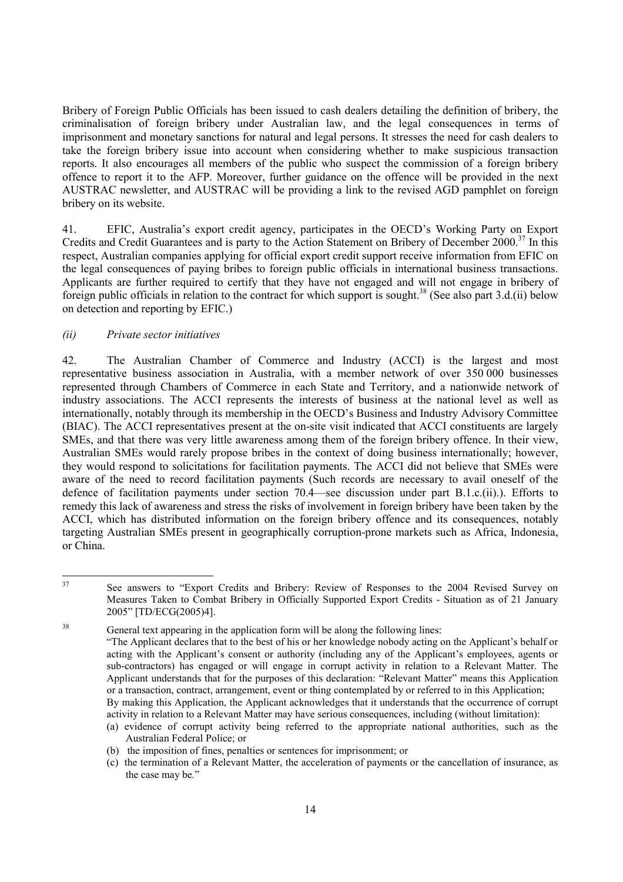Bribery of Foreign Public Officials has been issued to cash dealers detailing the definition of bribery, the criminalisation of foreign bribery under Australian law, and the legal consequences in terms of imprisonment and monetary sanctions for natural and legal persons. It stresses the need for cash dealers to take the foreign bribery issue into account when considering whether to make suspicious transaction reports. It also encourages all members of the public who suspect the commission of a foreign bribery offence to report it to the AFP. Moreover, further guidance on the offence will be provided in the next AUSTRAC newsletter, and AUSTRAC will be providing a link to the revised AGD pamphlet on foreign bribery on its website.

41. EFIC, Australia's export credit agency, participates in the OECD's Working Party on Export Credits and Credit Guarantees and is party to the Action Statement on Bribery of December 2000.[37] In this respect, Australian companies applying for official export credit support receive information from EFIC on the legal consequences of paying bribes to foreign public officials in international business transactions. Applicants are further required to certify that they have not engaged and will not engage in bribery of foreign public officials in relation to the contract for which support is sought.[38] (See also part 3.d.(ii) below on detection and reporting by EFIC.)

*(ii) Private sector initiatives*

42. The Australian Chamber of Commerce and Industry (ACCI) is the largest and most representative business association in Australia, with a member network of over 350 000 businesses represented through Chambers of Commerce in each State and Territory, and a nationwide network of industry associations. The ACCI represents the interests of business at the national level as well as internationally, notably through its membership in the OECD's Business and Industry Advisory Committee (BIAC). The ACCI representatives present at the on-site visit indicated that ACCI constituents are largely SMEs, and that there was very little awareness among them of the foreign bribery offence. In their view, Australian SMEs would rarely propose bribes in the context of doing business internationally; however, they would respond to solicitations for facilitation payments. The ACCI did not believe that SMEs were aware of the need to record facilitation payments (Such records are necessary to avail oneself of the defence of facilitation payments under section 70.4—see discussion under part B.1.c.(ii).). Efforts to remedy this lack of awareness and stress the risks of involvement in foreign bribery have been taken by the ACCI, which has distributed information on the foreign bribery offence and its consequences, notably targeting Australian SMEs present in geographically corruption-prone markets such as Africa, Indonesia, or China.

---

[37] See answers to "Export Credits and Bribery: Review of Responses to the 2004 Revised Survey on Measures Taken to Combat Bribery in Officially Supported Export Credits - Situation as of 21 January 2005" [TD/ECG(2005)4].

[38] General text appearing in the application form will be along the following lines:
"The Applicant declares that to the best of his or her knowledge nobody acting on the Applicant's behalf or acting with the Applicant's consent or authority (including any of the Applicant's employees, agents or sub-contractors) has engaged or will engage in corrupt activity in relation to a Relevant Matter. The Applicant understands that for the purposes of this declaration: "Relevant Matter" means this Application or a transaction, contract, arrangement, event or thing contemplated by or referred to in this Application;
By making this Application, the Applicant acknowledges that it understands that the occurrence of corrupt activity in relation to a Relevant Matter may have serious consequences, including (without limitation):
(a) evidence of corrupt activity being referred to the appropriate national authorities, such as the Australian Federal Police; or
(b) the imposition of fines, penalties or sentences for imprisonment; or
(c) the termination of a Relevant Matter, the acceleration of payments or the cancellation of insurance, as the case may be."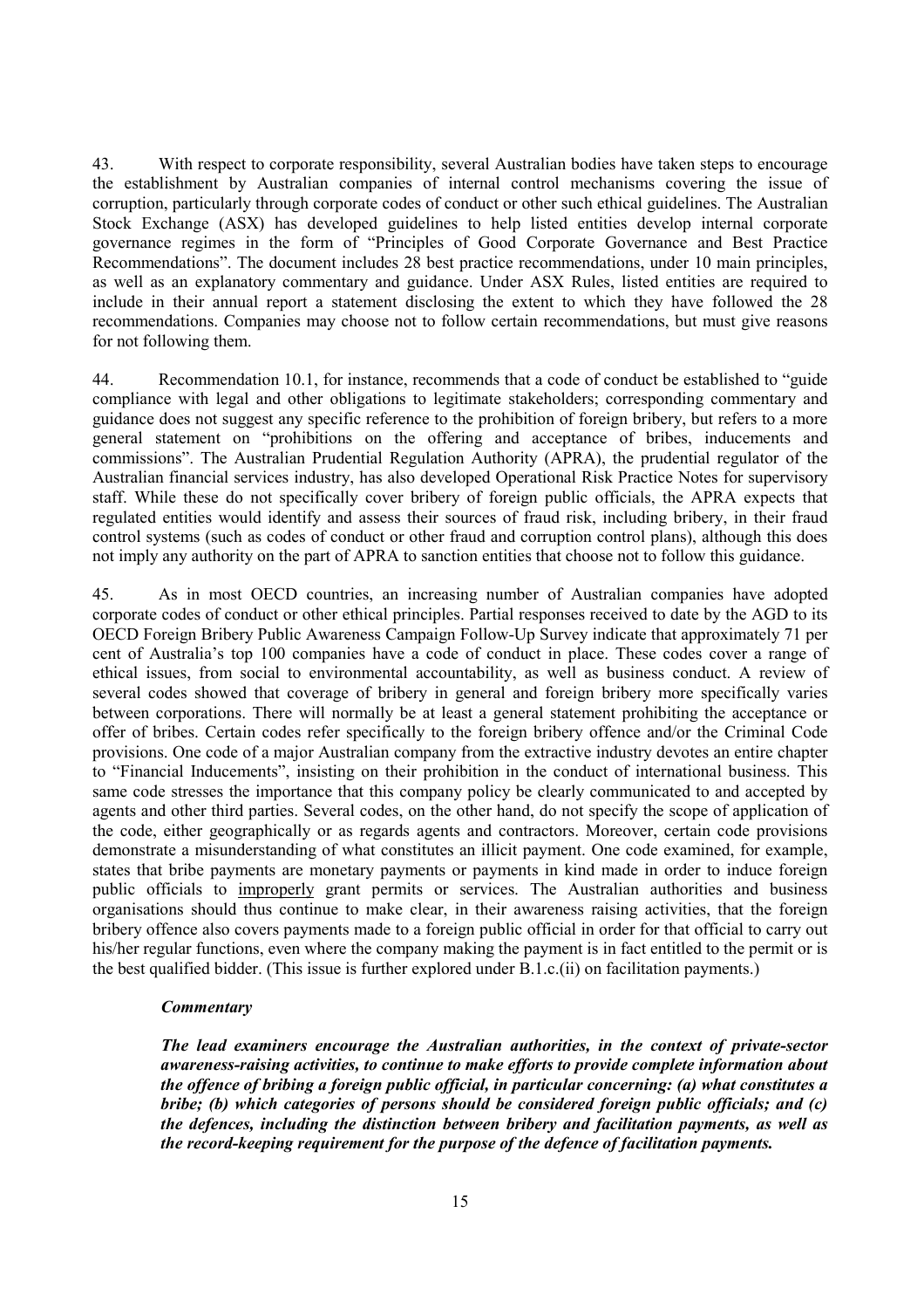43. With respect to corporate responsibility, several Australian bodies have taken steps to encourage the establishment by Australian companies of internal control mechanisms covering the issue of corruption, particularly through corporate codes of conduct or other such ethical guidelines. The Australian Stock Exchange (ASX) has developed guidelines to help listed entities develop internal corporate governance regimes in the form of "Principles of Good Corporate Governance and Best Practice Recommendations". The document includes 28 best practice recommendations, under 10 main principles, as well as an explanatory commentary and guidance. Under ASX Rules, listed entities are required to include in their annual report a statement disclosing the extent to which they have followed the 28 recommendations. Companies may choose not to follow certain recommendations, but must give reasons for not following them.

44. Recommendation 10.1, for instance, recommends that a code of conduct be established to "guide compliance with legal and other obligations to legitimate stakeholders; corresponding commentary and guidance does not suggest any specific reference to the prohibition of foreign bribery, but refers to a more general statement on "prohibitions on the offering and acceptance of bribes, inducements and commissions". The Australian Prudential Regulation Authority (APRA), the prudential regulator of the Australian financial services industry, has also developed Operational Risk Practice Notes for supervisory staff. While these do not specifically cover bribery of foreign public officials, the APRA expects that regulated entities would identify and assess their sources of fraud risk, including bribery, in their fraud control systems (such as codes of conduct or other fraud and corruption control plans), although this does not imply any authority on the part of APRA to sanction entities that choose not to follow this guidance.

45. As in most OECD countries, an increasing number of Australian companies have adopted corporate codes of conduct or other ethical principles. Partial responses received to date by the AGD to its OECD Foreign Bribery Public Awareness Campaign Follow-Up Survey indicate that approximately 71 per cent of Australia's top 100 companies have a code of conduct in place. These codes cover a range of ethical issues, from social to environmental accountability, as well as business conduct. A review of several codes showed that coverage of bribery in general and foreign bribery more specifically varies between corporations. There will normally be at least a general statement prohibiting the acceptance or offer of bribes. Certain codes refer specifically to the foreign bribery offence and/or the Criminal Code provisions. One code of a major Australian company from the extractive industry devotes an entire chapter to "Financial Inducements", insisting on their prohibition in the conduct of international business. This same code stresses the importance that this company policy be clearly communicated to and accepted by agents and other third parties. Several codes, on the other hand, do not specify the scope of application of the code, either geographically or as regards agents and contractors. Moreover, certain code provisions demonstrate a misunderstanding of what constitutes an illicit payment. One code examined, for example, states that bribe payments are monetary payments or payments in kind made in order to induce foreign public officials to improperly grant permits or services. The Australian authorities and business organisations should thus continue to make clear, in their awareness raising activities, that the foreign bribery offence also covers payments made to a foreign public official in order for that official to carry out his/her regular functions, even where the company making the payment is in fact entitled to the permit or is the best qualified bidder. (This issue is further explored under B.1.c.(ii) on facilitation payments.)

***Commentary***

***The lead examiners encourage the Australian authorities, in the context of private-sector awareness-raising activities, to continue to make efforts to provide complete information about the offence of bribing a foreign public official, in particular concerning: (a) what constitutes a bribe; (b) which categories of persons should be considered foreign public officials; and (c) the defences, including the distinction between bribery and facilitation payments, as well as the record-keeping requirement for the purpose of the defence of facilitation payments.***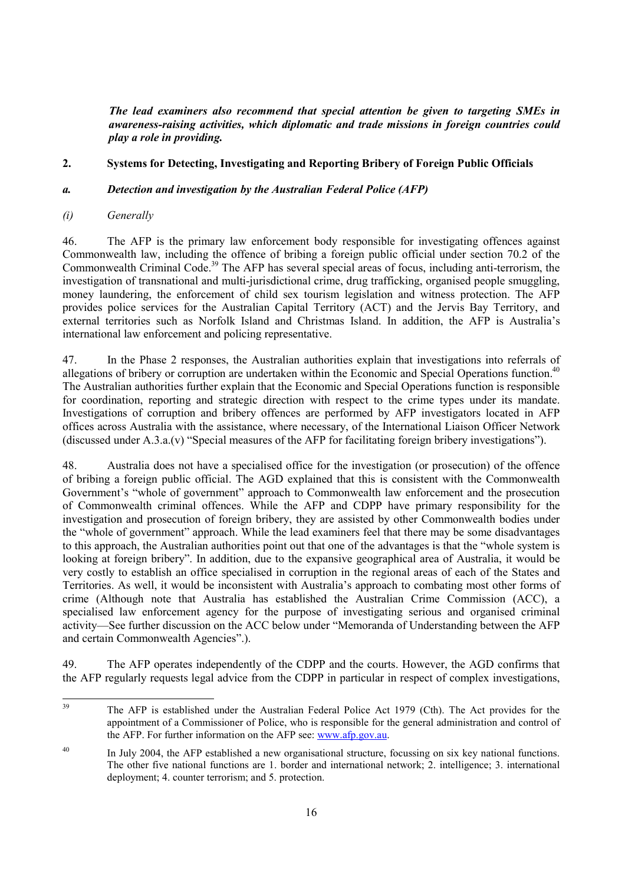***The lead examiners also recommend that special attention be given to targeting SMEs in awareness-raising activities, which diplomatic and trade missions in foreign countries could play a role in providing.***

## 2. Systems for Detecting, Investigating and Reporting Bribery of Foreign Public Officials

### *a. Detection and investigation by the Australian Federal Police (AFP)*

#### *(i) Generally*

46. The AFP is the primary law enforcement body responsible for investigating offences against Commonwealth law, including the offence of bribing a foreign public official under section 70.2 of the Commonwealth Criminal Code.[39] The AFP has several special areas of focus, including anti-terrorism, the investigation of transnational and multi-jurisdictional crime, drug trafficking, organised people smuggling, money laundering, the enforcement of child sex tourism legislation and witness protection. The AFP provides police services for the Australian Capital Territory (ACT) and the Jervis Bay Territory, and external territories such as Norfolk Island and Christmas Island. In addition, the AFP is Australia's international law enforcement and policing representative.

47. In the Phase 2 responses, the Australian authorities explain that investigations into referrals of allegations of bribery or corruption are undertaken within the Economic and Special Operations function.[40] The Australian authorities further explain that the Economic and Special Operations function is responsible for coordination, reporting and strategic direction with respect to the crime types under its mandate. Investigations of corruption and bribery offences are performed by AFP investigators located in AFP offices across Australia with the assistance, where necessary, of the International Liaison Officer Network (discussed under A.3.a.(v) "Special measures of the AFP for facilitating foreign bribery investigations").

48. Australia does not have a specialised office for the investigation (or prosecution) of the offence of bribing a foreign public official. The AGD explained that this is consistent with the Commonwealth Government's "whole of government" approach to Commonwealth law enforcement and the prosecution of Commonwealth criminal offences. While the AFP and CDPP have primary responsibility for the investigation and prosecution of foreign bribery, they are assisted by other Commonwealth bodies under the "whole of government" approach. While the lead examiners feel that there may be some disadvantages to this approach, the Australian authorities point out that one of the advantages is that the "whole system is looking at foreign bribery". In addition, due to the expansive geographical area of Australia, it would be very costly to establish an office specialised in corruption in the regional areas of each of the States and Territories. As well, it would be inconsistent with Australia's approach to combating most other forms of crime (Although note that Australia has established the Australian Crime Commission (ACC), a specialised law enforcement agency for the purpose of investigating serious and organised criminal activity—See further discussion on the ACC below under "Memoranda of Understanding between the AFP and certain Commonwealth Agencies".).

49. The AFP operates independently of the CDPP and the courts. However, the AGD confirms that the AFP regularly requests legal advice from the CDPP in particular in respect of complex investigations,

---

[39] The AFP is established under the Australian Federal Police Act 1979 (Cth). The Act provides for the appointment of a Commissioner of Police, who is responsible for the general administration and control of the AFP. For further information on the AFP see: www.afp.gov.au.

[40] In July 2004, the AFP established a new organisational structure, focussing on six key national functions. The other five national functions are 1. border and international network; 2. intelligence; 3. international deployment; 4. counter terrorism; and 5. protection.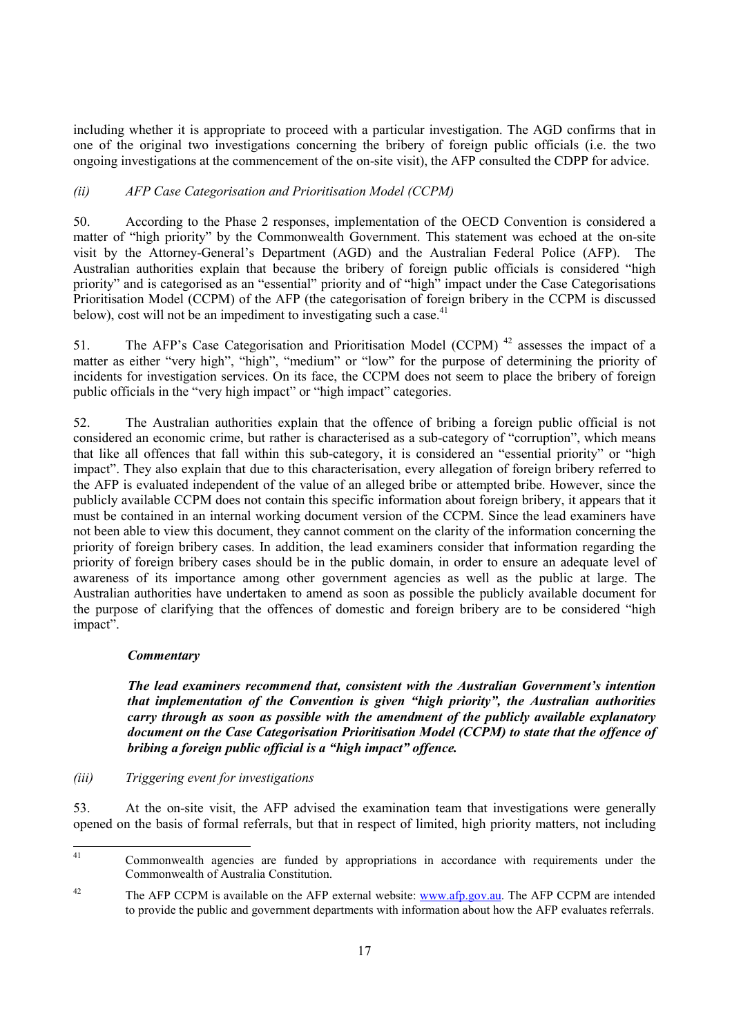including whether it is appropriate to proceed with a particular investigation. The AGD confirms that in one of the original two investigations concerning the bribery of foreign public officials (i.e. the two ongoing investigations at the commencement of the on-site visit), the AFP consulted the CDPP for advice.

*(ii) AFP Case Categorisation and Prioritisation Model (CCPM)*

50. According to the Phase 2 responses, implementation of the OECD Convention is considered a matter of "high priority" by the Commonwealth Government. This statement was echoed at the on-site visit by the Attorney-General's Department (AGD) and the Australian Federal Police (AFP). The Australian authorities explain that because the bribery of foreign public officials is considered "high priority" and is categorised as an "essential" priority and of "high" impact under the Case Categorisations Prioritisation Model (CCPM) of the AFP (the categorisation of foreign bribery in the CCPM is discussed below), cost will not be an impediment to investigating such a case.[41]

51. The AFP's Case Categorisation and Prioritisation Model (CCPM) [42] assesses the impact of a matter as either "very high", "high", "medium" or "low" for the purpose of determining the priority of incidents for investigation services. On its face, the CCPM does not seem to place the bribery of foreign public officials in the "very high impact" or "high impact" categories.

52. The Australian authorities explain that the offence of bribing a foreign public official is not considered an economic crime, but rather is characterised as a sub-category of "corruption", which means that like all offences that fall within this sub-category, it is considered an "essential priority" or "high impact". They also explain that due to this characterisation, every allegation of foreign bribery referred to the AFP is evaluated independent of the value of an alleged bribe or attempted bribe. However, since the publicly available CCPM does not contain this specific information about foreign bribery, it appears that it must be contained in an internal working document version of the CCPM. Since the lead examiners have not been able to view this document, they cannot comment on the clarity of the information concerning the priority of foreign bribery cases. In addition, the lead examiners consider that information regarding the priority of foreign bribery cases should be in the public domain, in order to ensure an adequate level of awareness of its importance among other government agencies as well as the public at large. The Australian authorities have undertaken to amend as soon as possible the publicly available document for the purpose of clarifying that the offences of domestic and foreign bribery are to be considered "high impact".

***Commentary***

***The lead examiners recommend that, consistent with the Australian Government's intention that implementation of the Convention is given "high priority", the Australian authorities carry through as soon as possible with the amendment of the publicly available explanatory document on the Case Categorisation Prioritisation Model (CCPM) to state that the offence of bribing a foreign public official is a "high impact" offence.***

*(iii) Triggering event for investigations*

53. At the on-site visit, the AFP advised the examination team that investigations were generally opened on the basis of formal referrals, but that in respect of limited, high priority matters, not including

---

[41] Commonwealth agencies are funded by appropriations in accordance with requirements under the Commonwealth of Australia Constitution.

[42] The AFP CCPM is available on the AFP external website: www.afp.gov.au. The AFP CCPM are intended to provide the public and government departments with information about how the AFP evaluates referrals.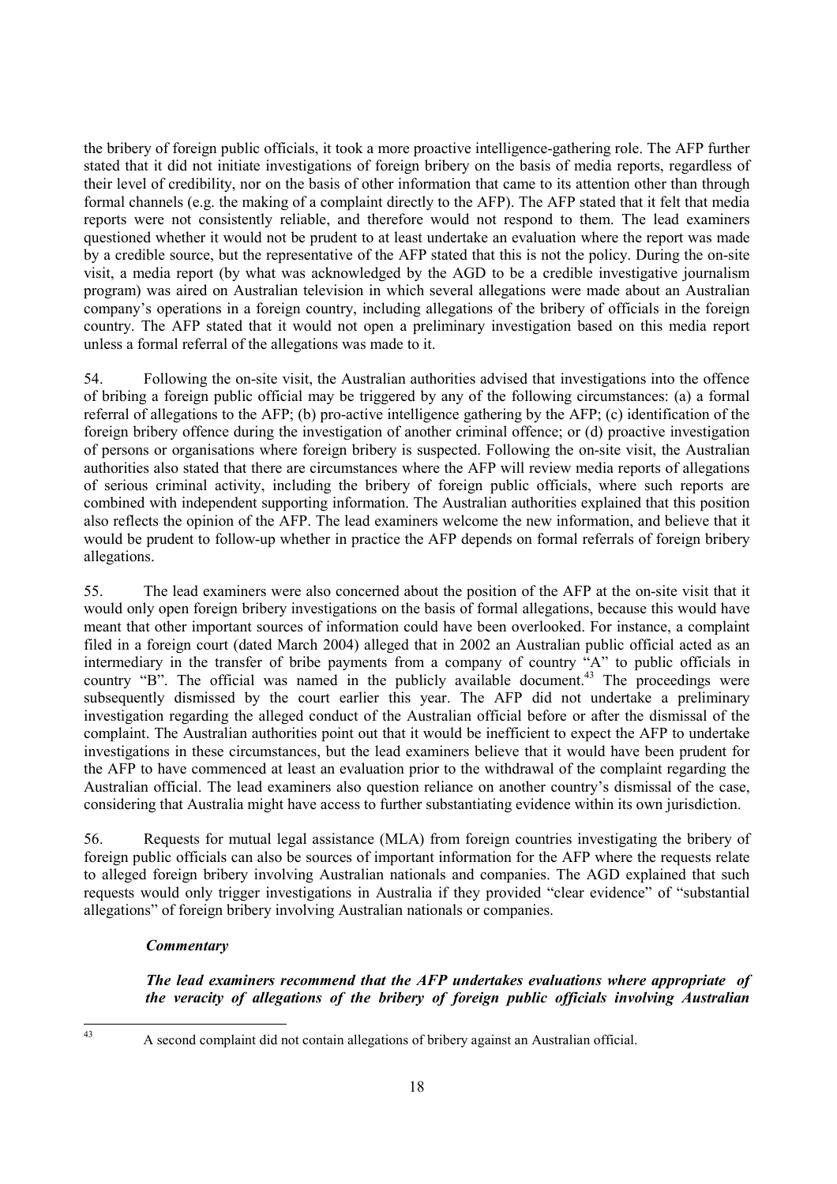the bribery of foreign public officials, it took a more proactive intelligence-gathering role. The AFP further stated that it did not initiate investigations of foreign bribery on the basis of media reports, regardless of their level of credibility, nor on the basis of other information that came to its attention other than through formal channels (e.g. the making of a complaint directly to the AFP). The AFP stated that it felt that media reports were not consistently reliable, and therefore would not respond to them. The lead examiners questioned whether it would not be prudent to at least undertake an evaluation where the report was made by a credible source, but the representative of the AFP stated that this is not the policy. During the on-site visit, a media report (by what was acknowledged by the AGD to be a credible investigative journalism program) was aired on Australian television in which several allegations were made about an Australian company's operations in a foreign country, including allegations of the bribery of officials in the foreign country. The AFP stated that it would not open a preliminary investigation based on this media report unless a formal referral of the allegations was made to it.

54. Following the on-site visit, the Australian authorities advised that investigations into the offence of bribing a foreign public official may be triggered by any of the following circumstances: (a) a formal referral of allegations to the AFP; (b) pro-active intelligence gathering by the AFP; (c) identification of the foreign bribery offence during the investigation of another criminal offence; or (d) proactive investigation of persons or organisations where foreign bribery is suspected. Following the on-site visit, the Australian authorities also stated that there are circumstances where the AFP will review media reports of allegations of serious criminal activity, including the bribery of foreign public officials, where such reports are combined with independent supporting information. The Australian authorities explained that this position also reflects the opinion of the AFP. The lead examiners welcome the new information, and believe that it would be prudent to follow-up whether in practice the AFP depends on formal referrals of foreign bribery allegations.

55. The lead examiners were also concerned about the position of the AFP at the on-site visit that it would only open foreign bribery investigations on the basis of formal allegations, because this would have meant that other important sources of information could have been overlooked. For instance, a complaint filed in a foreign court (dated March 2004) alleged that in 2002 an Australian public official acted as an intermediary in the transfer of bribe payments from a company of country "A" to public officials in country "B". The official was named in the publicly available document.[43] The proceedings were subsequently dismissed by the court earlier this year. The AFP did not undertake a preliminary investigation regarding the alleged conduct of the Australian official before or after the dismissal of the complaint. The Australian authorities point out that it would be inefficient to expect the AFP to undertake investigations in these circumstances, but the lead examiners believe that it would have been prudent for the AFP to have commenced at least an evaluation prior to the withdrawal of the complaint regarding the Australian official. The lead examiners also question reliance on another country's dismissal of the case, considering that Australia might have access to further substantiating evidence within its own jurisdiction.

56. Requests for mutual legal assistance (MLA) from foreign countries investigating the bribery of foreign public officials can also be sources of important information for the AFP where the requests relate to alleged foreign bribery involving Australian nationals and companies. The AGD explained that such requests would only trigger investigations in Australia if they provided "clear evidence" of "substantial allegations" of foreign bribery involving Australian nationals or companies.

***Commentary***

***The lead examiners recommend that the AFP undertakes evaluations where appropriate of the veracity of allegations of the bribery of foreign public officials involving Australian***

[43] A second complaint did not contain allegations of bribery against an Australian official.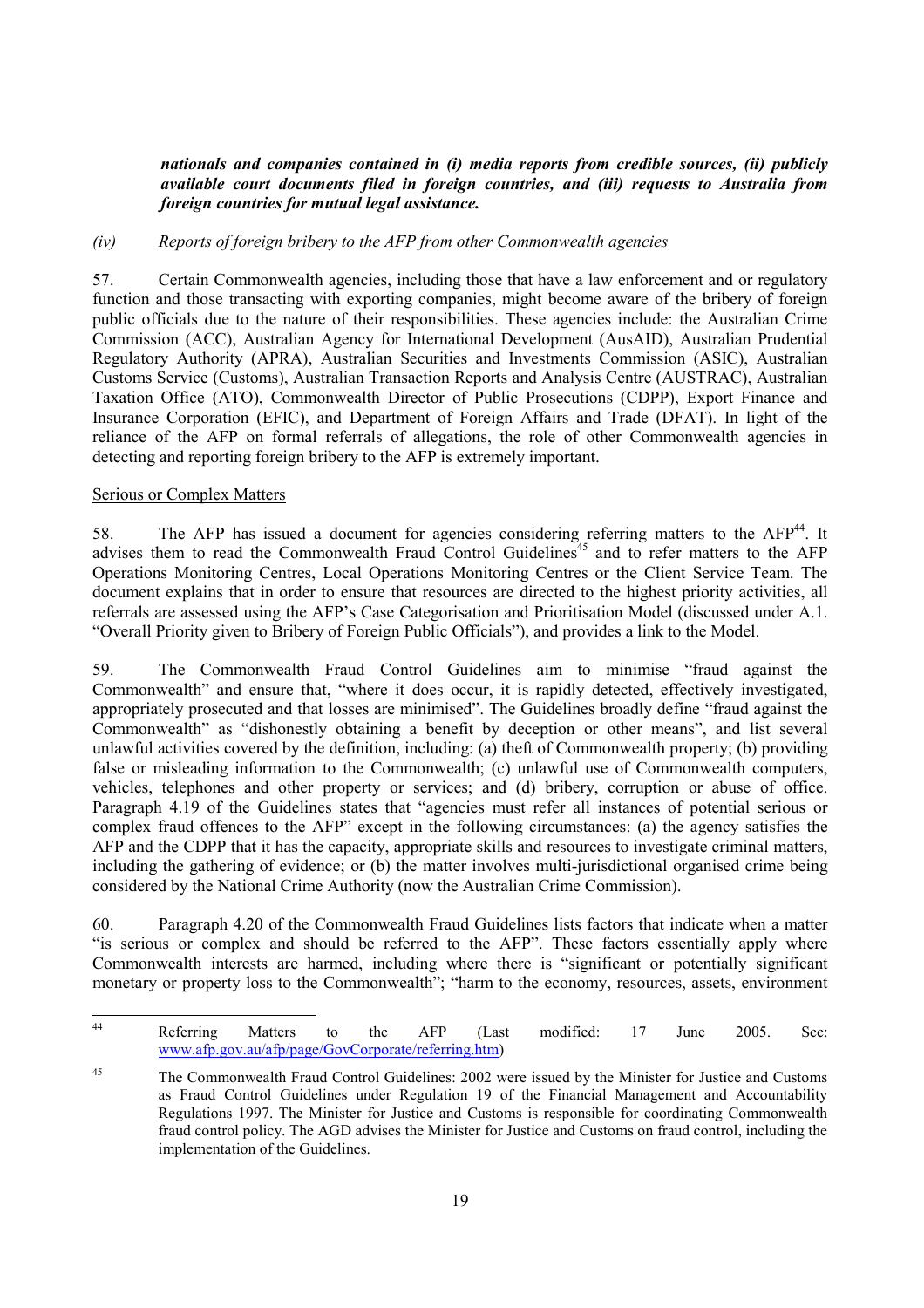***nationals and companies contained in (i) media reports from credible sources, (ii) publicly available court documents filed in foreign countries, and (iii) requests to Australia from foreign countries for mutual legal assistance.***

*(iv) Reports of foreign bribery to the AFP from other Commonwealth agencies*

57. Certain Commonwealth agencies, including those that have a law enforcement and or regulatory function and those transacting with exporting companies, might become aware of the bribery of foreign public officials due to the nature of their responsibilities. These agencies include: the Australian Crime Commission (ACC), Australian Agency for International Development (AusAID), Australian Prudential Regulatory Authority (APRA), Australian Securities and Investments Commission (ASIC), Australian Customs Service (Customs), Australian Transaction Reports and Analysis Centre (AUSTRAC), Australian Taxation Office (ATO), Commonwealth Director of Public Prosecutions (CDPP), Export Finance and Insurance Corporation (EFIC), and Department of Foreign Affairs and Trade (DFAT). In light of the reliance of the AFP on formal referrals of allegations, the role of other Commonwealth agencies in detecting and reporting foreign bribery to the AFP is extremely important.

Serious or Complex Matters

58. The AFP has issued a document for agencies considering referring matters to the AFP[44]. It advises them to read the Commonwealth Fraud Control Guidelines[45] and to refer matters to the AFP Operations Monitoring Centres, Local Operations Monitoring Centres or the Client Service Team. The document explains that in order to ensure that resources are directed to the highest priority activities, all referrals are assessed using the AFP's Case Categorisation and Prioritisation Model (discussed under A.1. "Overall Priority given to Bribery of Foreign Public Officials"), and provides a link to the Model.

59. The Commonwealth Fraud Control Guidelines aim to minimise "fraud against the Commonwealth" and ensure that, "where it does occur, it is rapidly detected, effectively investigated, appropriately prosecuted and that losses are minimised". The Guidelines broadly define "fraud against the Commonwealth" as "dishonestly obtaining a benefit by deception or other means", and list several unlawful activities covered by the definition, including: (a) theft of Commonwealth property; (b) providing false or misleading information to the Commonwealth; (c) unlawful use of Commonwealth computers, vehicles, telephones and other property or services; and (d) bribery, corruption or abuse of office. Paragraph 4.19 of the Guidelines states that "agencies must refer all instances of potential serious or complex fraud offences to the AFP" except in the following circumstances: (a) the agency satisfies the AFP and the CDPP that it has the capacity, appropriate skills and resources to investigate criminal matters, including the gathering of evidence; or (b) the matter involves multi-jurisdictional organised crime being considered by the National Crime Authority (now the Australian Crime Commission).

60. Paragraph 4.20 of the Commonwealth Fraud Guidelines lists factors that indicate when a matter "is serious or complex and should be referred to the AFP". These factors essentially apply where Commonwealth interests are harmed, including where there is "significant or potentially significant monetary or property loss to the Commonwealth"; "harm to the economy, resources, assets, environment

---

[44] Referring Matters to the AFP (Last modified: 17 June 2005. See: www.afp.gov.au/afp/page/GovCorporate/referring.htm)

[45] The Commonwealth Fraud Control Guidelines: 2002 were issued by the Minister for Justice and Customs as Fraud Control Guidelines under Regulation 19 of the Financial Management and Accountability Regulations 1997. The Minister for Justice and Customs is responsible for coordinating Commonwealth fraud control policy. The AGD advises the Minister for Justice and Customs on fraud control, including the implementation of the Guidelines.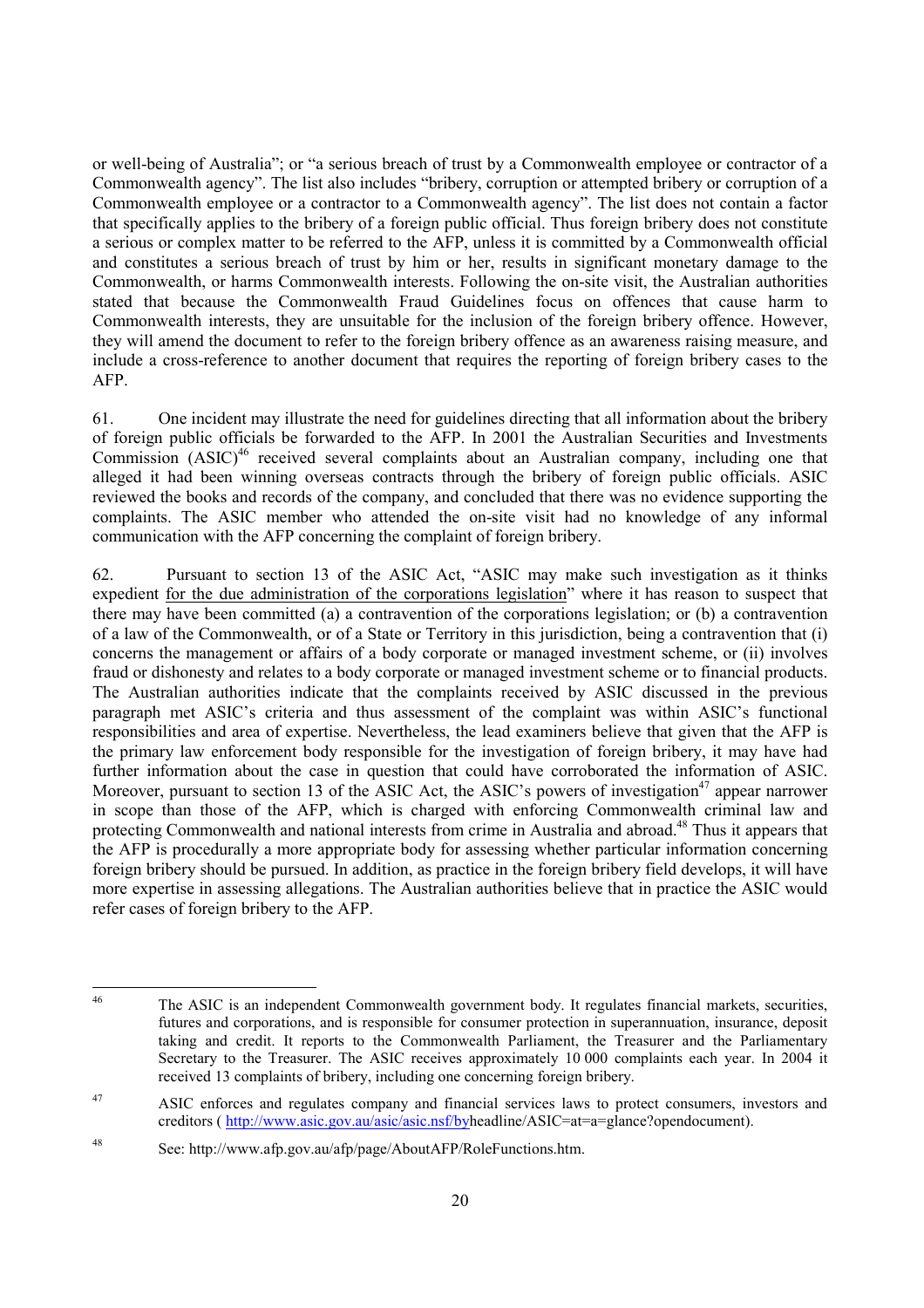or well-being of Australia"; or "a serious breach of trust by a Commonwealth employee or contractor of a Commonwealth agency". The list also includes "bribery, corruption or attempted bribery or corruption of a Commonwealth employee or a contractor to a Commonwealth agency". The list does not contain a factor that specifically applies to the bribery of a foreign public official. Thus foreign bribery does not constitute a serious or complex matter to be referred to the AFP, unless it is committed by a Commonwealth official and constitutes a serious breach of trust by him or her, results in significant monetary damage to the Commonwealth, or harms Commonwealth interests. Following the on-site visit, the Australian authorities stated that because the Commonwealth Fraud Guidelines focus on offences that cause harm to Commonwealth interests, they are unsuitable for the inclusion of the foreign bribery offence. However, they will amend the document to refer to the foreign bribery offence as an awareness raising measure, and include a cross-reference to another document that requires the reporting of foreign bribery cases to the AFP.

61. One incident may illustrate the need for guidelines directing that all information about the bribery of foreign public officials be forwarded to the AFP. In 2001 the Australian Securities and Investments Commission (ASIC)[46] received several complaints about an Australian company, including one that alleged it had been winning overseas contracts through the bribery of foreign public officials. ASIC reviewed the books and records of the company, and concluded that there was no evidence supporting the complaints. The ASIC member who attended the on-site visit had no knowledge of any informal communication with the AFP concerning the complaint of foreign bribery.

62. Pursuant to section 13 of the ASIC Act, "ASIC may make such investigation as it thinks expedient <u>for the due administration of the corporations legislation</u>" where it has reason to suspect that there may have been committed (a) a contravention of the corporations legislation; or (b) a contravention of a law of the Commonwealth, or of a State or Territory in this jurisdiction, being a contravention that (i) concerns the management or affairs of a body corporate or managed investment scheme, or (ii) involves fraud or dishonesty and relates to a body corporate or managed investment scheme or to financial products. The Australian authorities indicate that the complaints received by ASIC discussed in the previous paragraph met ASIC's criteria and thus assessment of the complaint was within ASIC's functional responsibilities and area of expertise. Nevertheless, the lead examiners believe that given that the AFP is the primary law enforcement body responsible for the investigation of foreign bribery, it may have had further information about the case in question that could have corroborated the information of ASIC. Moreover, pursuant to section 13 of the ASIC Act, the ASIC's powers of investigation[47] appear narrower in scope than those of the AFP, which is charged with enforcing Commonwealth criminal law and protecting Commonwealth and national interests from crime in Australia and abroad.[48] Thus it appears that the AFP is procedurally a more appropriate body for assessing whether particular information concerning foreign bribery should be pursued. In addition, as practice in the foreign bribery field develops, it will have more expertise in assessing allegations. The Australian authorities believe that in practice the ASIC would refer cases of foreign bribery to the AFP.

---

[46] The ASIC is an independent Commonwealth government body. It regulates financial markets, securities, futures and corporations, and is responsible for consumer protection in superannuation, insurance, deposit taking and credit. It reports to the Commonwealth Parliament, the Treasurer and the Parliamentary Secretary to the Treasurer. The ASIC receives approximately 10 000 complaints each year. In 2004 it received 13 complaints of bribery, including one concerning foreign bribery.

[47] ASIC enforces and regulates company and financial services laws to protect consumers, investors and creditors ( http://www.asic.gov.au/asic/asic.nsf/byheadline/ASIC=at=a=glance?opendocument).

[48] See: http://www.afp.gov.au/afp/page/AboutAFP/RoleFunctions.htm.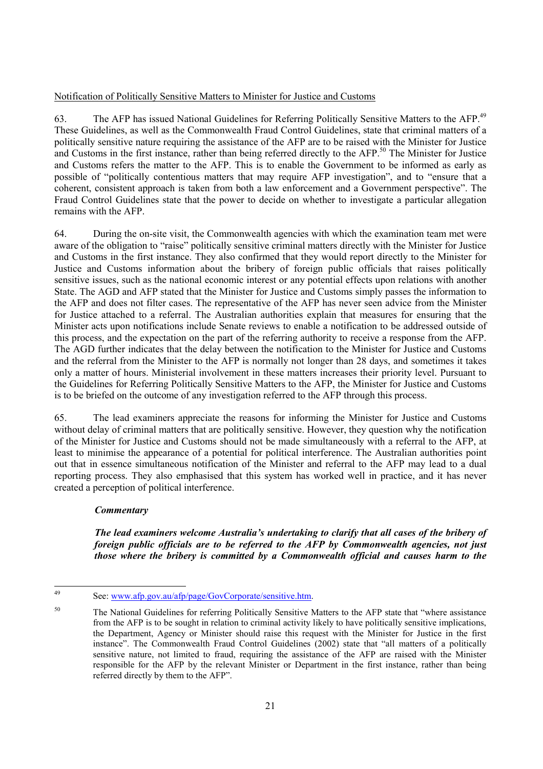Notification of Politically Sensitive Matters to Minister for Justice and Customs

63. The AFP has issued National Guidelines for Referring Politically Sensitive Matters to the AFP.[49] These Guidelines, as well as the Commonwealth Fraud Control Guidelines, state that criminal matters of a politically sensitive nature requiring the assistance of the AFP are to be raised with the Minister for Justice and Customs in the first instance, rather than being referred directly to the AFP.[50] The Minister for Justice and Customs refers the matter to the AFP. This is to enable the Government to be informed as early as possible of "politically contentious matters that may require AFP investigation", and to "ensure that a coherent, consistent approach is taken from both a law enforcement and a Government perspective". The Fraud Control Guidelines state that the power to decide on whether to investigate a particular allegation remains with the AFP.

64. During the on-site visit, the Commonwealth agencies with which the examination team met were aware of the obligation to "raise" politically sensitive criminal matters directly with the Minister for Justice and Customs in the first instance. They also confirmed that they would report directly to the Minister for Justice and Customs information about the bribery of foreign public officials that raises politically sensitive issues, such as the national economic interest or any potential effects upon relations with another State. The AGD and AFP stated that the Minister for Justice and Customs simply passes the information to the AFP and does not filter cases. The representative of the AFP has never seen advice from the Minister for Justice attached to a referral. The Australian authorities explain that measures for ensuring that the Minister acts upon notifications include Senate reviews to enable a notification to be addressed outside of this process, and the expectation on the part of the referring authority to receive a response from the AFP. The AGD further indicates that the delay between the notification to the Minister for Justice and Customs and the referral from the Minister to the AFP is normally not longer than 28 days, and sometimes it takes only a matter of hours. Ministerial involvement in these matters increases their priority level. Pursuant to the Guidelines for Referring Politically Sensitive Matters to the AFP, the Minister for Justice and Customs is to be briefed on the outcome of any investigation referred to the AFP through this process.

65. The lead examiners appreciate the reasons for informing the Minister for Justice and Customs without delay of criminal matters that are politically sensitive. However, they question why the notification of the Minister for Justice and Customs should not be made simultaneously with a referral to the AFP, at least to minimise the appearance of a potential for political interference. The Australian authorities point out that in essence simultaneous notification of the Minister and referral to the AFP may lead to a dual reporting process. They also emphasised that this system has worked well in practice, and it has never created a perception of political interference.

***Commentary***

***The lead examiners welcome Australia's undertaking to clarify that all cases of the bribery of foreign public officials are to be referred to the AFP by Commonwealth agencies, not just those where the bribery is committed by a Commonwealth official and causes harm to the***

[49] See: www.afp.gov.au/afp/page/GovCorporate/sensitive.htm.

[50] The National Guidelines for referring Politically Sensitive Matters to the AFP state that "where assistance from the AFP is to be sought in relation to criminal activity likely to have politically sensitive implications, the Department, Agency or Minister should raise this request with the Minister for Justice in the first instance". The Commonwealth Fraud Control Guidelines (2002) state that "all matters of a politically sensitive nature, not limited to fraud, requiring the assistance of the AFP are raised with the Minister responsible for the AFP by the relevant Minister or Department in the first instance, rather than being referred directly by them to the AFP".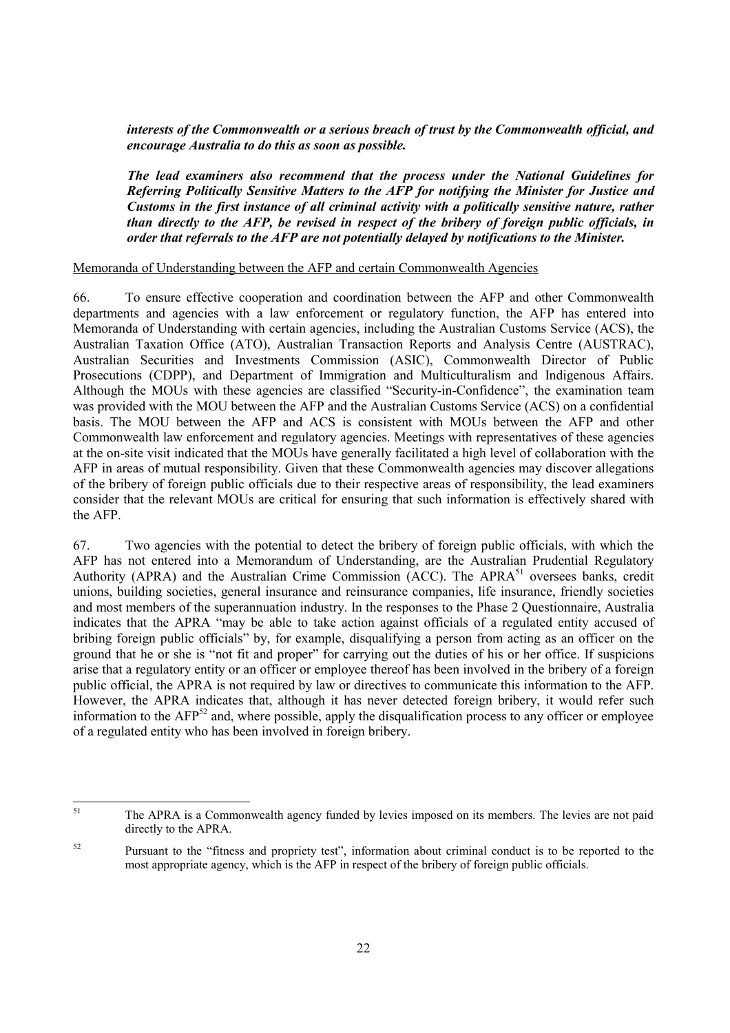***interests of the Commonwealth or a serious breach of trust by the Commonwealth official, and encourage Australia to do this as soon as possible.***

***The lead examiners also recommend that the process under the National Guidelines for Referring Politically Sensitive Matters to the AFP for notifying the Minister for Justice and Customs in the first instance of all criminal activity with a politically sensitive nature, rather than directly to the AFP, be revised in respect of the bribery of foreign public officials, in order that referrals to the AFP are not potentially delayed by notifications to the Minister.***

Memoranda of Understanding between the AFP and certain Commonwealth Agencies

66. To ensure effective cooperation and coordination between the AFP and other Commonwealth departments and agencies with a law enforcement or regulatory function, the AFP has entered into Memoranda of Understanding with certain agencies, including the Australian Customs Service (ACS), the Australian Taxation Office (ATO), Australian Transaction Reports and Analysis Centre (AUSTRAC), Australian Securities and Investments Commission (ASIC), Commonwealth Director of Public Prosecutions (CDPP), and Department of Immigration and Multiculturalism and Indigenous Affairs. Although the MOUs with these agencies are classified "Security-in-Confidence", the examination team was provided with the MOU between the AFP and the Australian Customs Service (ACS) on a confidential basis. The MOU between the AFP and ACS is consistent with MOUs between the AFP and other Commonwealth law enforcement and regulatory agencies. Meetings with representatives of these agencies at the on-site visit indicated that the MOUs have generally facilitated a high level of collaboration with the AFP in areas of mutual responsibility. Given that these Commonwealth agencies may discover allegations of the bribery of foreign public officials due to their respective areas of responsibility, the lead examiners consider that the relevant MOUs are critical for ensuring that such information is effectively shared with the AFP.

67. Two agencies with the potential to detect the bribery of foreign public officials, with which the AFP has not entered into a Memorandum of Understanding, are the Australian Prudential Regulatory Authority (APRA) and the Australian Crime Commission (ACC). The APRA[51] oversees banks, credit unions, building societies, general insurance and reinsurance companies, life insurance, friendly societies and most members of the superannuation industry. In the responses to the Phase 2 Questionnaire, Australia indicates that the APRA "may be able to take action against officials of a regulated entity accused of bribing foreign public officials" by, for example, disqualifying a person from acting as an officer on the ground that he or she is "not fit and proper" for carrying out the duties of his or her office. If suspicions arise that a regulatory entity or an officer or employee thereof has been involved in the bribery of a foreign public official, the APRA is not required by law or directives to communicate this information to the AFP. However, the APRA indicates that, although it has never detected foreign bribery, it would refer such information to the AFP[52] and, where possible, apply the disqualification process to any officer or employee of a regulated entity who has been involved in foreign bribery.

[51] The APRA is a Commonwealth agency funded by levies imposed on its members. The levies are not paid directly to the APRA.

[52] Pursuant to the "fitness and propriety test", information about criminal conduct is to be reported to the most appropriate agency, which is the AFP in respect of the bribery of foreign public officials.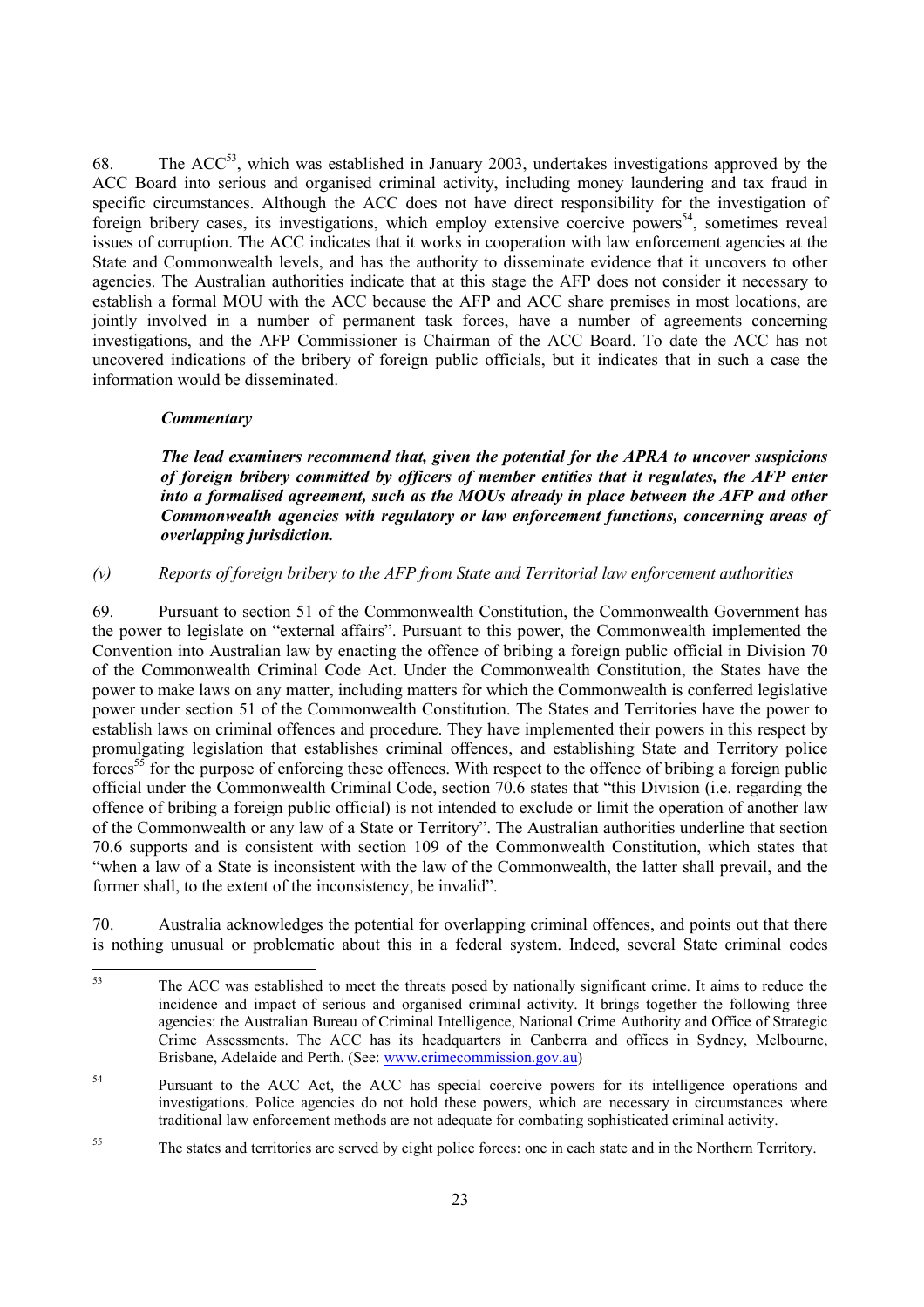68. The ACC[53], which was established in January 2003, undertakes investigations approved by the ACC Board into serious and organised criminal activity, including money laundering and tax fraud in specific circumstances. Although the ACC does not have direct responsibility for the investigation of foreign bribery cases, its investigations, which employ extensive coercive powers[54], sometimes reveal issues of corruption. The ACC indicates that it works in cooperation with law enforcement agencies at the State and Commonwealth levels, and has the authority to disseminate evidence that it uncovers to other agencies. The Australian authorities indicate that at this stage the AFP does not consider it necessary to establish a formal MOU with the ACC because the AFP and ACC share premises in most locations, are jointly involved in a number of permanent task forces, have a number of agreements concerning investigations, and the AFP Commissioner is Chairman of the ACC Board. To date the ACC has not uncovered indications of the bribery of foreign public officials, but it indicates that in such a case the information would be disseminated.

***Commentary***

***The lead examiners recommend that, given the potential for the APRA to uncover suspicions of foreign bribery committed by officers of member entities that it regulates, the AFP enter into a formalised agreement, such as the MOUs already in place between the AFP and other Commonwealth agencies with regulatory or law enforcement functions, concerning areas of overlapping jurisdiction.***

*(v) Reports of foreign bribery to the AFP from State and Territorial law enforcement authorities*

69. Pursuant to section 51 of the Commonwealth Constitution, the Commonwealth Government has the power to legislate on "external affairs". Pursuant to this power, the Commonwealth implemented the Convention into Australian law by enacting the offence of bribing a foreign public official in Division 70 of the Commonwealth Criminal Code Act. Under the Commonwealth Constitution, the States have the power to make laws on any matter, including matters for which the Commonwealth is conferred legislative power under section 51 of the Commonwealth Constitution. The States and Territories have the power to establish laws on criminal offences and procedure. They have implemented their powers in this respect by promulgating legislation that establishes criminal offences, and establishing State and Territory police forces[55] for the purpose of enforcing these offences. With respect to the offence of bribing a foreign public official under the Commonwealth Criminal Code, section 70.6 states that "this Division (i.e. regarding the offence of bribing a foreign public official) is not intended to exclude or limit the operation of another law of the Commonwealth or any law of a State or Territory". The Australian authorities underline that section 70.6 supports and is consistent with section 109 of the Commonwealth Constitution, which states that "when a law of a State is inconsistent with the law of the Commonwealth, the latter shall prevail, and the former shall, to the extent of the inconsistency, be invalid".

70. Australia acknowledges the potential for overlapping criminal offences, and points out that there is nothing unusual or problematic about this in a federal system. Indeed, several State criminal codes

---

[53] The ACC was established to meet the threats posed by nationally significant crime. It aims to reduce the incidence and impact of serious and organised criminal activity. It brings together the following three agencies: the Australian Bureau of Criminal Intelligence, National Crime Authority and Office of Strategic Crime Assessments. The ACC has its headquarters in Canberra and offices in Sydney, Melbourne, Brisbane, Adelaide and Perth. (See: www.crimecommission.gov.au)

[54] Pursuant to the ACC Act, the ACC has special coercive powers for its intelligence operations and investigations. Police agencies do not hold these powers, which are necessary in circumstances where traditional law enforcement methods are not adequate for combating sophisticated criminal activity.

[55] The states and territories are served by eight police forces: one in each state and in the Northern Territory.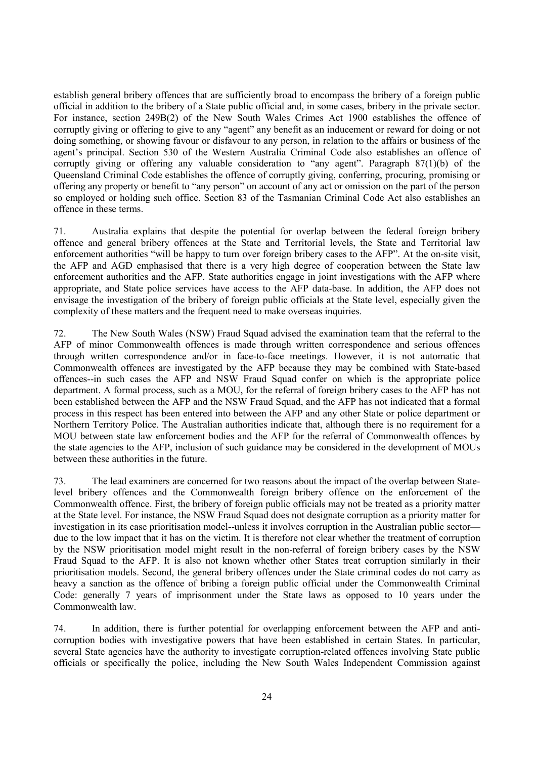establish general bribery offences that are sufficiently broad to encompass the bribery of a foreign public official in addition to the bribery of a State public official and, in some cases, bribery in the private sector. For instance, section 249B(2) of the New South Wales Crimes Act 1900 establishes the offence of corruptly giving or offering to give to any "agent" any benefit as an inducement or reward for doing or not doing something, or showing favour or disfavour to any person, in relation to the affairs or business of the agent's principal. Section 530 of the Western Australia Criminal Code also establishes an offence of corruptly giving or offering any valuable consideration to "any agent". Paragraph 87(1)(b) of the Queensland Criminal Code establishes the offence of corruptly giving, conferring, procuring, promising or offering any property or benefit to "any person" on account of any act or omission on the part of the person so employed or holding such office. Section 83 of the Tasmanian Criminal Code Act also establishes an offence in these terms.

71. Australia explains that despite the potential for overlap between the federal foreign bribery offence and general bribery offences at the State and Territorial levels, the State and Territorial law enforcement authorities "will be happy to turn over foreign bribery cases to the AFP". At the on-site visit, the AFP and AGD emphasised that there is a very high degree of cooperation between the State law enforcement authorities and the AFP. State authorities engage in joint investigations with the AFP where appropriate, and State police services have access to the AFP data-base. In addition, the AFP does not envisage the investigation of the bribery of foreign public officials at the State level, especially given the complexity of these matters and the frequent need to make overseas inquiries.

72. The New South Wales (NSW) Fraud Squad advised the examination team that the referral to the AFP of minor Commonwealth offences is made through written correspondence and serious offences through written correspondence and/or in face-to-face meetings. However, it is not automatic that Commonwealth offences are investigated by the AFP because they may be combined with State-based offences--in such cases the AFP and NSW Fraud Squad confer on which is the appropriate police department. A formal process, such as a MOU, for the referral of foreign bribery cases to the AFP has not been established between the AFP and the NSW Fraud Squad, and the AFP has not indicated that a formal process in this respect has been entered into between the AFP and any other State or police department or Northern Territory Police. The Australian authorities indicate that, although there is no requirement for a MOU between state law enforcement bodies and the AFP for the referral of Commonwealth offences by the state agencies to the AFP, inclusion of such guidance may be considered in the development of MOUs between these authorities in the future.

73. The lead examiners are concerned for two reasons about the impact of the overlap between State-level bribery offences and the Commonwealth foreign bribery offence on the enforcement of the Commonwealth offence. First, the bribery of foreign public officials may not be treated as a priority matter at the State level. For instance, the NSW Fraud Squad does not designate corruption as a priority matter for investigation in its case prioritisation model--unless it involves corruption in the Australian public sector—due to the low impact that it has on the victim. It is therefore not clear whether the treatment of corruption by the NSW prioritisation model might result in the non-referral of foreign bribery cases by the NSW Fraud Squad to the AFP. It is also not known whether other States treat corruption similarly in their prioritisation models. Second, the general bribery offences under the State criminal codes do not carry as heavy a sanction as the offence of bribing a foreign public official under the Commonwealth Criminal Code: generally 7 years of imprisonment under the State laws as opposed to 10 years under the Commonwealth law.

74. In addition, there is further potential for overlapping enforcement between the AFP and anti-corruption bodies with investigative powers that have been established in certain States. In particular, several State agencies have the authority to investigate corruption-related offences involving State public officials or specifically the police, including the New South Wales Independent Commission against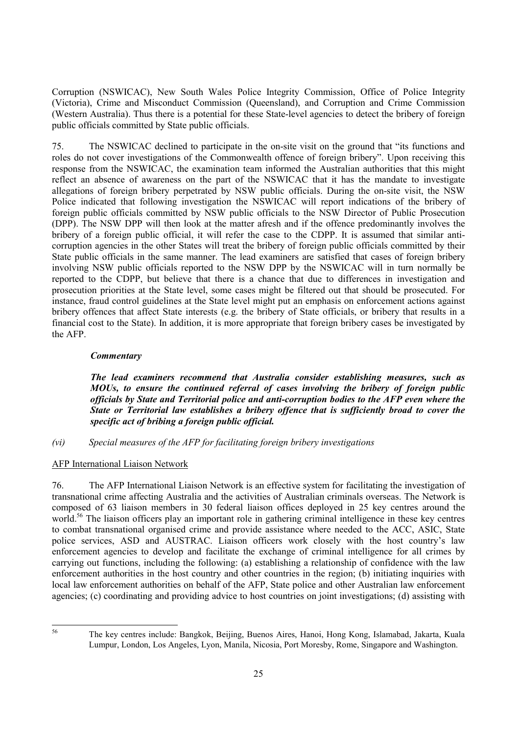Corruption (NSWICAC), New South Wales Police Integrity Commission, Office of Police Integrity (Victoria), Crime and Misconduct Commission (Queensland), and Corruption and Crime Commission (Western Australia). Thus there is a potential for these State-level agencies to detect the bribery of foreign public officials committed by State public officials.

75. The NSWICAC declined to participate in the on-site visit on the ground that "its functions and roles do not cover investigations of the Commonwealth offence of foreign bribery". Upon receiving this response from the NSWICAC, the examination team informed the Australian authorities that this might reflect an absence of awareness on the part of the NSWICAC that it has the mandate to investigate allegations of foreign bribery perpetrated by NSW public officials. During the on-site visit, the NSW Police indicated that following investigation the NSWICAC will report indications of the bribery of foreign public officials committed by NSW public officials to the NSW Director of Public Prosecution (DPP). The NSW DPP will then look at the matter afresh and if the offence predominantly involves the bribery of a foreign public official, it will refer the case to the CDPP. It is assumed that similar anti-corruption agencies in the other States will treat the bribery of foreign public officials committed by their State public officials in the same manner. The lead examiners are satisfied that cases of foreign bribery involving NSW public officials reported to the NSW DPP by the NSWICAC will in turn normally be reported to the CDPP, but believe that there is a chance that due to differences in investigation and prosecution priorities at the State level, some cases might be filtered out that should be prosecuted. For instance, fraud control guidelines at the State level might put an emphasis on enforcement actions against bribery offences that affect State interests (e.g. the bribery of State officials, or bribery that results in a financial cost to the State). In addition, it is more appropriate that foreign bribery cases be investigated by the AFP.

***Commentary***

***The lead examiners recommend that Australia consider establishing measures, such as MOUs, to ensure the continued referral of cases involving the bribery of foreign public officials by State and Territorial police and anti-corruption bodies to the AFP even where the State or Territorial law establishes a bribery offence that is sufficiently broad to cover the specific act of bribing a foreign public official.***

*(vi) Special measures of the AFP for facilitating foreign bribery investigations*

AFP International Liaison Network

76. The AFP International Liaison Network is an effective system for facilitating the investigation of transnational crime affecting Australia and the activities of Australian criminals overseas. The Network is composed of 63 liaison members in 30 federal liaison offices deployed in 25 key centres around the world.[56] The liaison officers play an important role in gathering criminal intelligence in these key centres to combat transnational organised crime and provide assistance where needed to the ACC, ASIC, State police services, ASD and AUSTRAC. Liaison officers work closely with the host country's law enforcement agencies to develop and facilitate the exchange of criminal intelligence for all crimes by carrying out functions, including the following: (a) establishing a relationship of confidence with the law enforcement authorities in the host country and other countries in the region; (b) initiating inquiries with local law enforcement authorities on behalf of the AFP, State police and other Australian law enforcement agencies; (c) coordinating and providing advice to host countries on joint investigations; (d) assisting with

[56] The key centres include: Bangkok, Beijing, Buenos Aires, Hanoi, Hong Kong, Islamabad, Jakarta, Kuala Lumpur, London, Los Angeles, Lyon, Manila, Nicosia, Port Moresby, Rome, Singapore and Washington.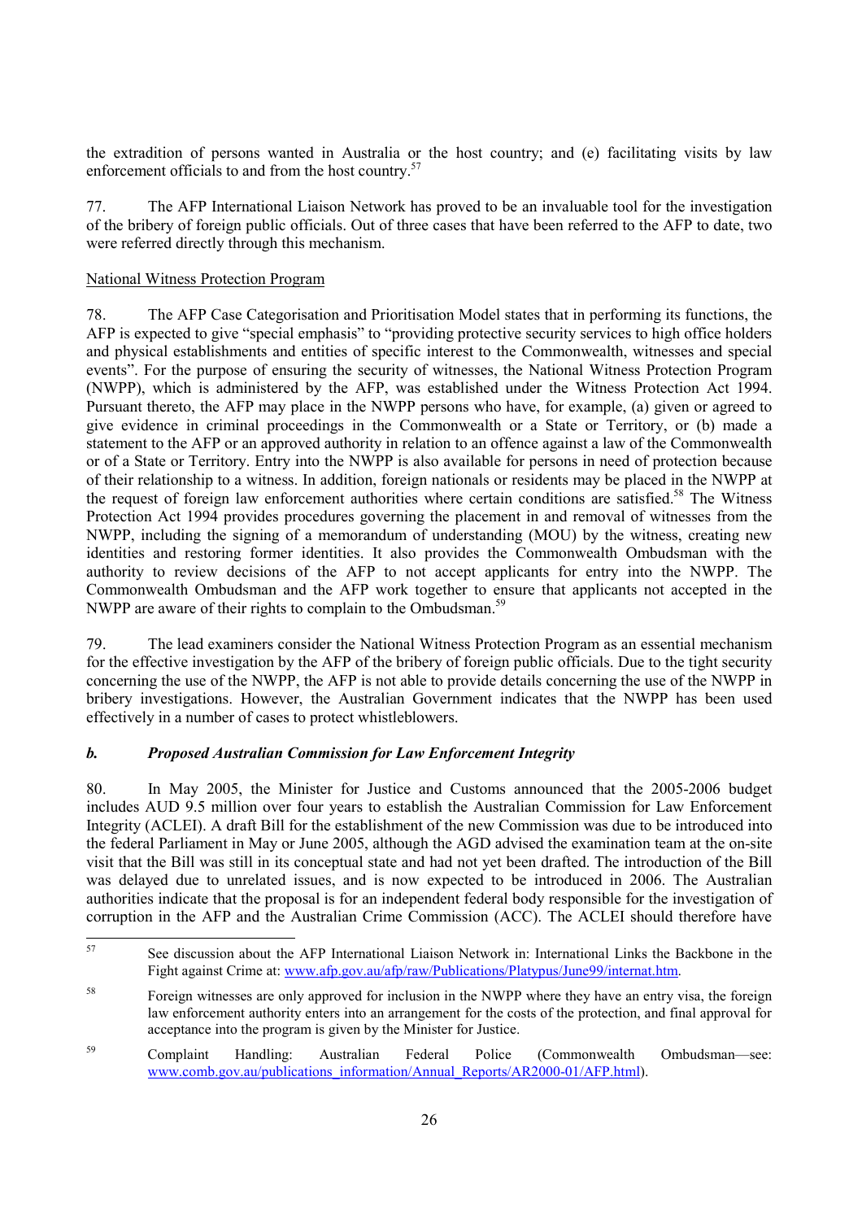the extradition of persons wanted in Australia or the host country; and (e) facilitating visits by law enforcement officials to and from the host country.[57]

77. The AFP International Liaison Network has proved to be an invaluable tool for the investigation of the bribery of foreign public officials. Out of three cases that have been referred to the AFP to date, two were referred directly through this mechanism.

National Witness Protection Program

78. The AFP Case Categorisation and Prioritisation Model states that in performing its functions, the AFP is expected to give "special emphasis" to "providing protective security services to high office holders and physical establishments and entities of specific interest to the Commonwealth, witnesses and special events". For the purpose of ensuring the security of witnesses, the National Witness Protection Program (NWPP), which is administered by the AFP, was established under the Witness Protection Act 1994. Pursuant thereto, the AFP may place in the NWPP persons who have, for example, (a) given or agreed to give evidence in criminal proceedings in the Commonwealth or a State or Territory, or (b) made a statement to the AFP or an approved authority in relation to an offence against a law of the Commonwealth or of a State or Territory. Entry into the NWPP is also available for persons in need of protection because of their relationship to a witness. In addition, foreign nationals or residents may be placed in the NWPP at the request of foreign law enforcement authorities where certain conditions are satisfied.[58] The Witness Protection Act 1994 provides procedures governing the placement in and removal of witnesses from the NWPP, including the signing of a memorandum of understanding (MOU) by the witness, creating new identities and restoring former identities. It also provides the Commonwealth Ombudsman with the authority to review decisions of the AFP to not accept applicants for entry into the NWPP. The Commonwealth Ombudsman and the AFP work together to ensure that applicants not accepted in the NWPP are aware of their rights to complain to the Ombudsman.[59]

79. The lead examiners consider the National Witness Protection Program as an essential mechanism for the effective investigation by the AFP of the bribery of foreign public officials. Due to the tight security concerning the use of the NWPP, the AFP is not able to provide details concerning the use of the NWPP in bribery investigations. However, the Australian Government indicates that the NWPP has been used effectively in a number of cases to protect whistleblowers.

***b. Proposed Australian Commission for Law Enforcement Integrity***

80. In May 2005, the Minister for Justice and Customs announced that the 2005-2006 budget includes AUD 9.5 million over four years to establish the Australian Commission for Law Enforcement Integrity (ACLEI). A draft Bill for the establishment of the new Commission was due to be introduced into the federal Parliament in May or June 2005, although the AGD advised the examination team at the on-site visit that the Bill was still in its conceptual state and had not yet been drafted. The introduction of the Bill was delayed due to unrelated issues, and is now expected to be introduced in 2006. The Australian authorities indicate that the proposal is for an independent federal body responsible for the investigation of corruption in the AFP and the Australian Crime Commission (ACC). The ACLEI should therefore have

---

[57] See discussion about the AFP International Liaison Network in: International Links the Backbone in the Fight against Crime at: www.afp.gov.au/afp/raw/Publications/Platypus/June99/internat.htm.

[58] Foreign witnesses are only approved for inclusion in the NWPP where they have an entry visa, the foreign law enforcement authority enters into an arrangement for the costs of the protection, and final approval for acceptance into the program is given by the Minister for Justice.

[59] Complaint Handling: Australian Federal Police (Commonwealth Ombudsman—see: www.comb.gov.au/publications_information/Annual_Reports/AR2000-01/AFP.html).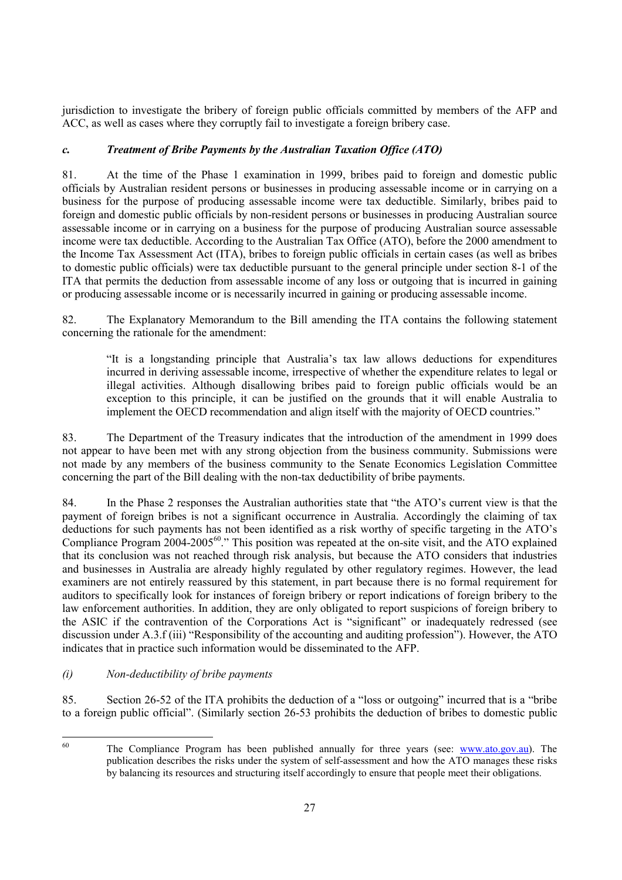jurisdiction to investigate the bribery of foreign public officials committed by members of the AFP and ACC, as well as cases where they corruptly fail to investigate a foreign bribery case.

### *c. Treatment of Bribe Payments by the Australian Taxation Office (ATO)*

81. At the time of the Phase 1 examination in 1999, bribes paid to foreign and domestic public officials by Australian resident persons or businesses in producing assessable income or in carrying on a business for the purpose of producing assessable income were tax deductible. Similarly, bribes paid to foreign and domestic public officials by non-resident persons or businesses in producing Australian source assessable income or in carrying on a business for the purpose of producing Australian source assessable income were tax deductible. According to the Australian Tax Office (ATO), before the 2000 amendment to the Income Tax Assessment Act (ITA), bribes to foreign public officials in certain cases (as well as bribes to domestic public officials) were tax deductible pursuant to the general principle under section 8-1 of the ITA that permits the deduction from assessable income of any loss or outgoing that is incurred in gaining or producing assessable income or is necessarily incurred in gaining or producing assessable income.

82. The Explanatory Memorandum to the Bill amending the ITA contains the following statement concerning the rationale for the amendment:

> "It is a longstanding principle that Australia's tax law allows deductions for expenditures incurred in deriving assessable income, irrespective of whether the expenditure relates to legal or illegal activities. Although disallowing bribes paid to foreign public officials would be an exception to this principle, it can be justified on the grounds that it will enable Australia to implement the OECD recommendation and align itself with the majority of OECD countries."

83. The Department of the Treasury indicates that the introduction of the amendment in 1999 does not appear to have been met with any strong objection from the business community. Submissions were not made by any members of the business community to the Senate Economics Legislation Committee concerning the part of the Bill dealing with the non-tax deductibility of bribe payments.

84. In the Phase 2 responses the Australian authorities state that "the ATO's current view is that the payment of foreign bribes is not a significant occurrence in Australia. Accordingly the claiming of tax deductions for such payments has not been identified as a risk worthy of specific targeting in the ATO's Compliance Program 2004-2005[60]." This position was repeated at the on-site visit, and the ATO explained that its conclusion was not reached through risk analysis, but because the ATO considers that industries and businesses in Australia are already highly regulated by other regulatory regimes. However, the lead examiners are not entirely reassured by this statement, in part because there is no formal requirement for auditors to specifically look for instances of foreign bribery or report indications of foreign bribery to the law enforcement authorities. In addition, they are only obligated to report suspicions of foreign bribery to the ASIC if the contravention of the Corporations Act is "significant" or inadequately redressed (see discussion under A.3.f (iii) "Responsibility of the accounting and auditing profession"). However, the ATO indicates that in practice such information would be disseminated to the AFP.

#### *(i) Non-deductibility of bribe payments*

85. Section 26-52 of the ITA prohibits the deduction of a "loss or outgoing" incurred that is a "bribe to a foreign public official". (Similarly section 26-53 prohibits the deduction of bribes to domestic public

---

[60] The Compliance Program has been published annually for three years (see: www.ato.gov.au). The publication describes the risks under the system of self-assessment and how the ATO manages these risks by balancing its resources and structuring itself accordingly to ensure that people meet their obligations.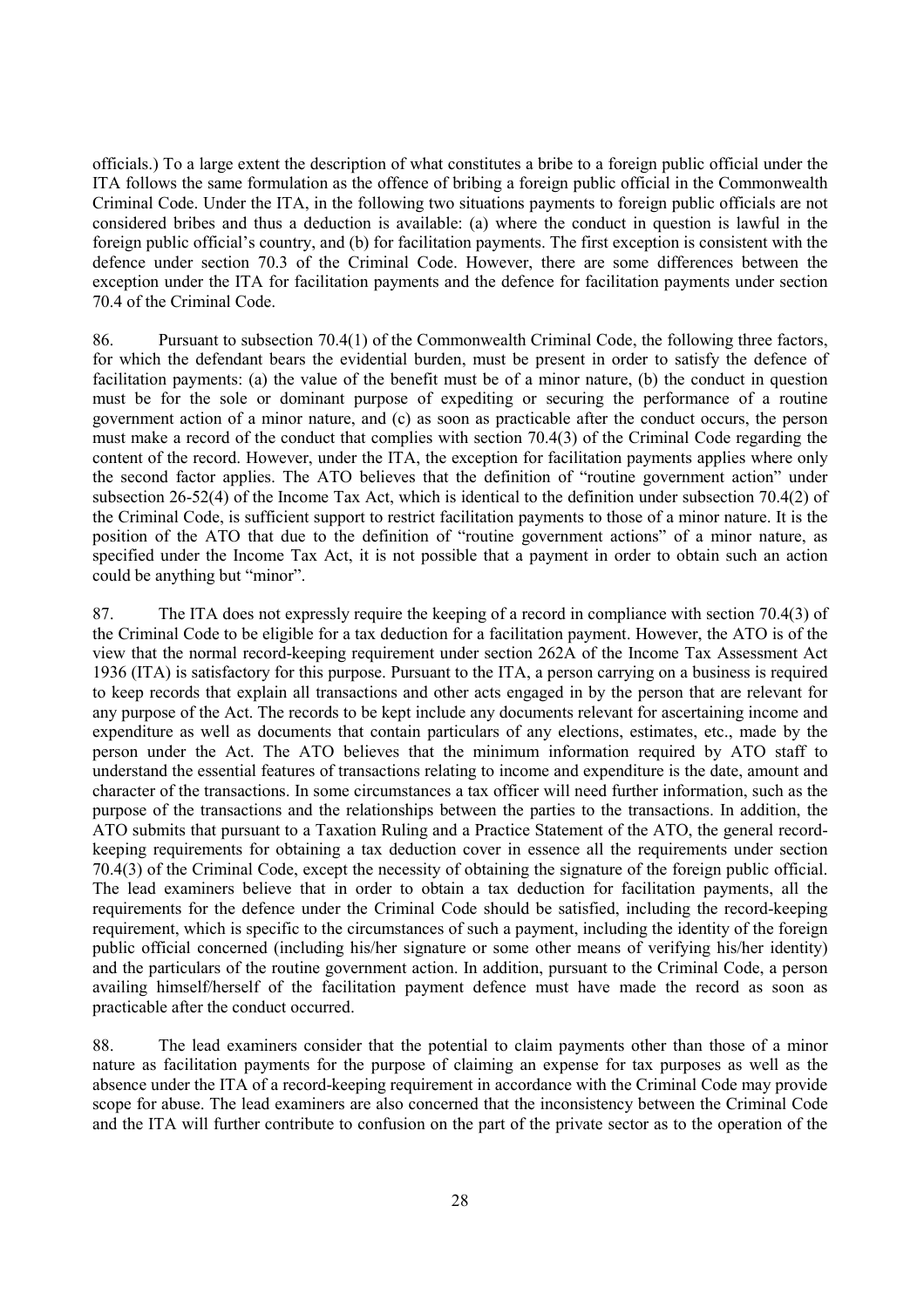officials.) To a large extent the description of what constitutes a bribe to a foreign public official under the ITA follows the same formulation as the offence of bribing a foreign public official in the Commonwealth Criminal Code. Under the ITA, in the following two situations payments to foreign public officials are not considered bribes and thus a deduction is available: (a) where the conduct in question is lawful in the foreign public official's country, and (b) for facilitation payments. The first exception is consistent with the defence under section 70.3 of the Criminal Code. However, there are some differences between the exception under the ITA for facilitation payments and the defence for facilitation payments under section 70.4 of the Criminal Code.

86. Pursuant to subsection 70.4(1) of the Commonwealth Criminal Code, the following three factors, for which the defendant bears the evidential burden, must be present in order to satisfy the defence of facilitation payments: (a) the value of the benefit must be of a minor nature, (b) the conduct in question must be for the sole or dominant purpose of expediting or securing the performance of a routine government action of a minor nature, and (c) as soon as practicable after the conduct occurs, the person must make a record of the conduct that complies with section 70.4(3) of the Criminal Code regarding the content of the record. However, under the ITA, the exception for facilitation payments applies where only the second factor applies. The ATO believes that the definition of "routine government action" under subsection 26-52(4) of the Income Tax Act, which is identical to the definition under subsection 70.4(2) of the Criminal Code, is sufficient support to restrict facilitation payments to those of a minor nature. It is the position of the ATO that due to the definition of "routine government actions" of a minor nature, as specified under the Income Tax Act, it is not possible that a payment in order to obtain such an action could be anything but "minor".

87. The ITA does not expressly require the keeping of a record in compliance with section 70.4(3) of the Criminal Code to be eligible for a tax deduction for a facilitation payment. However, the ATO is of the view that the normal record-keeping requirement under section 262A of the Income Tax Assessment Act 1936 (ITA) is satisfactory for this purpose. Pursuant to the ITA, a person carrying on a business is required to keep records that explain all transactions and other acts engaged in by the person that are relevant for any purpose of the Act. The records to be kept include any documents relevant for ascertaining income and expenditure as well as documents that contain particulars of any elections, estimates, etc., made by the person under the Act. The ATO believes that the minimum information required by ATO staff to understand the essential features of transactions relating to income and expenditure is the date, amount and character of the transactions. In some circumstances a tax officer will need further information, such as the purpose of the transactions and the relationships between the parties to the transactions. In addition, the ATO submits that pursuant to a Taxation Ruling and a Practice Statement of the ATO, the general record-keeping requirements for obtaining a tax deduction cover in essence all the requirements under section 70.4(3) of the Criminal Code, except the necessity of obtaining the signature of the foreign public official. The lead examiners believe that in order to obtain a tax deduction for facilitation payments, all the requirements for the defence under the Criminal Code should be satisfied, including the record-keeping requirement, which is specific to the circumstances of such a payment, including the identity of the foreign public official concerned (including his/her signature or some other means of verifying his/her identity) and the particulars of the routine government action. In addition, pursuant to the Criminal Code, a person availing himself/herself of the facilitation payment defence must have made the record as soon as practicable after the conduct occurred.

88. The lead examiners consider that the potential to claim payments other than those of a minor nature as facilitation payments for the purpose of claiming an expense for tax purposes as well as the absence under the ITA of a record-keeping requirement in accordance with the Criminal Code may provide scope for abuse. The lead examiners are also concerned that the inconsistency between the Criminal Code and the ITA will further contribute to confusion on the part of the private sector as to the operation of the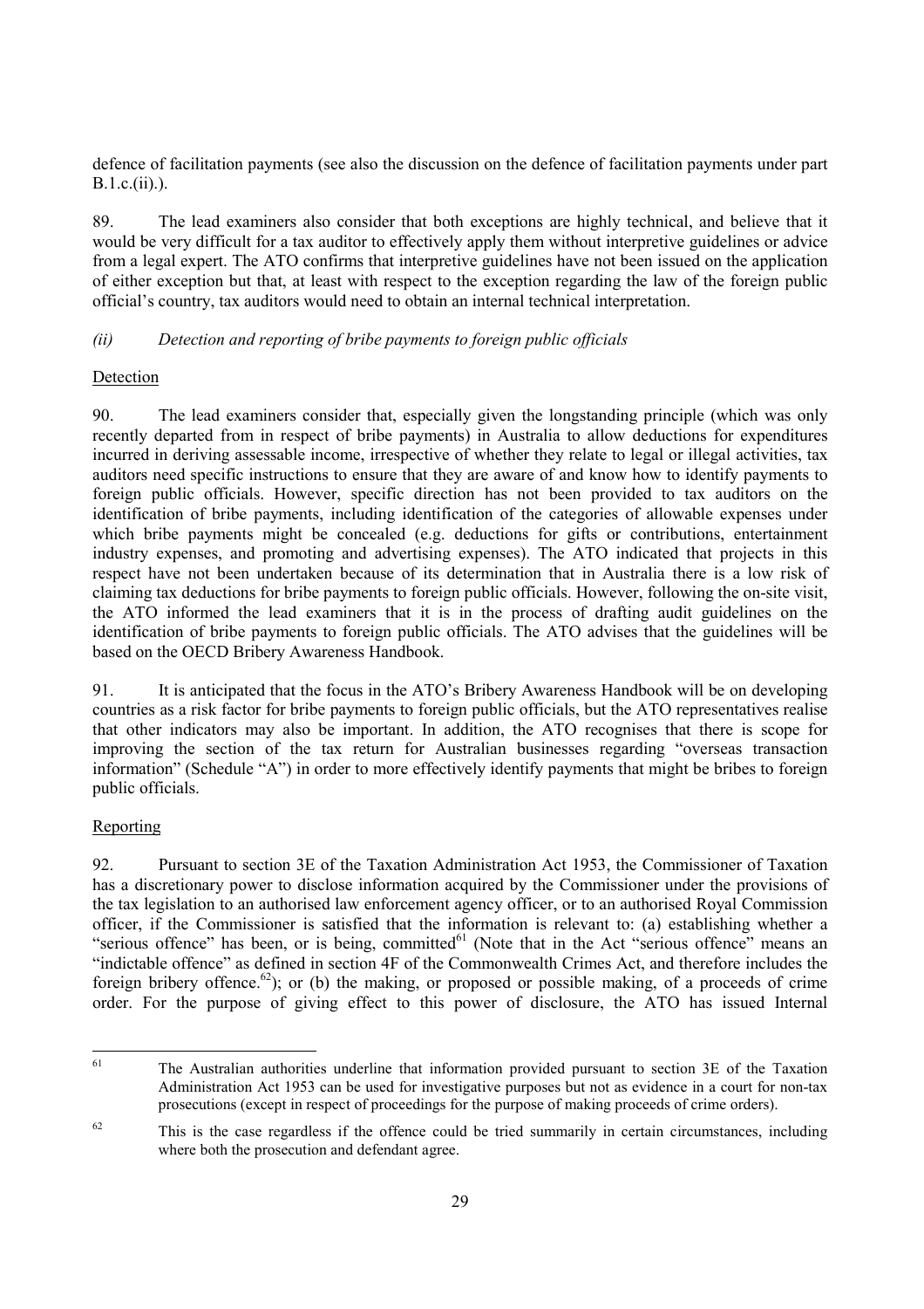defence of facilitation payments (see also the discussion on the defence of facilitation payments under part B.1.c.(ii).).

89. The lead examiners also consider that both exceptions are highly technical, and believe that it would be very difficult for a tax auditor to effectively apply them without interpretive guidelines or advice from a legal expert. The ATO confirms that interpretive guidelines have not been issued on the application of either exception but that, at least with respect to the exception regarding the law of the foreign public official's country, tax auditors would need to obtain an internal technical interpretation.

*(ii) Detection and reporting of bribe payments to foreign public officials*

Detection

90. The lead examiners consider that, especially given the longstanding principle (which was only recently departed from in respect of bribe payments) in Australia to allow deductions for expenditures incurred in deriving assessable income, irrespective of whether they relate to legal or illegal activities, tax auditors need specific instructions to ensure that they are aware of and know how to identify payments to foreign public officials. However, specific direction has not been provided to tax auditors on the identification of bribe payments, including identification of the categories of allowable expenses under which bribe payments might be concealed (e.g. deductions for gifts or contributions, entertainment industry expenses, and promoting and advertising expenses). The ATO indicated that projects in this respect have not been undertaken because of its determination that in Australia there is a low risk of claiming tax deductions for bribe payments to foreign public officials. However, following the on-site visit, the ATO informed the lead examiners that it is in the process of drafting audit guidelines on the identification of bribe payments to foreign public officials. The ATO advises that the guidelines will be based on the OECD Bribery Awareness Handbook.

91. It is anticipated that the focus in the ATO's Bribery Awareness Handbook will be on developing countries as a risk factor for bribe payments to foreign public officials, but the ATO representatives realise that other indicators may also be important. In addition, the ATO recognises that there is scope for improving the section of the tax return for Australian businesses regarding "overseas transaction information" (Schedule "A") in order to more effectively identify payments that might be bribes to foreign public officials.

Reporting

92. Pursuant to section 3E of the Taxation Administration Act 1953, the Commissioner of Taxation has a discretionary power to disclose information acquired by the Commissioner under the provisions of the tax legislation to an authorised law enforcement agency officer, or to an authorised Royal Commission officer, if the Commissioner is satisfied that the information is relevant to: (a) establishing whether a "serious offence" has been, or is being, committed[61] (Note that in the Act "serious offence" means an "indictable offence" as defined in section 4F of the Commonwealth Crimes Act, and therefore includes the foreign bribery offence.[62]); or (b) the making, or proposed or possible making, of a proceeds of crime order. For the purpose of giving effect to this power of disclosure, the ATO has issued Internal

---

[61] The Australian authorities underline that information provided pursuant to section 3E of the Taxation Administration Act 1953 can be used for investigative purposes but not as evidence in a court for non-tax prosecutions (except in respect of proceedings for the purpose of making proceeds of crime orders).

[62] This is the case regardless if the offence could be tried summarily in certain circumstances, including where both the prosecution and defendant agree.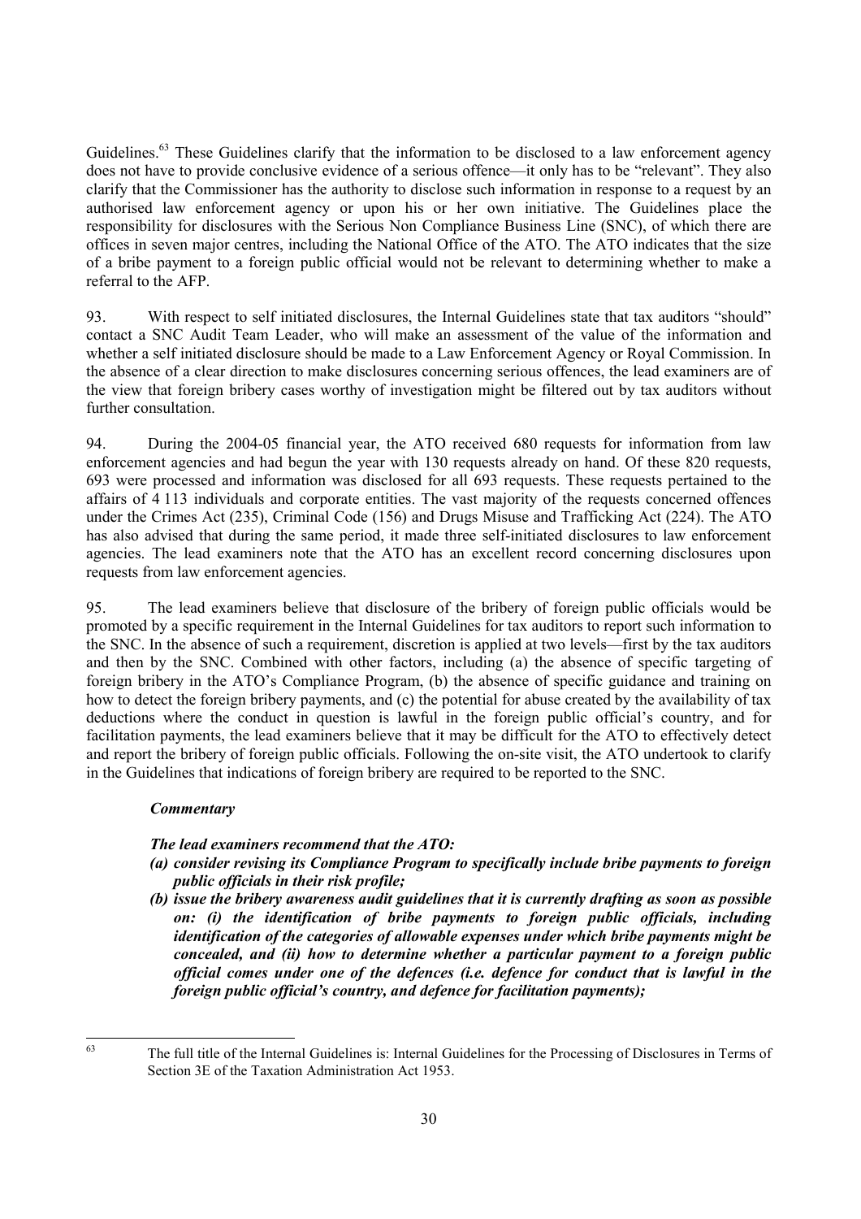Guidelines.[63] These Guidelines clarify that the information to be disclosed to a law enforcement agency does not have to provide conclusive evidence of a serious offence—it only has to be "relevant". They also clarify that the Commissioner has the authority to disclose such information in response to a request by an authorised law enforcement agency or upon his or her own initiative. The Guidelines place the responsibility for disclosures with the Serious Non Compliance Business Line (SNC), of which there are offices in seven major centres, including the National Office of the ATO. The ATO indicates that the size of a bribe payment to a foreign public official would not be relevant to determining whether to make a referral to the AFP.

93. With respect to self initiated disclosures, the Internal Guidelines state that tax auditors "should" contact a SNC Audit Team Leader, who will make an assessment of the value of the information and whether a self initiated disclosure should be made to a Law Enforcement Agency or Royal Commission. In the absence of a clear direction to make disclosures concerning serious offences, the lead examiners are of the view that foreign bribery cases worthy of investigation might be filtered out by tax auditors without further consultation.

94. During the 2004-05 financial year, the ATO received 680 requests for information from law enforcement agencies and had begun the year with 130 requests already on hand. Of these 820 requests, 693 were processed and information was disclosed for all 693 requests. These requests pertained to the affairs of 4 113 individuals and corporate entities. The vast majority of the requests concerned offences under the Crimes Act (235), Criminal Code (156) and Drugs Misuse and Trafficking Act (224). The ATO has also advised that during the same period, it made three self-initiated disclosures to law enforcement agencies. The lead examiners note that the ATO has an excellent record concerning disclosures upon requests from law enforcement agencies.

95. The lead examiners believe that disclosure of the bribery of foreign public officials would be promoted by a specific requirement in the Internal Guidelines for tax auditors to report such information to the SNC. In the absence of such a requirement, discretion is applied at two levels—first by the tax auditors and then by the SNC. Combined with other factors, including (a) the absence of specific targeting of foreign bribery in the ATO's Compliance Program, (b) the absence of specific guidance and training on how to detect the foreign bribery payments, and (c) the potential for abuse created by the availability of tax deductions where the conduct in question is lawful in the foreign public official's country, and for facilitation payments, the lead examiners believe that it may be difficult for the ATO to effectively detect and report the bribery of foreign public officials. Following the on-site visit, the ATO undertook to clarify in the Guidelines that indications of foreign bribery are required to be reported to the SNC.

***Commentary***

***The lead examiners recommend that the ATO:***

***(a) consider revising its Compliance Program to specifically include bribe payments to foreign public officials in their risk profile;***

***(b) issue the bribery awareness audit guidelines that it is currently drafting as soon as possible on: (i) the identification of bribe payments to foreign public officials, including identification of the categories of allowable expenses under which bribe payments might be concealed, and (ii) how to determine whether a particular payment to a foreign public official comes under one of the defences (i.e. defence for conduct that is lawful in the foreign public official's country, and defence for facilitation payments);***

[63] The full title of the Internal Guidelines is: Internal Guidelines for the Processing of Disclosures in Terms of Section 3E of the Taxation Administration Act 1953.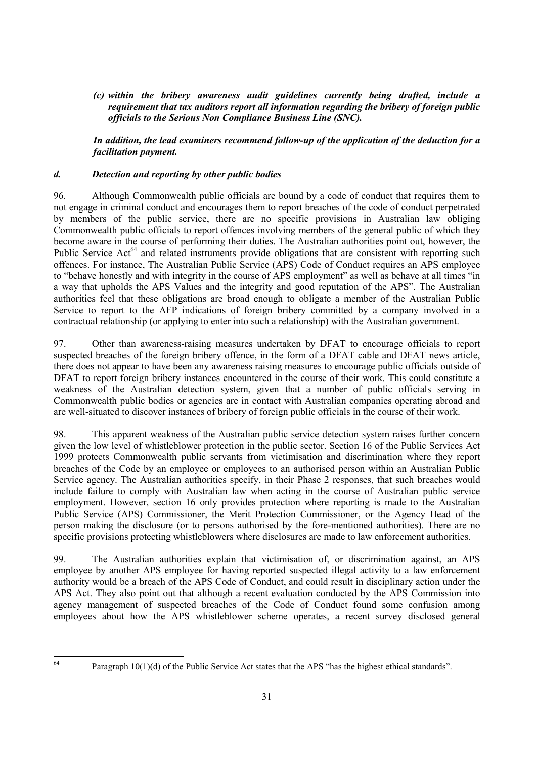*(c) **within the bribery awareness audit guidelines currently being drafted, include a requirement that tax auditors report all information regarding the bribery of foreign public officials to the Serious Non Compliance Business Line (SNC).***

***In addition, the lead examiners recommend follow-up of the application of the deduction for a facilitation payment.***

### *d. Detection and reporting by other public bodies*

96. Although Commonwealth public officials are bound by a code of conduct that requires them to not engage in criminal conduct and encourages them to report breaches of the code of conduct perpetrated by members of the public service, there are no specific provisions in Australian law obliging Commonwealth public officials to report offences involving members of the general public of which they become aware in the course of performing their duties. The Australian authorities point out, however, the Public Service Act[64] and related instruments provide obligations that are consistent with reporting such offences. For instance, The Australian Public Service (APS) Code of Conduct requires an APS employee to "behave honestly and with integrity in the course of APS employment" as well as behave at all times "in a way that upholds the APS Values and the integrity and good reputation of the APS". The Australian authorities feel that these obligations are broad enough to obligate a member of the Australian Public Service to report to the AFP indications of foreign bribery committed by a company involved in a contractual relationship (or applying to enter into such a relationship) with the Australian government.

97. Other than awareness-raising measures undertaken by DFAT to encourage officials to report suspected breaches of the foreign bribery offence, in the form of a DFAT cable and DFAT news article, there does not appear to have been any awareness raising measures to encourage public officials outside of DFAT to report foreign bribery instances encountered in the course of their work. This could constitute a weakness of the Australian detection system, given that a number of public officials serving in Commonwealth public bodies or agencies are in contact with Australian companies operating abroad and are well-situated to discover instances of bribery of foreign public officials in the course of their work.

98. This apparent weakness of the Australian public service detection system raises further concern given the low level of whistleblower protection in the public sector. Section 16 of the Public Services Act 1999 protects Commonwealth public servants from victimisation and discrimination where they report breaches of the Code by an employee or employees to an authorised person within an Australian Public Service agency. The Australian authorities specify, in their Phase 2 responses, that such breaches would include failure to comply with Australian law when acting in the course of Australian public service employment. However, section 16 only provides protection where reporting is made to the Australian Public Service (APS) Commissioner, the Merit Protection Commissioner, or the Agency Head of the person making the disclosure (or to persons authorised by the fore-mentioned authorities). There are no specific provisions protecting whistleblowers where disclosures are made to law enforcement authorities.

99. The Australian authorities explain that victimisation of, or discrimination against, an APS employee by another APS employee for having reported suspected illegal activity to a law enforcement authority would be a breach of the APS Code of Conduct, and could result in disciplinary action under the APS Act. They also point out that although a recent evaluation conducted by the APS Commission into agency management of suspected breaches of the Code of Conduct found some confusion among employees about how the APS whistleblower scheme operates, a recent survey disclosed general

---

[64] Paragraph 10(1)(d) of the Public Service Act states that the APS "has the highest ethical standards".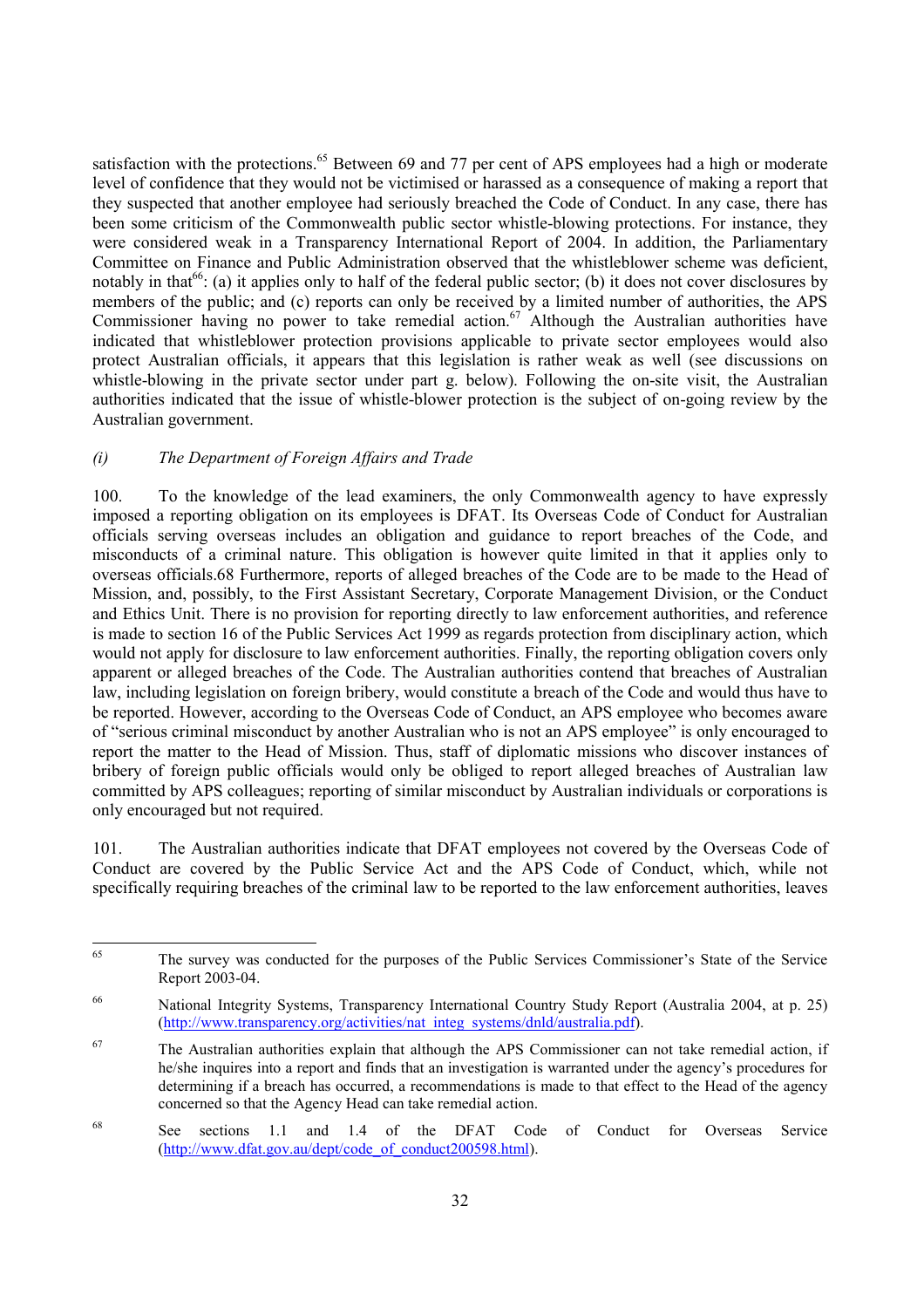satisfaction with the protections.[65] Between 69 and 77 per cent of APS employees had a high or moderate level of confidence that they would not be victimised or harassed as a consequence of making a report that they suspected that another employee had seriously breached the Code of Conduct. In any case, there has been some criticism of the Commonwealth public sector whistle-blowing protections. For instance, they were considered weak in a Transparency International Report of 2004. In addition, the Parliamentary Committee on Finance and Public Administration observed that the whistleblower scheme was deficient, notably in that[66]: (a) it applies only to half of the federal public sector; (b) it does not cover disclosures by members of the public; and (c) reports can only be received by a limited number of authorities, the APS Commissioner having no power to take remedial action.[67] Although the Australian authorities have indicated that whistleblower protection provisions applicable to private sector employees would also protect Australian officials, it appears that this legislation is rather weak as well (see discussions on whistle-blowing in the private sector under part g. below). Following the on-site visit, the Australian authorities indicated that the issue of whistle-blower protection is the subject of on-going review by the Australian government.

*(i) The Department of Foreign Affairs and Trade*

100. To the knowledge of the lead examiners, the only Commonwealth agency to have expressly imposed a reporting obligation on its employees is DFAT. Its Overseas Code of Conduct for Australian officials serving overseas includes an obligation and guidance to report breaches of the Code, and misconducts of a criminal nature. This obligation is however quite limited in that it applies only to overseas officials.68 Furthermore, reports of alleged breaches of the Code are to be made to the Head of Mission, and, possibly, to the First Assistant Secretary, Corporate Management Division, or the Conduct and Ethics Unit. There is no provision for reporting directly to law enforcement authorities, and reference is made to section 16 of the Public Services Act 1999 as regards protection from disciplinary action, which would not apply for disclosure to law enforcement authorities. Finally, the reporting obligation covers only apparent or alleged breaches of the Code. The Australian authorities contend that breaches of Australian law, including legislation on foreign bribery, would constitute a breach of the Code and would thus have to be reported. However, according to the Overseas Code of Conduct, an APS employee who becomes aware of "serious criminal misconduct by another Australian who is not an APS employee" is only encouraged to report the matter to the Head of Mission. Thus, staff of diplomatic missions who discover instances of bribery of foreign public officials would only be obliged to report alleged breaches of Australian law committed by APS colleagues; reporting of similar misconduct by Australian individuals or corporations is only encouraged but not required.

101. The Australian authorities indicate that DFAT employees not covered by the Overseas Code of Conduct are covered by the Public Service Act and the APS Code of Conduct, which, while not specifically requiring breaches of the criminal law to be reported to the law enforcement authorities, leaves

---

[65] The survey was conducted for the purposes of the Public Services Commissioner's State of the Service Report 2003-04.

[66] National Integrity Systems, Transparency International Country Study Report (Australia 2004, at p. 25) (http://www.transparency.org/activities/nat_integ_systems/dnld/australia.pdf).

[67] The Australian authorities explain that although the APS Commissioner can not take remedial action, if he/she inquires into a report and finds that an investigation is warranted under the agency's procedures for determining if a breach has occurred, a recommendations is made to that effect to the Head of the agency concerned so that the Agency Head can take remedial action.

[68] See sections 1.1 and 1.4 of the DFAT Code of Conduct for Overseas Service (http://www.dfat.gov.au/dept/code_of_conduct200598.html).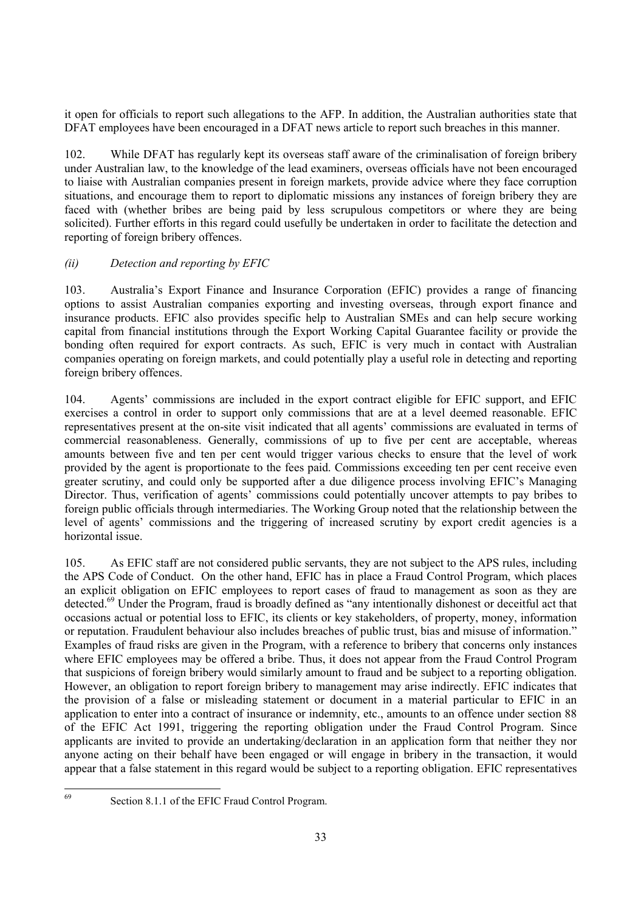it open for officials to report such allegations to the AFP. In addition, the Australian authorities state that DFAT employees have been encouraged in a DFAT news article to report such breaches in this manner.

102. While DFAT has regularly kept its overseas staff aware of the criminalisation of foreign bribery under Australian law, to the knowledge of the lead examiners, overseas officials have not been encouraged to liaise with Australian companies present in foreign markets, provide advice where they face corruption situations, and encourage them to report to diplomatic missions any instances of foreign bribery they are faced with (whether bribes are being paid by less scrupulous competitors or where they are being solicited). Further efforts in this regard could usefully be undertaken in order to facilitate the detection and reporting of foreign bribery offences.

*(ii) Detection and reporting by EFIC*

103. Australia's Export Finance and Insurance Corporation (EFIC) provides a range of financing options to assist Australian companies exporting and investing overseas, through export finance and insurance products. EFIC also provides specific help to Australian SMEs and can help secure working capital from financial institutions through the Export Working Capital Guarantee facility or provide the bonding often required for export contracts. As such, EFIC is very much in contact with Australian companies operating on foreign markets, and could potentially play a useful role in detecting and reporting foreign bribery offences.

104. Agents' commissions are included in the export contract eligible for EFIC support, and EFIC exercises a control in order to support only commissions that are at a level deemed reasonable. EFIC representatives present at the on-site visit indicated that all agents' commissions are evaluated in terms of commercial reasonableness. Generally, commissions of up to five per cent are acceptable, whereas amounts between five and ten per cent would trigger various checks to ensure that the level of work provided by the agent is proportionate to the fees paid. Commissions exceeding ten per cent receive even greater scrutiny, and could only be supported after a due diligence process involving EFIC's Managing Director. Thus, verification of agents' commissions could potentially uncover attempts to pay bribes to foreign public officials through intermediaries. The Working Group noted that the relationship between the level of agents' commissions and the triggering of increased scrutiny by export credit agencies is a horizontal issue.

105. As EFIC staff are not considered public servants, they are not subject to the APS rules, including the APS Code of Conduct. On the other hand, EFIC has in place a Fraud Control Program, which places an explicit obligation on EFIC employees to report cases of fraud to management as soon as they are detected.[69] Under the Program, fraud is broadly defined as "any intentionally dishonest or deceitful act that occasions actual or potential loss to EFIC, its clients or key stakeholders, of property, money, information or reputation. Fraudulent behaviour also includes breaches of public trust, bias and misuse of information." Examples of fraud risks are given in the Program, with a reference to bribery that concerns only instances where EFIC employees may be offered a bribe. Thus, it does not appear from the Fraud Control Program that suspicions of foreign bribery would similarly amount to fraud and be subject to a reporting obligation. However, an obligation to report foreign bribery to management may arise indirectly. EFIC indicates that the provision of a false or misleading statement or document in a material particular to EFIC in an application to enter into a contract of insurance or indemnity, etc., amounts to an offence under section 88 of the EFIC Act 1991, triggering the reporting obligation under the Fraud Control Program. Since applicants are invited to provide an undertaking/declaration in an application form that neither they nor anyone acting on their behalf have been engaged or will engage in bribery in the transaction, it would appear that a false statement in this regard would be subject to a reporting obligation. EFIC representatives

[69] Section 8.1.1 of the EFIC Fraud Control Program.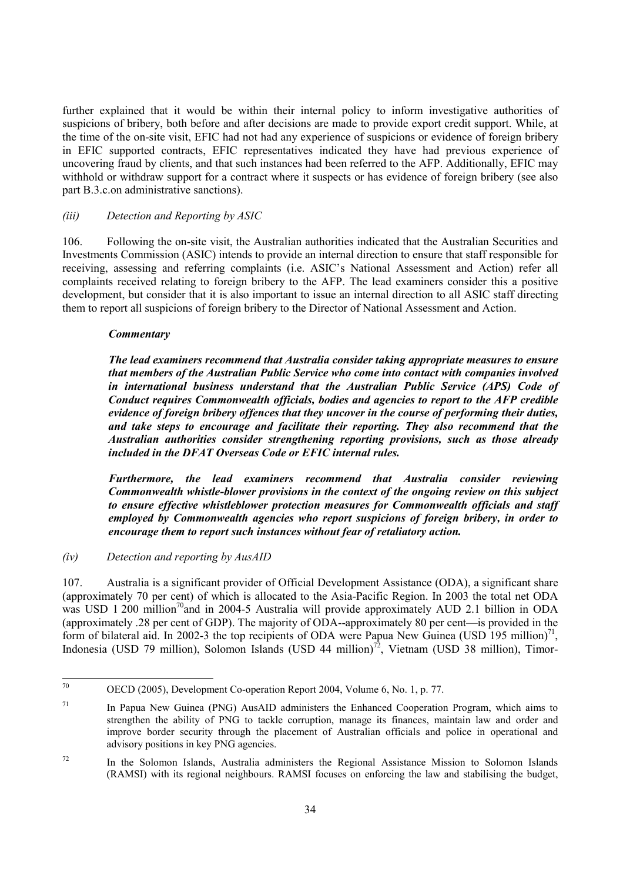further explained that it would be within their internal policy to inform investigative authorities of suspicions of bribery, both before and after decisions are made to provide export credit support. While, at the time of the on-site visit, EFIC had not had any experience of suspicions or evidence of foreign bribery in EFIC supported contracts, EFIC representatives indicated they have had previous experience of uncovering fraud by clients, and that such instances had been referred to the AFP. Additionally, EFIC may withhold or withdraw support for a contract where it suspects or has evidence of foreign bribery (see also part B.3.c.on administrative sanctions).

*(iii) Detection and Reporting by ASIC*

106. Following the on-site visit, the Australian authorities indicated that the Australian Securities and Investments Commission (ASIC) intends to provide an internal direction to ensure that staff responsible for receiving, assessing and referring complaints (i.e. ASIC's National Assessment and Action) refer all complaints received relating to foreign bribery to the AFP. The lead examiners consider this a positive development, but consider that it is also important to issue an internal direction to all ASIC staff directing them to report all suspicions of foreign bribery to the Director of National Assessment and Action.

***Commentary***

***The lead examiners recommend that Australia consider taking appropriate measures to ensure that members of the Australian Public Service who come into contact with companies involved in international business understand that the Australian Public Service (APS) Code of Conduct requires Commonwealth officials, bodies and agencies to report to the AFP credible evidence of foreign bribery offences that they uncover in the course of performing their duties, and take steps to encourage and facilitate their reporting. They also recommend that the Australian authorities consider strengthening reporting provisions, such as those already included in the DFAT Overseas Code or EFIC internal rules.***

***Furthermore, the lead examiners recommend that Australia consider reviewing Commonwealth whistle-blower provisions in the context of the ongoing review on this subject to ensure effective whistleblower protection measures for Commonwealth officials and staff employed by Commonwealth agencies who report suspicions of foreign bribery, in order to encourage them to report such instances without fear of retaliatory action.***

*(iv) Detection and reporting by AusAID*

107. Australia is a significant provider of Official Development Assistance (ODA), a significant share (approximately 70 per cent) of which is allocated to the Asia-Pacific Region. In 2003 the total net ODA was USD 1 200 million[70] and in 2004-5 Australia will provide approximately AUD 2.1 billion in ODA (approximately .28 per cent of GDP). The majority of ODA--approximately 80 per cent—is provided in the form of bilateral aid. In 2002-3 the top recipients of ODA were Papua New Guinea (USD 195 million)[71], Indonesia (USD 79 million), Solomon Islands (USD 44 million)[72], Vietnam (USD 38 million), Timor-

---

[70] OECD (2005), Development Co-operation Report 2004, Volume 6, No. 1, p. 77.

[71] In Papua New Guinea (PNG) AusAID administers the Enhanced Cooperation Program, which aims to strengthen the ability of PNG to tackle corruption, manage its finances, maintain law and order and improve border security through the placement of Australian officials and police in operational and advisory positions in key PNG agencies.

[72] In the Solomon Islands, Australia administers the Regional Assistance Mission to Solomon Islands (RAMSI) with its regional neighbours. RAMSI focuses on enforcing the law and stabilising the budget,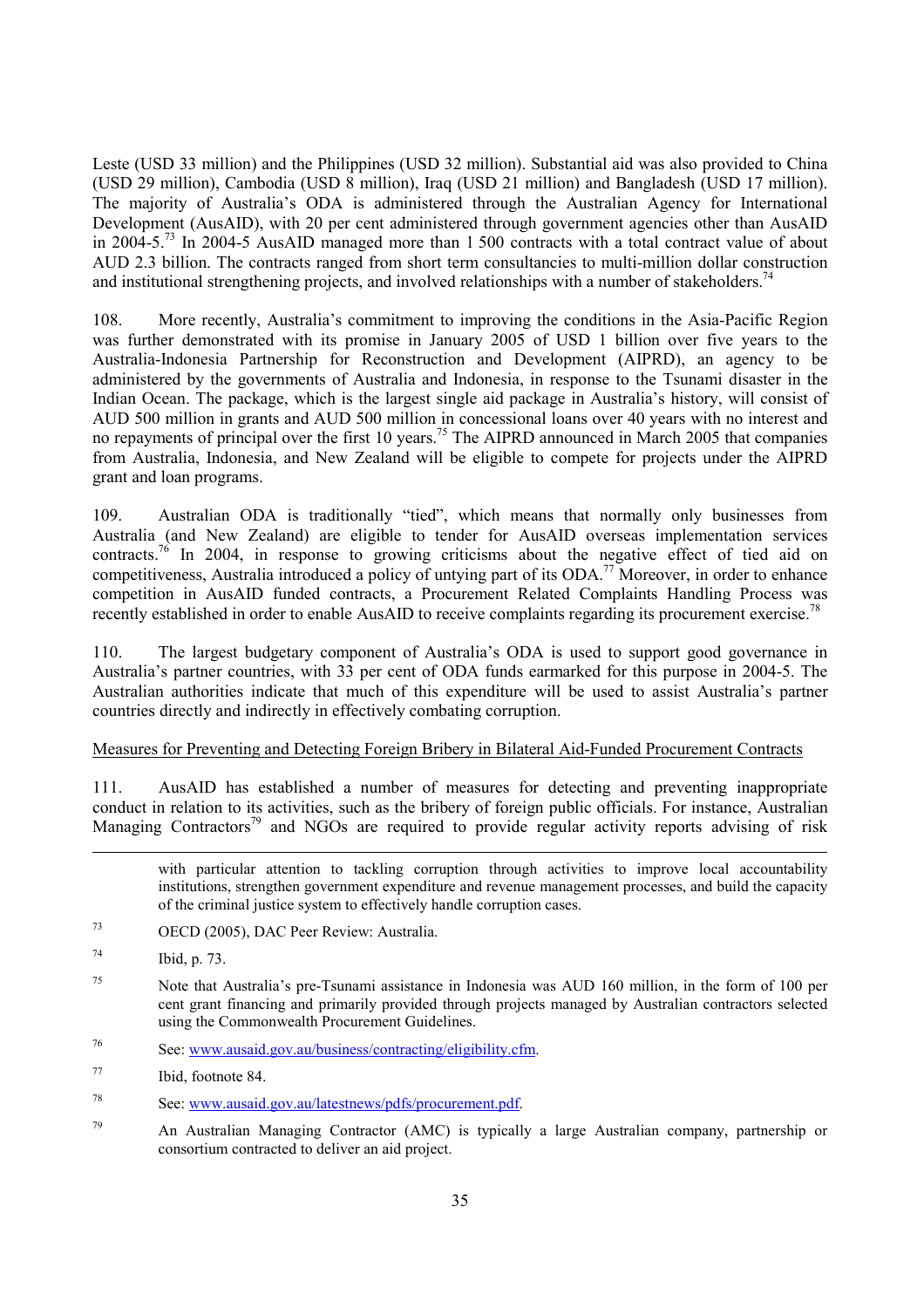Leste (USD 33 million) and the Philippines (USD 32 million). Substantial aid was also provided to China (USD 29 million), Cambodia (USD 8 million), Iraq (USD 21 million) and Bangladesh (USD 17 million). The majority of Australia's ODA is administered through the Australian Agency for International Development (AusAID), with 20 per cent administered through government agencies other than AusAID in 2004-5.[73] In 2004-5 AusAID managed more than 1 500 contracts with a total contract value of about AUD 2.3 billion. The contracts ranged from short term consultancies to multi-million dollar construction and institutional strengthening projects, and involved relationships with a number of stakeholders.[74]

108. More recently, Australia's commitment to improving the conditions in the Asia-Pacific Region was further demonstrated with its promise in January 2005 of USD 1 billion over five years to the Australia-Indonesia Partnership for Reconstruction and Development (AIPRD), an agency to be administered by the governments of Australia and Indonesia, in response to the Tsunami disaster in the Indian Ocean. The package, which is the largest single aid package in Australia's history, will consist of AUD 500 million in grants and AUD 500 million in concessional loans over 40 years with no interest and no repayments of principal over the first 10 years.[75] The AIPRD announced in March 2005 that companies from Australia, Indonesia, and New Zealand will be eligible to compete for projects under the AIPRD grant and loan programs.

109. Australian ODA is traditionally "tied", which means that normally only businesses from Australia (and New Zealand) are eligible to tender for AusAID overseas implementation services contracts.[76] In 2004, in response to growing criticisms about the negative effect of tied aid on competitiveness, Australia introduced a policy of untying part of its ODA.[77] Moreover, in order to enhance competition in AusAID funded contracts, a Procurement Related Complaints Handling Process was recently established in order to enable AusAID to receive complaints regarding its procurement exercise.[78]

110. The largest budgetary component of Australia's ODA is used to support good governance in Australia's partner countries, with 33 per cent of ODA funds earmarked for this purpose in 2004-5. The Australian authorities indicate that much of this expenditure will be used to assist Australia's partner countries directly and indirectly in effectively combating corruption.

<u>Measures for Preventing and Detecting Foreign Bribery in Bilateral Aid-Funded Procurement Contracts</u>

111. AusAID has established a number of measures for detecting and preventing inappropriate conduct in relation to its activities, such as the bribery of foreign public officials. For instance, Australian Managing Contractors[79] and NGOs are required to provide regular activity reports advising of risk

---

with particular attention to tackling corruption through activities to improve local accountability institutions, strengthen government expenditure and revenue management processes, and build the capacity of the criminal justice system to effectively handle corruption cases.

[73] OECD (2005), DAC Peer Review: Australia.

[74] Ibid, p. 73.

[75] Note that Australia's pre-Tsunami assistance in Indonesia was AUD 160 million, in the form of 100 per cent grant financing and primarily provided through projects managed by Australian contractors selected using the Commonwealth Procurement Guidelines.

[76] See: www.ausaid.gov.au/business/contracting/eligibility.cfm.

[77] Ibid, footnote 84.

[78] See: www.ausaid.gov.au/latestnews/pdfs/procurement.pdf.

[79] An Australian Managing Contractor (AMC) is typically a large Australian company, partnership or consortium contracted to deliver an aid project.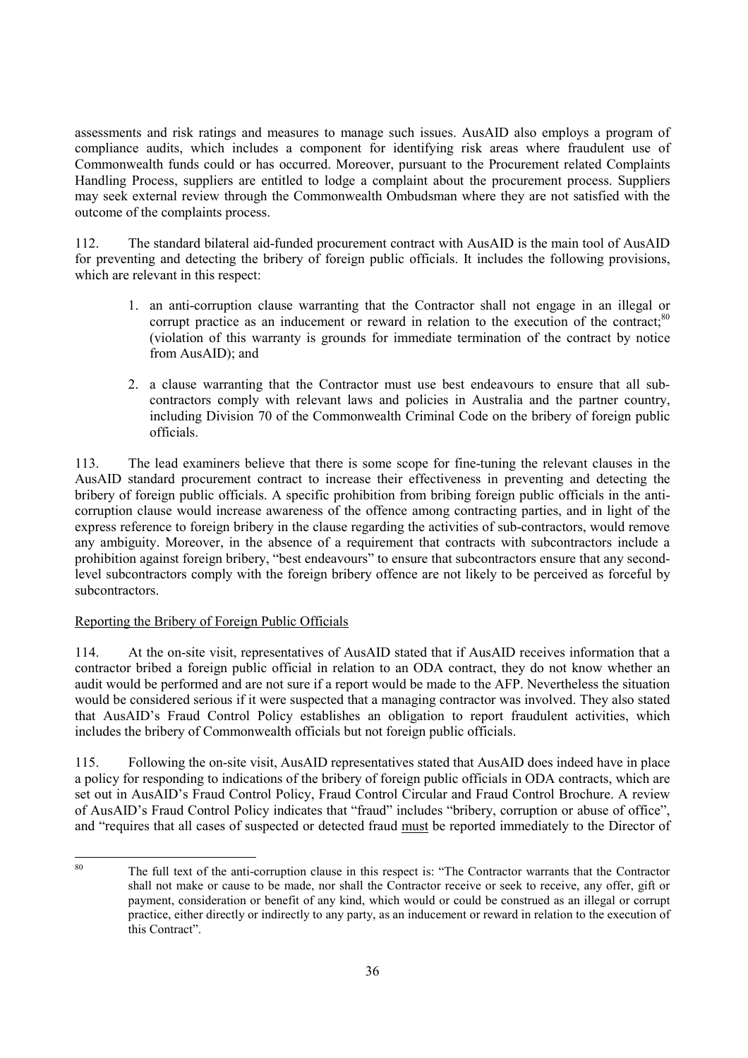assessments and risk ratings and measures to manage such issues. AusAID also employs a program of compliance audits, which includes a component for identifying risk areas where fraudulent use of Commonwealth funds could or has occurred. Moreover, pursuant to the Procurement related Complaints Handling Process, suppliers are entitled to lodge a complaint about the procurement process. Suppliers may seek external review through the Commonwealth Ombudsman where they are not satisfied with the outcome of the complaints process.

112. The standard bilateral aid-funded procurement contract with AusAID is the main tool of AusAID for preventing and detecting the bribery of foreign public officials. It includes the following provisions, which are relevant in this respect:

1. an anti-corruption clause warranting that the Contractor shall not engage in an illegal or corrupt practice as an inducement or reward in relation to the execution of the contract;[80] (violation of this warranty is grounds for immediate termination of the contract by notice from AusAID); and

2. a clause warranting that the Contractor must use best endeavours to ensure that all sub-contractors comply with relevant laws and policies in Australia and the partner country, including Division 70 of the Commonwealth Criminal Code on the bribery of foreign public officials.

113. The lead examiners believe that there is some scope for fine-tuning the relevant clauses in the AusAID standard procurement contract to increase their effectiveness in preventing and detecting the bribery of foreign public officials. A specific prohibition from bribing foreign public officials in the anti-corruption clause would increase awareness of the offence among contracting parties, and in light of the express reference to foreign bribery in the clause regarding the activities of sub-contractors, would remove any ambiguity. Moreover, in the absence of a requirement that contracts with subcontractors include a prohibition against foreign bribery, "best endeavours" to ensure that subcontractors ensure that any second-level subcontractors comply with the foreign bribery offence are not likely to be perceived as forceful by subcontractors.

<u>Reporting the Bribery of Foreign Public Officials</u>

114. At the on-site visit, representatives of AusAID stated that if AusAID receives information that a contractor bribed a foreign public official in relation to an ODA contract, they do not know whether an audit would be performed and are not sure if a report would be made to the AFP. Nevertheless the situation would be considered serious if it were suspected that a managing contractor was involved. They also stated that AusAID's Fraud Control Policy establishes an obligation to report fraudulent activities, which includes the bribery of Commonwealth officials but not foreign public officials.

115. Following the on-site visit, AusAID representatives stated that AusAID does indeed have in place a policy for responding to indications of the bribery of foreign public officials in ODA contracts, which are set out in AusAID's Fraud Control Policy, Fraud Control Circular and Fraud Control Brochure. A review of AusAID's Fraud Control Policy indicates that "fraud" includes "bribery, corruption or abuse of office", and "requires that all cases of suspected or detected fraud <u>must</u> be reported immediately to the Director of

---

[80] The full text of the anti-corruption clause in this respect is: "The Contractor warrants that the Contractor shall not make or cause to be made, nor shall the Contractor receive or seek to receive, any offer, gift or payment, consideration or benefit of any kind, which would or could be construed as an illegal or corrupt practice, either directly or indirectly to any party, as an inducement or reward in relation to the execution of this Contract".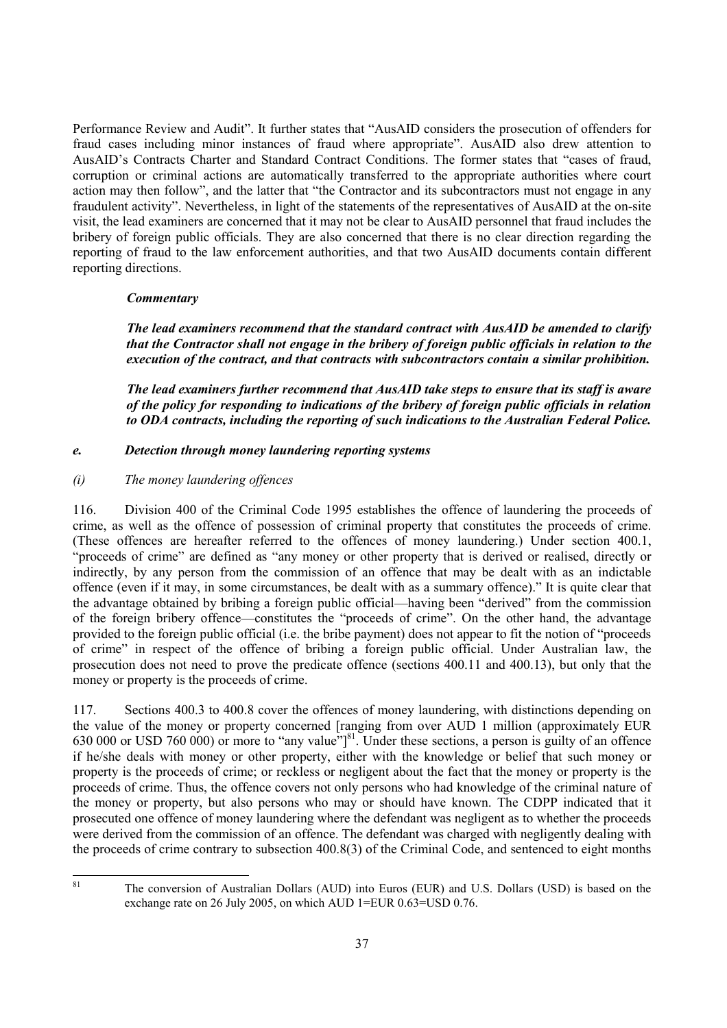Performance Review and Audit". It further states that "AusAID considers the prosecution of offenders for fraud cases including minor instances of fraud where appropriate". AusAID also drew attention to AusAID's Contracts Charter and Standard Contract Conditions. The former states that "cases of fraud, corruption or criminal actions are automatically transferred to the appropriate authorities where court action may then follow", and the latter that "the Contractor and its subcontractors must not engage in any fraudulent activity". Nevertheless, in light of the statements of the representatives of AusAID at the on-site visit, the lead examiners are concerned that it may not be clear to AusAID personnel that fraud includes the bribery of foreign public officials. They are also concerned that there is no clear direction regarding the reporting of fraud to the law enforcement authorities, and that two AusAID documents contain different reporting directions.

***Commentary***

***The lead examiners recommend that the standard contract with AusAID be amended to clarify that the Contractor shall not engage in the bribery of foreign public officials in relation to the execution of the contract, and that contracts with subcontractors contain a similar prohibition.***

***The lead examiners further recommend that AusAID take steps to ensure that its staff is aware of the policy for responding to indications of the bribery of foreign public officials in relation to ODA contracts, including the reporting of such indications to the Australian Federal Police.***

### *e. Detection through money laundering reporting systems*

#### *(i) The money laundering offences*

116. Division 400 of the Criminal Code 1995 establishes the offence of laundering the proceeds of crime, as well as the offence of possession of criminal property that constitutes the proceeds of crime. (These offences are hereafter referred to the offences of money laundering.) Under section 400.1, "proceeds of crime" are defined as "any money or other property that is derived or realised, directly or indirectly, by any person from the commission of an offence that may be dealt with as an indictable offence (even if it may, in some circumstances, be dealt with as a summary offence)." It is quite clear that the advantage obtained by bribing a foreign public official—having been "derived" from the commission of the foreign bribery offence—constitutes the "proceeds of crime". On the other hand, the advantage provided to the foreign public official (i.e. the bribe payment) does not appear to fit the notion of "proceeds of crime" in respect of the offence of bribe a foreign public official. Under Australian law, the prosecution does not need to prove the predicate offence (sections 400.11 and 400.13), but only that the money or property is the proceeds of crime.

117. Sections 400.3 to 400.8 cover the offences of money laundering, with distinctions depending on the value of the money or property concerned [ranging from over AUD 1 million (approximately EUR 630 000 or USD 760 000) or more to "any value"][81]. Under these sections, a person is guilty of an offence if he/she deals with money or other property, either with the knowledge or belief that such money or property is the proceeds of crime; or reckless or negligent about the fact that the money or property is the proceeds of crime. Thus, the offence covers not only persons who had knowledge of the criminal nature of the money or property, but also persons who may or should have known. The CDPP indicated that it prosecuted one offence of money laundering where the defendant was negligent as to whether the proceeds were derived from the commission of an offence. The defendant was charged with negligently dealing with the proceeds of crime contrary to subsection 400.8(3) of the Criminal Code, and sentenced to eight months

---

[81] The conversion of Australian Dollars (AUD) into Euros (EUR) and U.S. Dollars (USD) is based on the exchange rate on 26 July 2005, on which AUD 1=EUR 0.63=USD 0.76.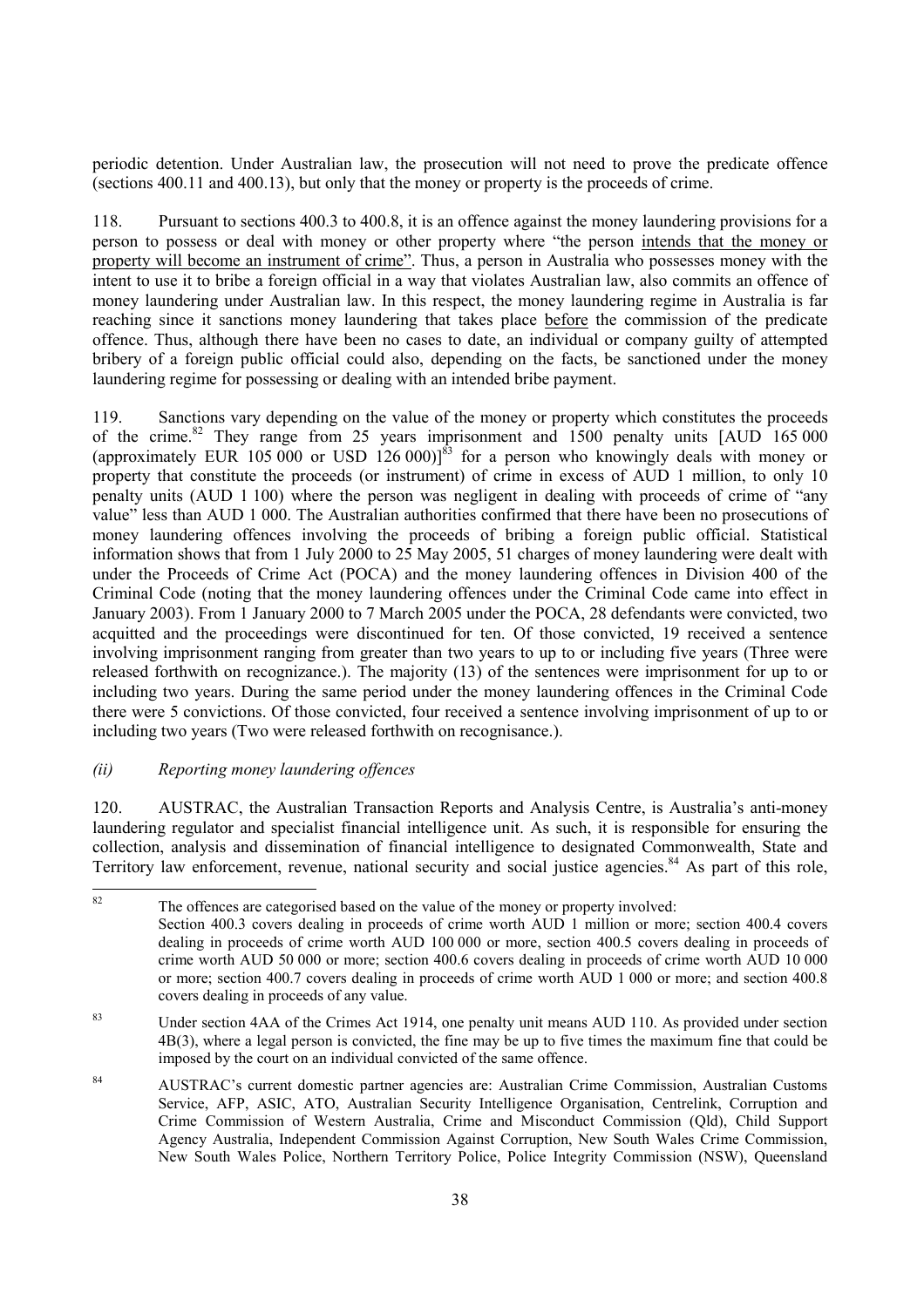periodic detention. Under Australian law, the prosecution will not need to prove the predicate offence (sections 400.11 and 400.13), but only that the money or property is the proceeds of crime.

118. Pursuant to sections 400.3 to 400.8, it is an offence against the money laundering provisions for a person to possess or deal with money or other property where "the person <u>intends that the money or property will become an instrument of crime</u>". Thus, a person in Australia who possesses money with the intent to use it to bribe a foreign official in a way that violates Australian law, also commits an offence of money laundering under Australian law. In this respect, the money laundering regime in Australia is far reaching since it sanctions money laundering that takes place <u>before</u> the commission of the predicate offence. Thus, although there have been no cases to date, an individual or company guilty of attempted bribery of a foreign public official could also, depending on the facts, be sanctioned under the money laundering regime for possessing or dealing with an intended bribe payment.

119. Sanctions vary depending on the value of the money or property which constitutes the proceeds of the crime.[82] They range from 25 years imprisonment and 1500 penalty units [AUD 165 000 (approximately EUR 105 000 or USD 126 000)][83] for a person who knowingly deals with money or property that constitute the proceeds (or instrument) of crime in excess of AUD 1 million, to only 10 penalty units (AUD 1 100) where the person was negligent in dealing with proceeds of crime of "any value" less than AUD 1 000. The Australian authorities confirmed that there have been no prosecutions of money laundering offences involving the proceeds of bribing a foreign public official. Statistical information shows that from 1 July 2000 to 25 May 2005, 51 charges of money laundering were dealt with under the Proceeds of Crime Act (POCA) and the money laundering offences in Division 400 of the Criminal Code (noting that the money laundering offences under the Criminal Code came into effect in January 2003). From 1 January 2000 to 7 March 2005 under the POCA, 28 defendants were convicted, two acquitted and the proceedings were discontinued for ten. Of those convicted, 19 received a sentence involving imprisonment ranging from greater than two years to up to or including five years (Three were released forthwith on recognizance.). The majority (13) of the sentences were imprisonment for up to or including two years. During the same period under the money laundering offences in the Criminal Code there were 5 convictions. Of those convicted, four received a sentence involving imprisonment of up to or including two years (Two were released forthwith on recognisance.).

*(ii) Reporting money laundering offences*

120. AUSTRAC, the Australian Transaction Reports and Analysis Centre, is Australia's anti-money laundering regulator and specialist financial intelligence unit. As such, it is responsible for ensuring the collection, analysis and dissemination of financial intelligence to designated Commonwealth, State and Territory law enforcement, revenue, national security and social justice agencies.[84] As part of this role,

---

[82] The offences are categorised based on the value of the money or property involved: Section 400.3 covers dealing in proceeds of crime worth AUD 1 million or more; section 400.4 covers dealing in proceeds of crime worth AUD 100 000 or more, section 400.5 covers dealing in proceeds of crime worth AUD 50 000 or more; section 400.6 covers dealing in proceeds of crime worth AUD 10 000 or more; section 400.7 covers dealing in proceeds of crime worth AUD 1 000 or more; and section 400.8 covers dealing in proceeds of any value.

[83] Under section 4AA of the Crimes Act 1914, one penalty unit means AUD 110. As provided under section 4B(3), where a legal person is convicted, the fine may be up to five times the maximum fine that could be imposed by the court on an individual convicted of the same offence.

[84] AUSTRAC's current domestic partner agencies are: Australian Crime Commission, Australian Customs Service, AFP, ASIC, ATO, Australian Security Intelligence Organisation, Centrelink, Corruption and Crime Commission of Western Australia, Crime and Misconduct Commission (Qld), Child Support Agency Australia, Independent Commission Against Corruption, New South Wales Crime Commission, New South Wales Police, Northern Territory Police, Police Integrity Commission (NSW), Queensland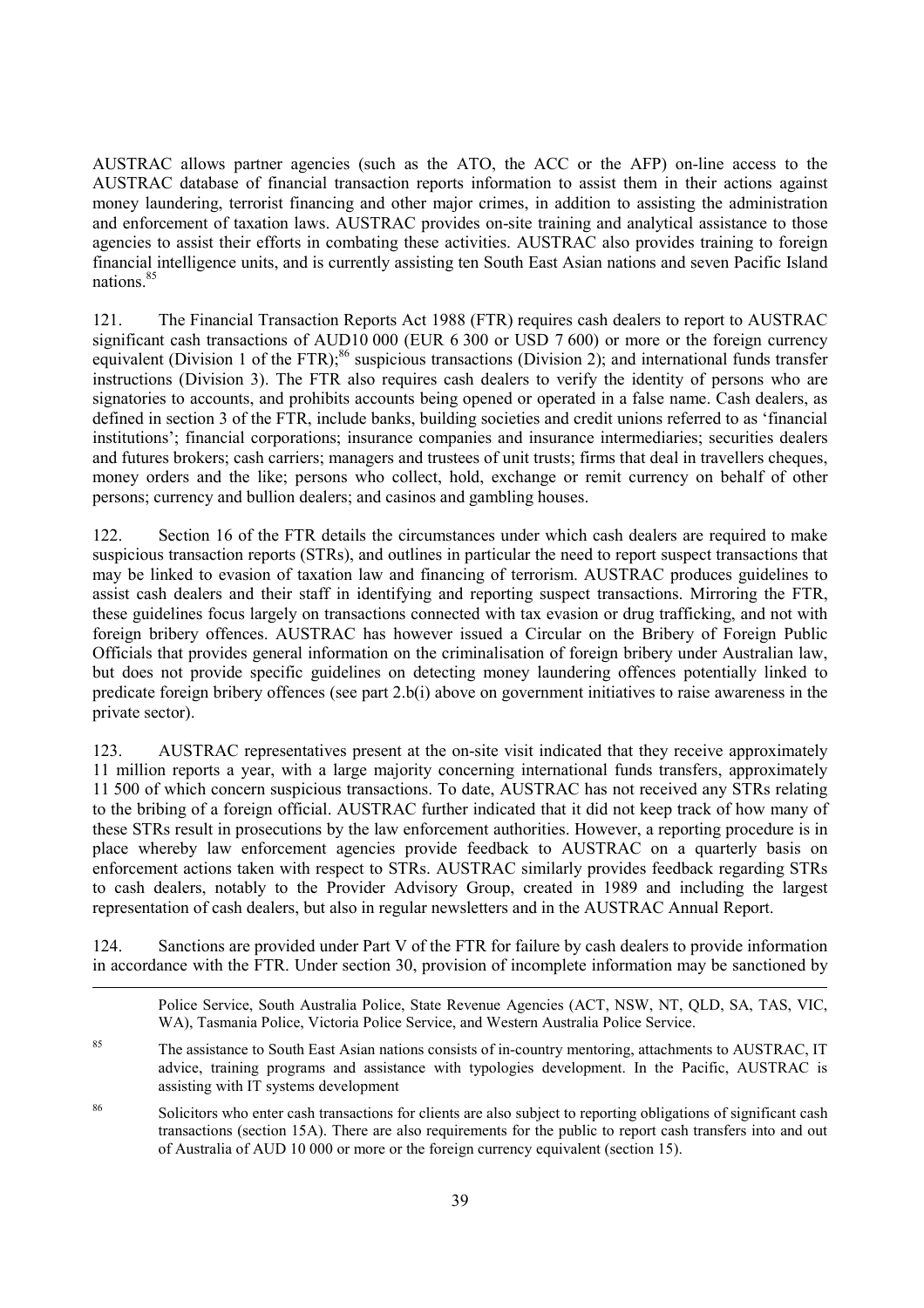AUSTRAC allows partner agencies (such as the ATO, the ACC or the AFP) on-line access to the AUSTRAC database of financial transaction reports information to assist them in their actions against money laundering, terrorist financing and other major crimes, in addition to assisting the administration and enforcement of taxation laws. AUSTRAC provides on-site training and analytical assistance to those agencies to assist their efforts in combating these activities. AUSTRAC also provides training to foreign financial intelligence units, and is currently assisting ten South East Asian nations and seven Pacific Island nations.[85]

121. The Financial Transaction Reports Act 1988 (FTR) requires cash dealers to report to AUSTRAC significant cash transactions of AUD10 000 (EUR 6 300 or USD 7 600) or more or the foreign currency equivalent (Division 1 of the FTR);[86] suspicious transactions (Division 2); and international funds transfer instructions (Division 3). The FTR also requires cash dealers to verify the identity of persons who are signatories to accounts, and prohibits accounts being opened or operated in a false name. Cash dealers, as defined in section 3 of the FTR, include banks, building societies and credit unions referred to as 'financial institutions'; financial corporations; insurance companies and insurance intermediaries; securities dealers and futures brokers; cash carriers; managers and trustees of unit trusts; firms that deal in travellers cheques, money orders and the like; persons who collect, hold, exchange or remit currency on behalf of other persons; currency and bullion dealers; and casinos and gambling houses.

122. Section 16 of the FTR details the circumstances under which cash dealers are required to make suspicious transaction reports (STRs), and outlines in particular the need to report suspect transactions that may be linked to evasion of taxation law and financing of terrorism. AUSTRAC produces guidelines to assist cash dealers and their staff in identifying and reporting suspect transactions. Mirroring the FTR, these guidelines focus largely on transactions connected with tax evasion or drug trafficking, and not with foreign bribery offences. AUSTRAC has however issued a Circular on the Bribery of Foreign Public Officials that provides general information on the criminalisation of foreign bribery under Australian law, but does not provide specific guidelines on detecting money laundering offences potentially linked to predicate foreign bribery offences (see part 2.b(i) above on government initiatives to raise awareness in the private sector).

123. AUSTRAC representatives present at the on-site visit indicated that they receive approximately 11 million reports a year, with a large majority concerning international funds transfers, approximately 11 500 of which concern suspicious transactions. To date, AUSTRAC has not received any STRs relating to the bribing of a foreign official. AUSTRAC further indicated that it did not keep track of how many of these STRs result in prosecutions by the law enforcement authorities. However, a reporting procedure is in place whereby law enforcement agencies provide feedback to AUSTRAC on a quarterly basis on enforcement actions taken with respect to STRs. AUSTRAC similarly provides feedback regarding STRs to cash dealers, notably to the Provider Advisory Group, created in 1989 and including the largest representation of cash dealers, but also in regular newsletters and in the AUSTRAC Annual Report.

124. Sanctions are provided under Part V of the FTR for failure by cash dealers to provide information in accordance with the FTR. Under section 30, provision of incomplete information may be sanctioned by

---

Police Service, South Australia Police, State Revenue Agencies (ACT, NSW, NT, QLD, SA, TAS, VIC, WA), Tasmania Police, Victoria Police Service, and Western Australia Police Service.

[85] The assistance to South East Asian nations consists of in-country mentoring, attachments to AUSTRAC, IT advice, training programs and assistance with typologies development. In the Pacific, AUSTRAC is assisting with IT systems development

[86] Solicitors who enter cash transactions for clients are also subject to reporting obligations of significant cash transactions (section 15A). There are also requirements for the public to report cash transfers into and out of Australia of AUD 10 000 or more or the foreign currency equivalent (section 15).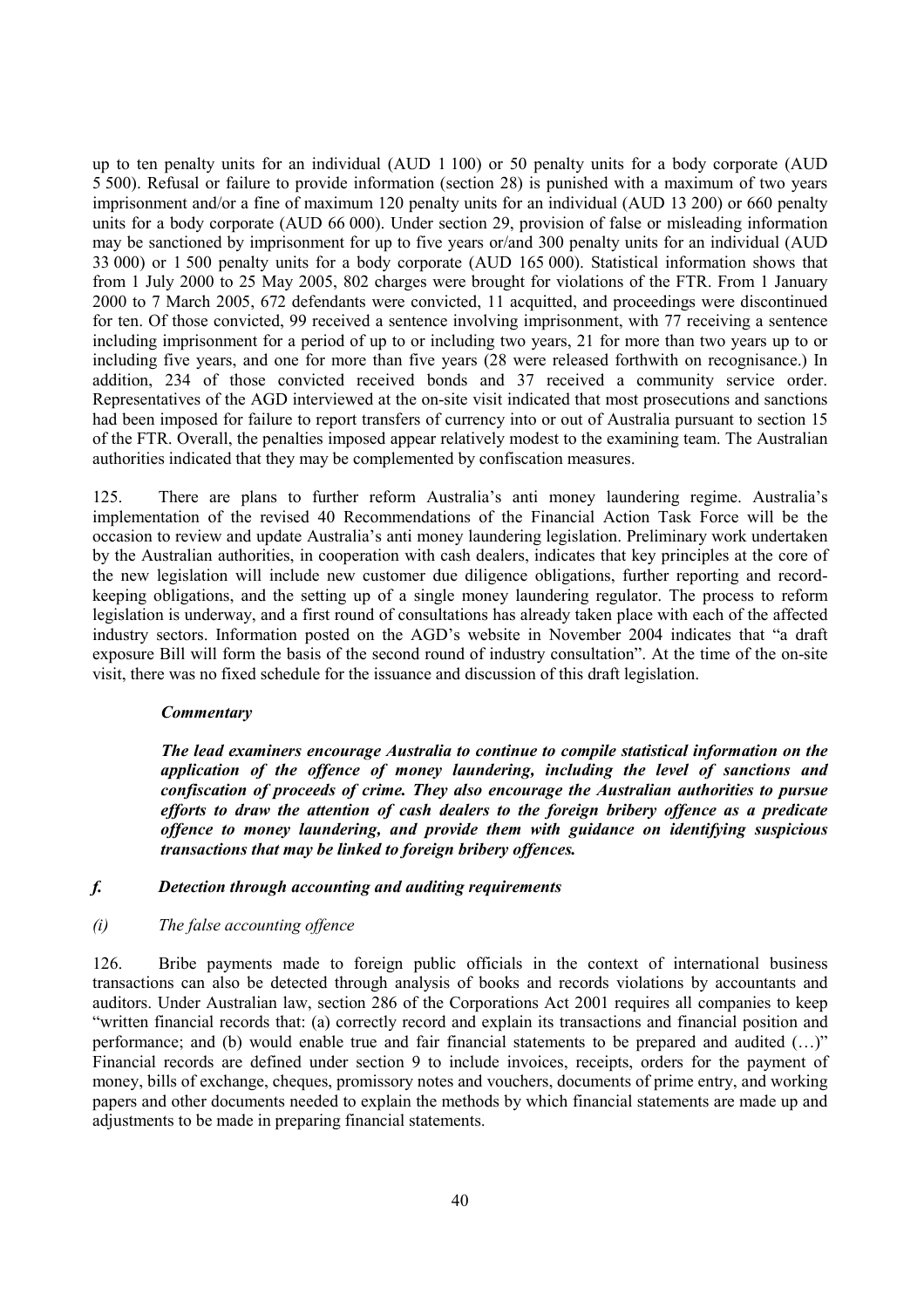up to ten penalty units for an individual (AUD 1 100) or 50 penalty units for a body corporate (AUD 5 500). Refusal or failure to provide information (section 28) is punished with a maximum of two years imprisonment and/or a fine of maximum 120 penalty units for an individual (AUD 13 200) or 660 penalty units for a body corporate (AUD 66 000). Under section 29, provision of false or misleading information may be sanctioned by imprisonment for up to five years or/and 300 penalty units for an individual (AUD 33 000) or 1 500 penalty units for a body corporate (AUD 165 000). Statistical information shows that from 1 July 2000 to 25 May 2005, 802 charges were brought for violations of the FTR. From 1 January 2000 to 7 March 2005, 672 defendants were convicted, 11 acquitted, and proceedings were discontinued for ten. Of those convicted, 99 received a sentence involving imprisonment, with 77 receiving a sentence including imprisonment for a period of up to or including two years, 21 for more than two years up to or including five years, and one for more than five years (28 were released forthwith on recognisance.) In addition, 234 of those convicted received bonds and 37 received a community service order. Representatives of the AGD interviewed at the on-site visit indicated that most prosecutions and sanctions had been imposed for failure to report transfers of currency into or out of Australia pursuant to section 15 of the FTR. Overall, the penalties imposed appear relatively modest to the examining team. The Australian authorities indicated that they may be complemented by confiscation measures.

125. There are plans to further reform Australia's anti money laundering regime. Australia's implementation of the revised 40 Recommendations of the Financial Action Task Force will be the occasion to review and update Australia's anti money laundering legislation. Preliminary work undertaken by the Australian authorities, in cooperation with cash dealers, indicates that key principles at the core of the new legislation will include new customer due diligence obligations, further reporting and record-keeping obligations, and the setting up of a single money laundering regulator. The process to reform legislation is underway, and a first round of consultations has already taken place with each of the affected industry sectors. Information posted on the AGD's website in November 2004 indicates that "a draft exposure Bill will form the basis of the second round of industry consultation". At the time of the on-site visit, there was no fixed schedule for the issuance and discussion of this draft legislation.

***Commentary***

***The lead examiners encourage Australia to continue to compile statistical information on the application of the offence of money laundering, including the level of sanctions and confiscation of proceeds of crime. They also encourage the Australian authorities to pursue efforts to draw the attention of cash dealers to the foreign bribery offence as a predicate offence to money laundering, and provide them with guidance on identifying suspicious transactions that may be linked to foreign bribery offences.***

### *f. Detection through accounting and auditing requirements*

#### *(i) The false accounting offence*

126. Bribe payments made to foreign public officials in the context of international business transactions can also be detected through analysis of books and records violations by accountants and auditors. Under Australian law, section 286 of the Corporations Act 2001 requires all companies to keep "written financial records that: (a) correctly record and explain its transactions and financial position and performance; and (b) would enable true and fair financial statements to be prepared and audited (…)" Financial records are defined under section 9 to include invoices, receipts, orders for the payment of money, bills of exchange, cheques, promissory notes and vouchers, documents of prime entry, and working papers and other documents needed to explain the methods by which financial statements are made up and adjustments to be made in preparing financial statements.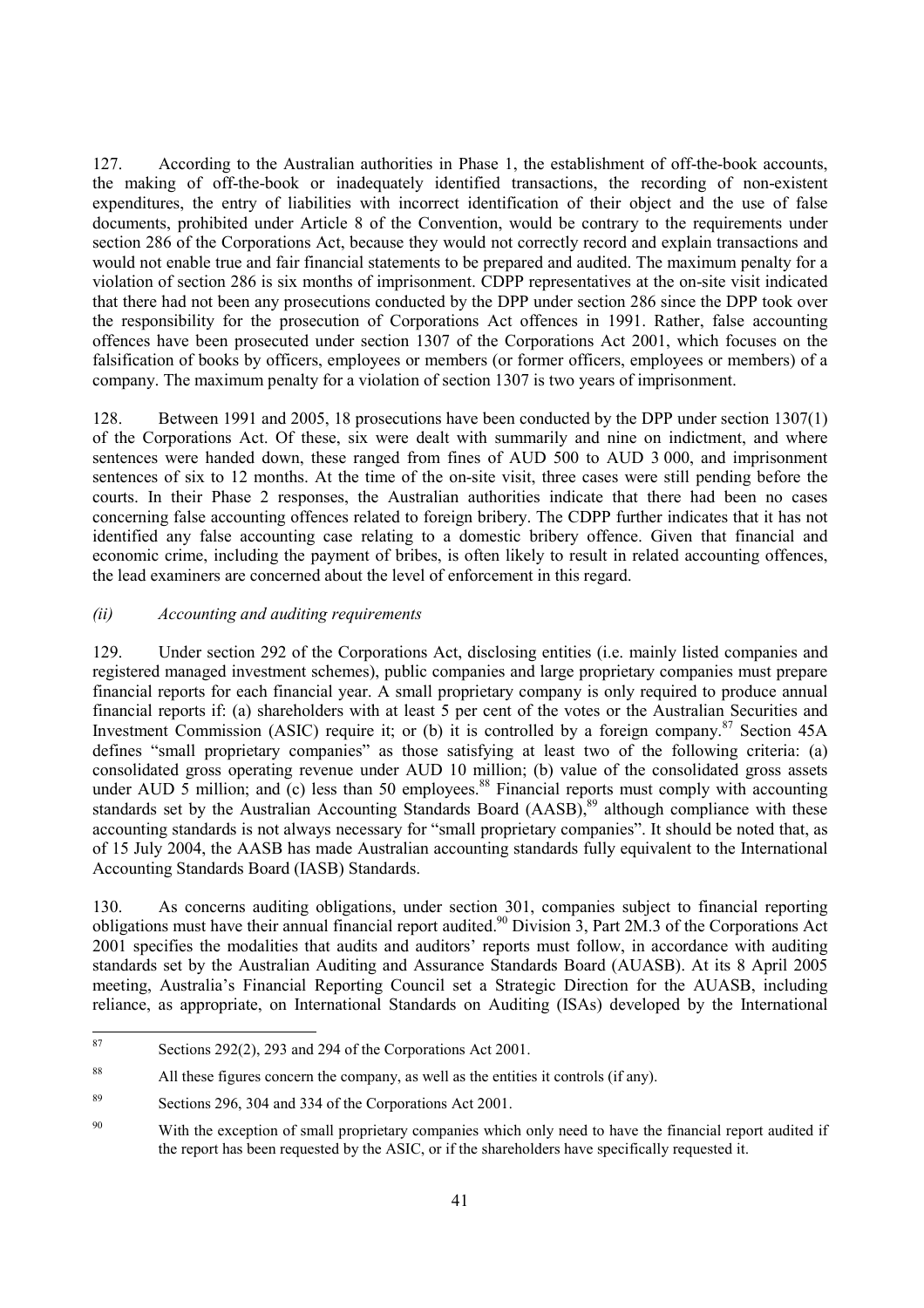127. According to the Australian authorities in Phase 1, the establishment of off-the-book accounts, the making of off-the-book or inadequately identified transactions, the recording of non-existent expenditures, the entry of liabilities with incorrect identification of their object and the use of false documents, prohibited under Article 8 of the Convention, would be contrary to the requirements under section 286 of the Corporations Act, because they would not correctly record and explain transactions and would not enable true and fair financial statements to be prepared and audited. The maximum penalty for a violation of section 286 is six months of imprisonment. CDPP representatives at the on-site visit indicated that there had not been any prosecutions conducted by the DPP under section 286 since the DPP took over the responsibility for the prosecution of Corporations Act offences in 1991. Rather, false accounting offences have been prosecuted under section 1307 of the Corporations Act 2001, which focuses on the falsification of books by officers, employees or members (or former officers, employees or members) of a company. The maximum penalty for a violation of section 1307 is two years of imprisonment.

128. Between 1991 and 2005, 18 prosecutions have been conducted by the DPP under section 1307(1) of the Corporations Act. Of these, six were dealt with summarily and nine on indictment, and where sentences were handed down, these ranged from fines of AUD 500 to AUD 3 000, and imprisonment sentences of six to 12 months. At the time of the on-site visit, three cases were still pending before the courts. In their Phase 2 responses, the Australian authorities indicate that there had been no cases concerning false accounting offences related to foreign bribery. The CDPP further indicates that it has not identified any false accounting case relating to a domestic bribery offence. Given that financial and economic crime, including the payment of bribes, is often likely to result in related accounting offences, the lead examiners are concerned about the level of enforcement in this regard.

*(ii) Accounting and auditing requirements*

129. Under section 292 of the Corporations Act, disclosing entities (i.e. mainly listed companies and registered managed investment schemes), public companies and large proprietary companies must prepare financial reports for each financial year. A small proprietary company is only required to produce annual financial reports if: (a) shareholders with at least 5 per cent of the votes or the Australian Securities and Investment Commission (ASIC) require it; or (b) it is controlled by a foreign company.[87] Section 45A defines "small proprietary companies" as those satisfying at least two of the following criteria: (a) consolidated gross operating revenue under AUD 10 million; (b) value of the consolidated gross assets under AUD 5 million; and (c) less than 50 employees.[88] Financial reports must comply with accounting standards set by the Australian Accounting Standards Board (AASB),[89] although compliance with these accounting standards is not always necessary for "small proprietary companies". It should be noted that, as of 15 July 2004, the AASB has made Australian accounting standards fully equivalent to the International Accounting Standards Board (IASB) Standards.

130. As concerns auditing obligations, under section 301, companies subject to financial reporting obligations must have their annual financial report audited.[90] Division 3, Part 2M.3 of the Corporations Act 2001 specifies the modalities that audits and auditors' reports must follow, in accordance with auditing standards set by the Australian Auditing and Assurance Standards Board (AUASB). At its 8 April 2005 meeting, Australia's Financial Reporting Council set a Strategic Direction for the AUASB, including reliance, as appropriate, on International Standards on Auditing (ISAs) developed by the International

---

[87] Sections 292(2), 293 and 294 of the Corporations Act 2001.

[88] All these figures concern the company, as well as the entities it controls (if any).

[89] Sections 296, 304 and 334 of the Corporations Act 2001.

[90] With the exception of small proprietary companies which only need to have the financial report audited if the report has been requested by the ASIC, or if the shareholders have specifically requested it.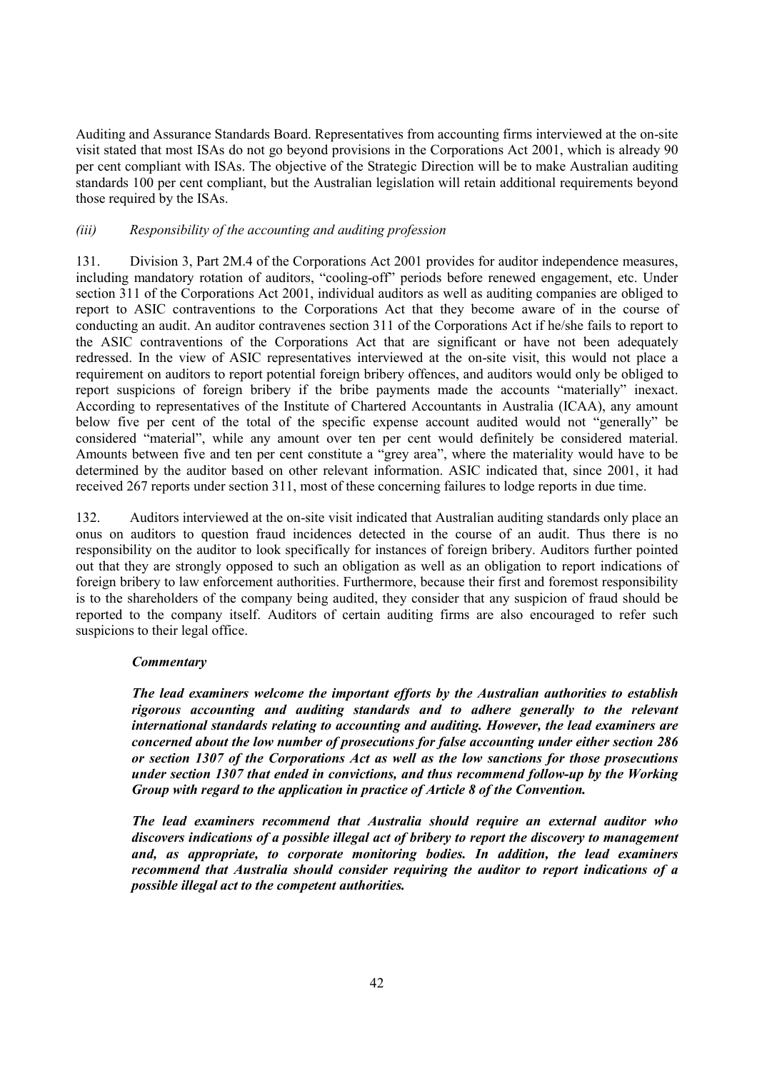Auditing and Assurance Standards Board. Representatives from accounting firms interviewed at the on-site visit stated that most ISAs do not go beyond provisions in the Corporations Act 2001, which is already 90 per cent compliant with ISAs. The objective of the Strategic Direction will be to make Australian auditing standards 100 per cent compliant, but the Australian legislation will retain additional requirements beyond those required by the ISAs.

#### *(iii) Responsibility of the accounting and auditing profession*

131. Division 3, Part 2M.4 of the Corporations Act 2001 provides for auditor independence measures, including mandatory rotation of auditors, "cooling-off" periods before renewed engagement, etc. Under section 311 of the Corporations Act 2001, individual auditors as well as auditing companies are obliged to report to ASIC contraventions to the Corporations Act that they become aware of in the course of conducting an audit. An auditor contravenes section 311 of the Corporations Act if he/she fails to report to the ASIC contraventions of the Corporations Act that are significant or have not been adequately redressed. In the view of ASIC representatives interviewed at the on-site visit, this would not place a requirement on auditors to report potential foreign bribery offences, and auditors would only be obliged to report suspicions of foreign bribery if the bribe payments made the accounts "materially" inexact. According to representatives of the Institute of Chartered Accountants in Australia (ICAA), any amount below five per cent of the total of the specific expense account audited would not "generally" be considered "material", while any amount over ten per cent would definitely be considered material. Amounts between five and ten per cent constitute a "grey area", where the materiality would have to be determined by the auditor based on other relevant information. ASIC indicated that, since 2001, it had received 267 reports under section 311, most of these concerning failures to lodge reports in due time.

132. Auditors interviewed at the on-site visit indicated that Australian auditing standards only place an onus on auditors to question fraud incidences detected in the course of an audit. Thus there is no responsibility on the auditor to look specifically for instances of foreign bribery. Auditors further pointed out that they are strongly opposed to such an obligation as well as an obligation to report indications of foreign bribery to law enforcement authorities. Furthermore, because their first and foremost responsibility is to the shareholders of the company being audited, they consider that any suspicion of fraud should be reported to the company itself. Auditors of certain auditing firms are also encouraged to refer such suspicions to their legal office.

***Commentary***

***The lead examiners welcome the important efforts by the Australian authorities to establish rigorous accounting and auditing standards and to adhere generally to the relevant international standards relating to accounting and auditing. However, the lead examiners are concerned about the low number of prosecutions for false accounting under either section 286 or section 1307 of the Corporations Act as well as the low sanctions for those prosecutions under section 1307 that ended in convictions, and thus recommend follow-up by the Working Group with regard to the application in practice of Article 8 of the Convention.***

***The lead examiners recommend that Australia should require an external auditor who discovers indications of a possible illegal act of bribery to report the discovery to management and, as appropriate, to corporate monitoring bodies. In addition, the lead examiners recommend that Australia should consider requiring the auditor to report indications of a possible illegal act to the competent authorities.***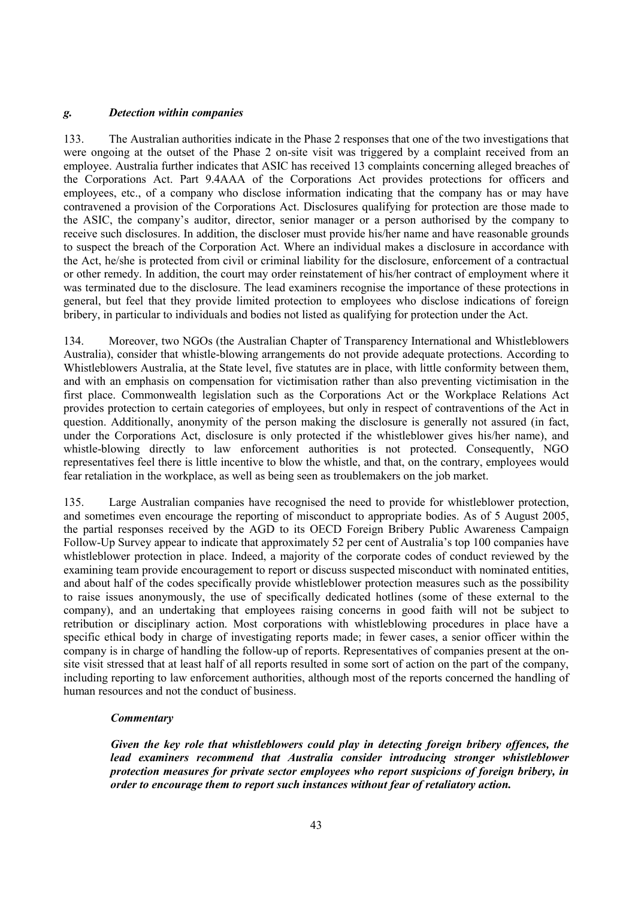### *g. Detection within companies*

133. The Australian authorities indicate in the Phase 2 responses that one of the two investigations that were ongoing at the outset of the Phase 2 on-site visit was triggered by a complaint received from an employee. Australia further indicates that ASIC has received 13 complaints concerning alleged breaches of the Corporations Act. Part 9.4AAA of the Corporations Act provides protections for officers and employees, etc., of a company who disclose information indicating that the company has or may have contravened a provision of the Corporations Act. Disclosures qualifying for protection are those made to the ASIC, the company's auditor, director, senior manager or a person authorised by the company to receive such disclosures. In addition, the discloser must provide his/her name and have reasonable grounds to suspect the breach of the Corporation Act. Where an individual makes a disclosure in accordance with the Act, he/she is protected from civil or criminal liability for the disclosure, enforcement of a contractual or other remedy. In addition, the court may order reinstatement of his/her contract of employment where it was terminated due to the disclosure. The lead examiners recognise the importance of these protections in general, but feel that they provide limited protection to employees who disclose indications of foreign bribery, in particular to individuals and bodies not listed as qualifying for protection under the Act.

134. Moreover, two NGOs (the Australian Chapter of Transparency International and Whistleblowers Australia), consider that whistle-blowing arrangements do not provide adequate protections. According to Whistleblowers Australia, at the State level, five statutes are in place, with little conformity between them, and with an emphasis on compensation for victimisation rather than also preventing victimisation in the first place. Commonwealth legislation such as the Corporations Act or the Workplace Relations Act provides protection to certain categories of employees, but only in respect of contraventions of the Act in question. Additionally, anonymity of the person making the disclosure is generally not assured (in fact, under the Corporations Act, disclosure is only protected if the whistleblower gives his/her name), and whistle-blowing directly to law enforcement authorities is not protected. Consequently, NGO representatives feel there is little incentive to blow the whistle, and that, on the contrary, employees would fear retaliation in the workplace, as well as being seen as troublemakers on the job market.

135. Large Australian companies have recognised the need to provide for whistleblower protection, and sometimes even encourage the reporting of misconduct to appropriate bodies. As of 5 August 2005, the partial responses received by the AGD to its OECD Foreign Bribery Public Awareness Campaign Follow-Up Survey appear to indicate that approximately 52 per cent of Australia's top 100 companies have whistleblower protection in place. Indeed, a majority of the corporate codes of conduct reviewed by the examining team provide encouragement to report or discuss suspected misconduct with nominated entities, and about half of the codes specifically provide whistleblower protection measures such as the possibility to raise issues anonymously, the use of specifically dedicated hotlines (some of these external to the company), and an undertaking that employees raising concerns in good faith will not be subject to retribution or disciplinary action. Most corporations with whistleblowing procedures in place have a specific ethical body in charge of investigating reports made; in fewer cases, a senior officer within the company is in charge of handling the follow-up of reports. Representatives of companies present at the on-site visit stressed that at least half of all reports resulted in some sort of action on the part of the company, including reporting to law enforcement authorities, although most of the reports concerned the handling of human resources and not the conduct of business.

***Commentary***

***Given the key role that whistleblowers could play in detecting foreign bribery offences, the lead examiners recommend that Australia consider introducing stronger whistleblower protection measures for private sector employees who report suspicions of foreign bribery, in order to encourage them to report such instances without fear of retaliatory action.***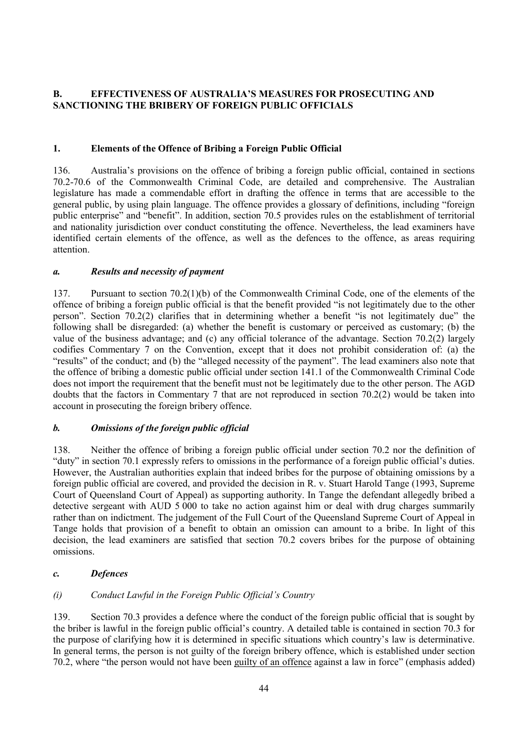## B. EFFECTIVENESS OF AUSTRALIA'S MEASURES FOR PROSECUTING AND SANCTIONING THE BRIBERY OF FOREIGN PUBLIC OFFICIALS

### 1. Elements of the Offence of Bribing a Foreign Public Official

136. Australia's provisions on the offence of bribing a foreign public official, contained in sections 70.2-70.6 of the Commonwealth Criminal Code, are detailed and comprehensive. The Australian legislature has made a commendable effort in drafting the offence in terms that are accessible to the general public, by using plain language. The offence provides a glossary of definitions, including "foreign public enterprise" and "benefit". In addition, section 70.5 provides rules on the establishment of territorial and nationality jurisdiction over conduct constituting the offence. Nevertheless, the lead examiners have identified certain elements of the offence, as well as the defences to the offence, as areas requiring attention.

#### *a. Results and necessity of payment*

137. Pursuant to section 70.2(1)(b) of the Commonwealth Criminal Code, one of the elements of the offence of bribing a foreign public official is that the benefit provided "is not legitimately due to the other person". Section 70.2(2) clarifies that in determining whether a benefit "is not legitimately due" the following shall be disregarded: (a) whether the benefit is customary or perceived as customary; (b) the value of the business advantage; and (c) any official tolerance of the advantage. Section 70.2(2) largely codifies Commentary 7 on the Convention, except that it does not prohibit consideration of: (a) the "results" of the conduct; and (b) the "alleged necessity of the payment". The lead examiners also note that the offence of bribing a domestic public official under section 141.1 of the Commonwealth Criminal Code does not import the requirement that the benefit must not be legitimately due to the other person. The AGD doubts that the factors in Commentary 7 that are not reproduced in section 70.2(2) would be taken into account in prosecuting the foreign bribery offence.

#### *b. Omissions of the foreign public official*

138. Neither the offence of bribing a foreign public official under section 70.2 nor the definition of "duty" in section 70.1 expressly refers to omissions in the performance of a foreign public official's duties. However, the Australian authorities explain that indeed bribes for the purpose of obtaining omissions by a foreign public official are covered, and provided the decision in R. v. Stuart Harold Tange (1993, Supreme Court of Queensland Court of Appeal) as supporting authority. In Tange the defendant allegedly bribed a detective sergeant with AUD 5 000 to take no action against him or deal with drug charges summarily rather than on indictment. The judgement of the Full Court of the Queensland Supreme Court of Appeal in Tange holds that provision of a benefit to obtain an omission can amount to a bribe. In light of this decision, the lead examiners are satisfied that section 70.2 covers bribes for the purpose of obtaining omissions.

#### *c. Defences*

##### *(i) Conduct Lawful in the Foreign Public Official's Country*

139. Section 70.3 provides a defence where the conduct of the foreign public official that is sought by the briber is lawful in the foreign public official's country. A detailed table is contained in section 70.3 for the purpose of clarifying how it is determined in specific situations which country's law is determinative. In general terms, the person is not guilty of the foreign bribery offence, which is established under section 70.2, where "the person would not have been <u>guilty of an offence</u> against a law in force" (emphasis added)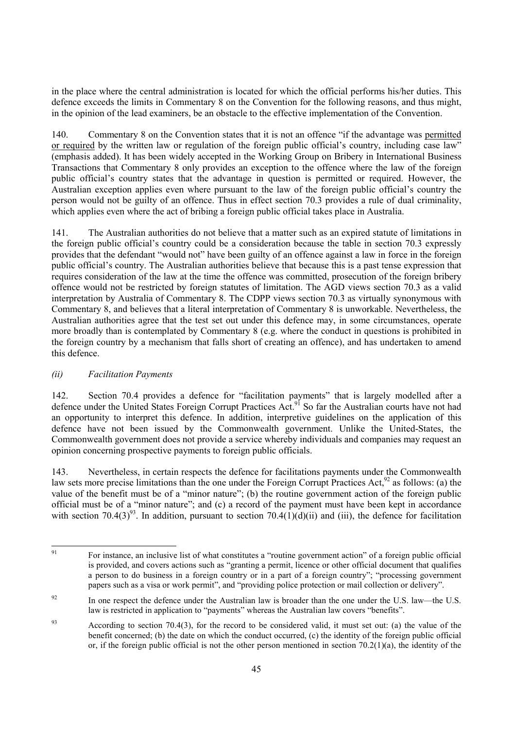in the place where the central administration is located for which the official performs his/her duties. This defence exceeds the limits in Commentary 8 on the Convention for the following reasons, and thus might, in the opinion of the lead examiners, be an obstacle to the effective implementation of the Convention.

140. Commentary 8 on the Convention states that it is not an offence "if the advantage was permitted or required by the written law or regulation of the foreign public official's country, including case law" (emphasis added). It has been widely accepted in the Working Group on Bribery in International Business Transactions that Commentary 8 only provides an exception to the offence where the law of the foreign public official's country states that the advantage in question is permitted or required. However, the Australian exception applies even where pursuant to the law of the foreign public official's country the person would not be guilty of an offence. Thus in effect section 70.3 provides a rule of dual criminality, which applies even where the act of bribing a foreign public official takes place in Australia.

141. The Australian authorities do not believe that a matter such as an expired statute of limitations in the foreign public official's country could be a consideration because the table in section 70.3 expressly provides that the defendant "would not" have been guilty of an offence against a law in force in the foreign public official's country. The Australian authorities believe that because this is a past tense expression that requires consideration of the law at the time the offence was committed, prosecution of the foreign bribery offence would not be restricted by foreign statutes of limitation. The AGD views section 70.3 as a valid interpretation by Australia of Commentary 8. The CDPP views section 70.3 as virtually synonymous with Commentary 8, and believes that a literal interpretation of Commentary 8 is unworkable. Nevertheless, the Australian authorities agree that the test set out under this defence may, in some circumstances, operate more broadly than is contemplated by Commentary 8 (e.g. where the conduct in questions is prohibited in the foreign country by a mechanism that falls short of creating an offence), and has undertaken to amend this defence.

*(ii) Facilitation Payments*

142. Section 70.4 provides a defence for "facilitation payments" that is largely modelled after a defence under the United States Foreign Corrupt Practices Act.[91] So far the Australian courts have not had an opportunity to interpret this defence. In addition, interpretive guidelines on the application of this defence have not been issued by the Commonwealth government. Unlike the United-States, the Commonwealth government does not provide a service whereby individuals and companies may request an opinion concerning prospective payments to foreign public officials.

143. Nevertheless, in certain respects the defence for facilitations payments under the Commonwealth law sets more precise limitations than the one under the Foreign Corrupt Practices Act,[92] as follows: (a) the value of the benefit must be of a "minor nature"; (b) the routine government action of the foreign public official must be of a "minor nature"; and (c) a record of the payment must have been kept in accordance with section 70.4(3)[93]. In addition, pursuant to section 70.4(1)(d)(ii) and (iii), the defence for facilitation

---

[91] For instance, an inclusive list of what constitutes a "routine government action" of a foreign public official is provided, and covers actions such as "granting a permit, licence or other official document that qualifies a person to do business in a foreign country or in a part of a foreign country"; "processing government papers such as a visa or work permit", and "providing police protection or mail collection or delivery".

[92] In one respect the defence under the Australian law is broader than the one under the U.S. law—the U.S. law is restricted in application to "payments" whereas the Australian law covers "benefits".

[93] According to section 70.4(3), for the record to be considered valid, it must set out: (a) the value of the benefit concerned; (b) the date on which the conduct occurred, (c) the identity of the foreign public official or, if the foreign public official is not the other person mentioned in section 70.2(1)(a), the identity of the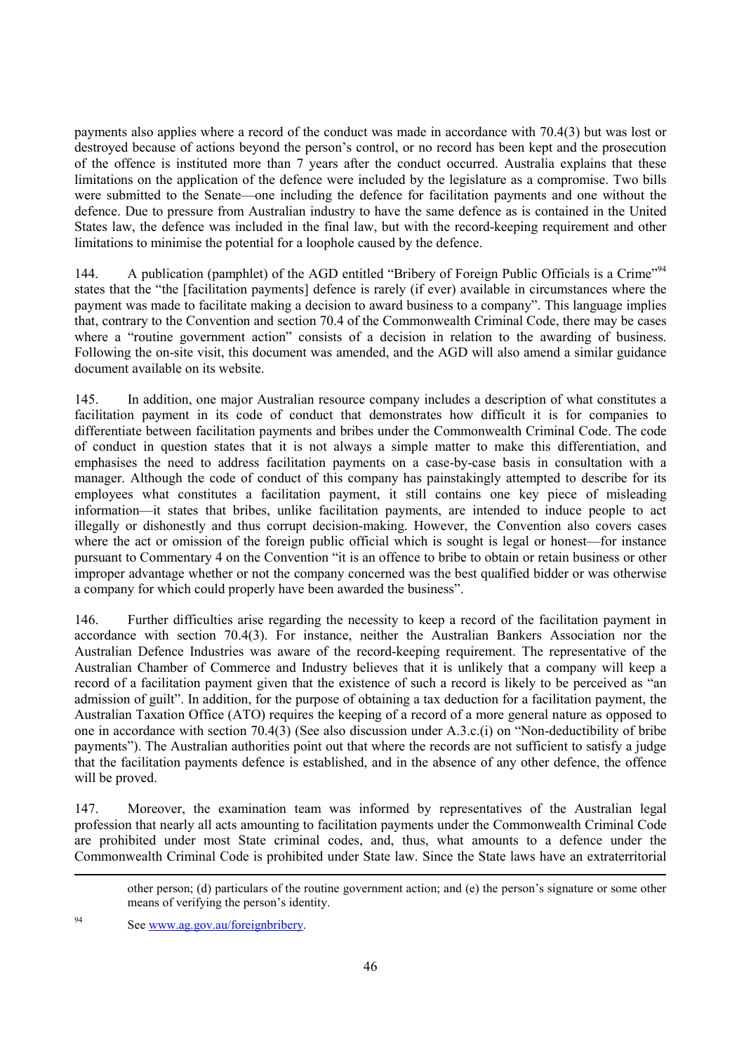payments also applies where a record of the conduct was made in accordance with 70.4(3) but was lost or destroyed because of actions beyond the person's control, or no record has been kept and the prosecution of the offence is instituted more than 7 years after the conduct occurred. Australia explains that these limitations on the application of the defence were included by the legislature as a compromise. Two bills were submitted to the Senate—one including the defence for facilitation payments and one without the defence. Due to pressure from Australian industry to have the same defence as is contained in the United States law, the defence was included in the final law, but with the record-keeping requirement and other limitations to minimise the potential for a loophole caused by the defence.

144. A publication (pamphlet) of the AGD entitled "Bribery of Foreign Public Officials is a Crime"[94] states that the "the [facilitation payments] defence is rarely (if ever) available in circumstances where the payment was made to facilitate making a decision to award business to a company". This language implies that, contrary to the Convention and section 70.4 of the Commonwealth Criminal Code, there may be cases where a "routine government action" consists of a decision in relation to the awarding of business. Following the on-site visit, this document was amended, and the AGD will also amend a similar guidance document available on its website.

145. In addition, one major Australian resource company includes a description of what constitutes a facilitation payment in its code of conduct that demonstrates how difficult it is for companies to differentiate between facilitation payments and bribes under the Commonwealth Criminal Code. The code of conduct in question states that it is not always a simple matter to make this differentiation, and emphasises the need to address facilitation payments on a case-by-case basis in consultation with a manager. Although the code of conduct of this company has painstakingly attempted to describe for its employees what constitutes a facilitation payment, it still contains one key piece of misleading information—it states that bribes, unlike facilitation payments, are intended to induce people to act illegally or dishonestly and thus corrupt decision-making. However, the Convention also covers cases where the act or omission of the foreign public official which is sought is legal or honest—for instance pursuant to Commentary 4 on the Convention "it is an offence to bribe to obtain or retain business or other improper advantage whether or not the company concerned was the best qualified bidder or was otherwise a company for which could properly have been awarded the business".

146. Further difficulties arise regarding the necessity to keep a record of the facilitation payment in accordance with section 70.4(3). For instance, neither the Australian Bankers Association nor the Australian Defence Industries was aware of the record-keeping requirement. The representative of the Australian Chamber of Commerce and Industry believes that it is unlikely that a company will keep a record of a facilitation payment given that the existence of such a record is likely to be perceived as "an admission of guilt". In addition, for the purpose of obtaining a tax deduction for a facilitation payment, the Australian Taxation Office (ATO) requires the keeping of a record of a more general nature as opposed to one in accordance with section 70.4(3) (See also discussion under A.3.c.(i) on "Non-deductibility of bribe payments"). The Australian authorities point out that where the records are not sufficient to satisfy a judge that the facilitation payments defence is established, and in the absence of any other defence, the offence will be proved.

147. Moreover, the examination team was informed by representatives of the Australian legal profession that nearly all acts amounting to facilitation payments under the Commonwealth Criminal Code are prohibited under most State criminal codes, and, thus, what amounts to a defence under the Commonwealth Criminal Code is prohibited under State law. Since the State laws have an extraterritorial

---

other person; (d) particulars of the routine government action; and (e) the person's signature or some other means of verifying the person's identity.

[94] See www.ag.gov.au/foreignbribery.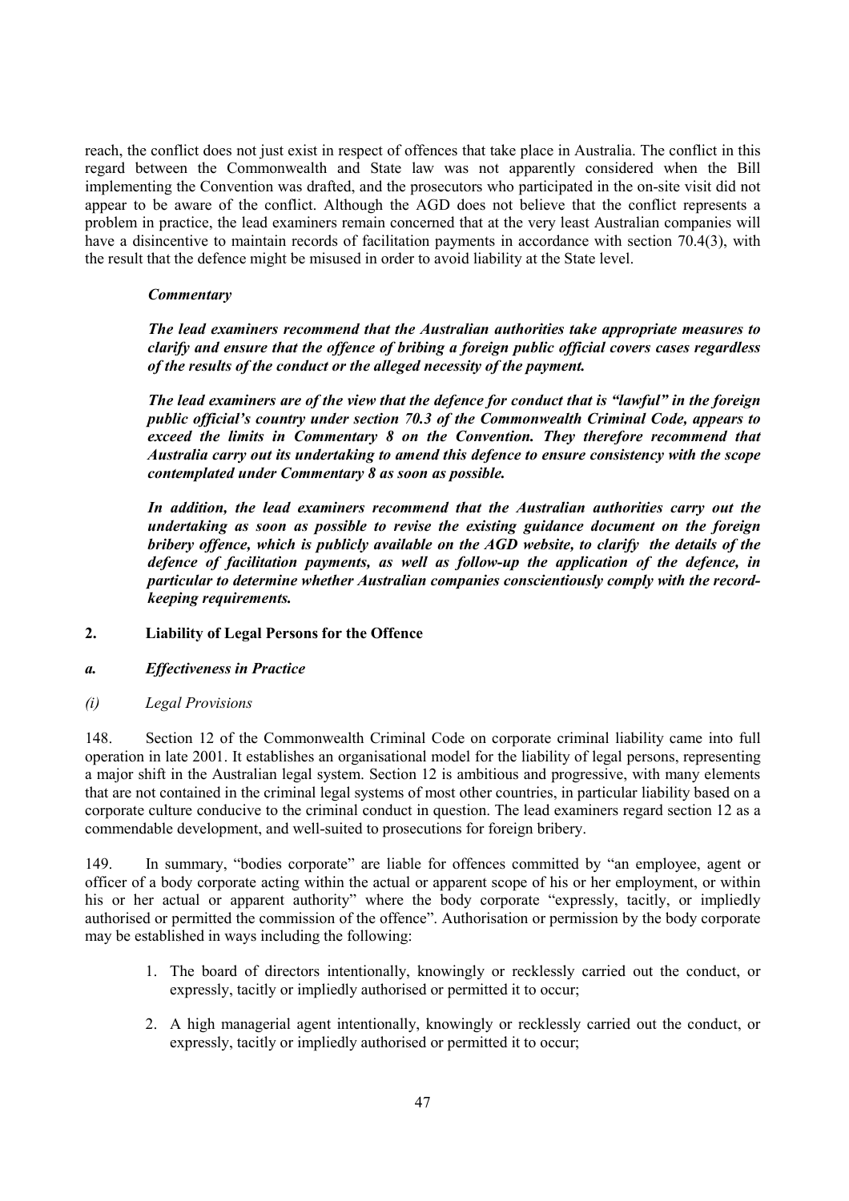reach, the conflict does not just exist in respect of offences that take place in Australia. The conflict in this regard between the Commonwealth and State law was not apparently considered when the Bill implementing the Convention was drafted, and the prosecutors who participated in the on-site visit did not appear to be aware of the conflict. Although the AGD does not believe that the conflict represents a problem in practice, the lead examiners remain concerned that at the very least Australian companies will have a disincentive to maintain records of facilitation payments in accordance with section 70.4(3), with the result that the defence might be misused in order to avoid liability at the State level.

***Commentary***

***The lead examiners recommend that the Australian authorities take appropriate measures to clarify and ensure that the offence of bribing a foreign public official covers cases regardless of the results of the conduct or the alleged necessity of the payment.***

***The lead examiners are of the view that the defence for conduct that is "lawful" in the foreign public official's country under section 70.3 of the Commonwealth Criminal Code, appears to exceed the limits in Commentary 8 on the Convention. They therefore recommend that Australia carry out its undertaking to amend this defence to ensure consistency with the scope contemplated under Commentary 8 as soon as possible.***

***In addition, the lead examiners recommend that the Australian authorities carry out the undertaking as soon as possible to revise the existing guidance document on the foreign bribery offence, which is publicly available on the AGD website, to clarify the details of the defence of facilitation payments, as well as follow-up the application of the defence, in particular to determine whether Australian companies conscientiously comply with the record-keeping requirements.***

## 2. Liability of Legal Persons for the Offence

### *a. Effectiveness in Practice*

#### *(i) Legal Provisions*

148. Section 12 of the Commonwealth Criminal Code on corporate criminal liability came into full operation in late 2001. It establishes an organisational model for the liability of legal persons, representing a major shift in the Australian legal system. Section 12 is ambitious and progressive, with many elements that are not contained in the criminal legal systems of most other countries, in particular liability based on a corporate culture conducive to the criminal conduct in question. The lead examiners regard section 12 as a commendable development, and well-suited to prosecutions for foreign bribery.

149. In summary, "bodies corporate" are liable for offences committed by "an employee, agent or officer of a body corporate acting within the actual or apparent scope of his or her employment, or within his or her actual or apparent authority" where the body corporate "expressly, tacitly, or impliedly authorised or permitted the commission of the offence". Authorisation or permission by the body corporate may be established in ways including the following:

1. The board of directors intentionally, knowingly or recklessly carried out the conduct, or expressly, tacitly or impliedly authorised or permitted it to occur;
2. A high managerial agent intentionally, knowingly or recklessly carried out the conduct, or expressly, tacitly or impliedly authorised or permitted it to occur;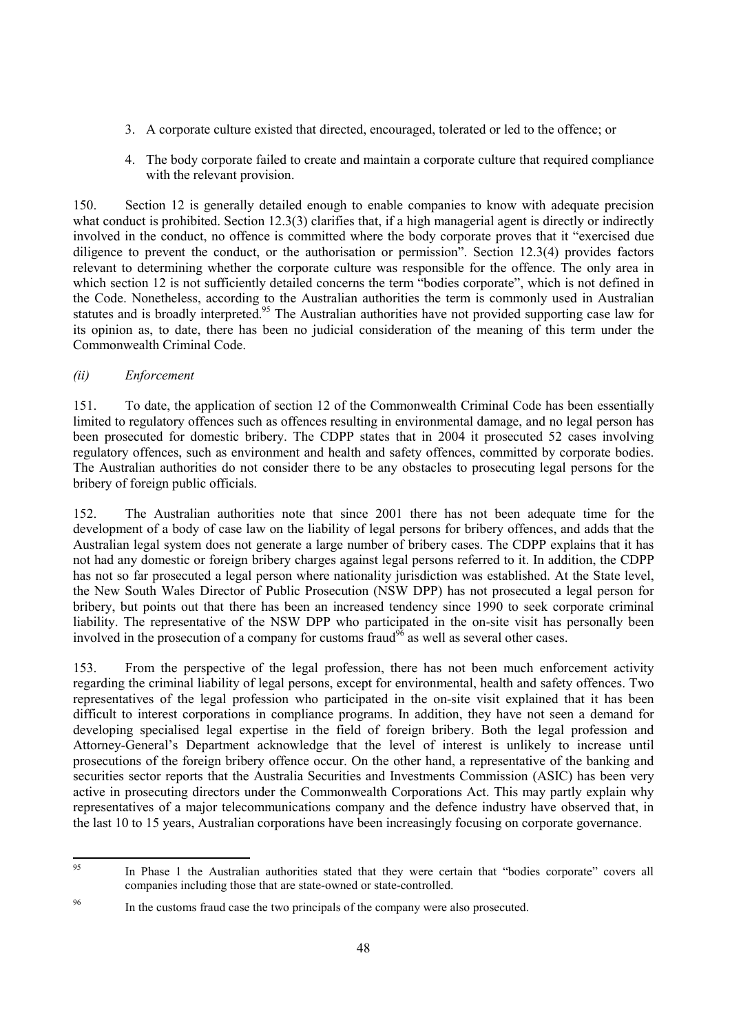3. A corporate culture existed that directed, encouraged, tolerated or led to the offence; or

4. The body corporate failed to create and maintain a corporate culture that required compliance with the relevant provision.

150. Section 12 is generally detailed enough to enable companies to know with adequate precision what conduct is prohibited. Section 12.3(3) clarifies that, if a high managerial agent is directly or indirectly involved in the conduct, no offence is committed where the body corporate proves that it "exercised due diligence to prevent the conduct, or the authorisation or permission". Section 12.3(4) provides factors relevant to determining whether the corporate culture was responsible for the offence. The only area in which section 12 is not sufficiently detailed concerns the term "bodies corporate", which is not defined in the Code. Nonetheless, according to the Australian authorities the term is commonly used in Australian statutes and is broadly interpreted.[95] The Australian authorities have not provided supporting case law for its opinion as, to date, there has been no judicial consideration of the meaning of this term under the Commonwealth Criminal Code.

*(ii) Enforcement*

151. To date, the application of section 12 of the Commonwealth Criminal Code has been essentially limited to regulatory offences such as offences resulting in environmental damage, and no legal person has been prosecuted for domestic bribery. The CDPP states that in 2004 it prosecuted 52 cases involving regulatory offences, such as environment and health and safety offences, committed by corporate bodies. The Australian authorities do not consider there to be any obstacles to prosecuting legal persons for the bribery of foreign public officials.

152. The Australian authorities note that since 2001 there has not been adequate time for the development of a body of case law on the liability of legal persons for bribery offences, and adds that the Australian legal system does not generate a large number of bribery cases. The CDPP explains that it has not had any domestic or foreign bribery charges against legal persons referred to it. In addition, the CDPP has not so far prosecuted a legal person where nationality jurisdiction was established. At the State level, the New South Wales Director of Public Prosecution (NSW DPP) has not prosecuted a legal person for bribery, but points out that there has been an increased tendency since 1990 to seek corporate criminal liability. The representative of the NSW DPP who participated in the on-site visit has personally been involved in the prosecution of a company for customs fraud[96] as well as several other cases.

153. From the perspective of the legal profession, there has not been much enforcement activity regarding the criminal liability of legal persons, except for environmental, health and safety offences. Two representatives of the legal profession who participated in the on-site visit explained that it has been difficult to interest corporations in compliance programs. In addition, they have not seen a demand for developing specialised legal expertise in the field of foreign bribery. Both the legal profession and Attorney-General's Department acknowledge that the level of interest is unlikely to increase until prosecutions of the foreign bribery offence occur. On the other hand, a representative of the banking and securities sector reports that the Australia Securities and Investments Commission (ASIC) has been very active in prosecuting directors under the Commonwealth Corporations Act. This may partly explain why representatives of a major telecommunications company and the defence industry have observed that, in the last 10 to 15 years, Australian corporations have been increasingly focusing on corporate governance.

---

[95] In Phase 1 the Australian authorities stated that they were certain that "bodies corporate" covers all companies including those that are state-owned or state-controlled.

[96] In the customs fraud case the two principals of the company were also prosecuted.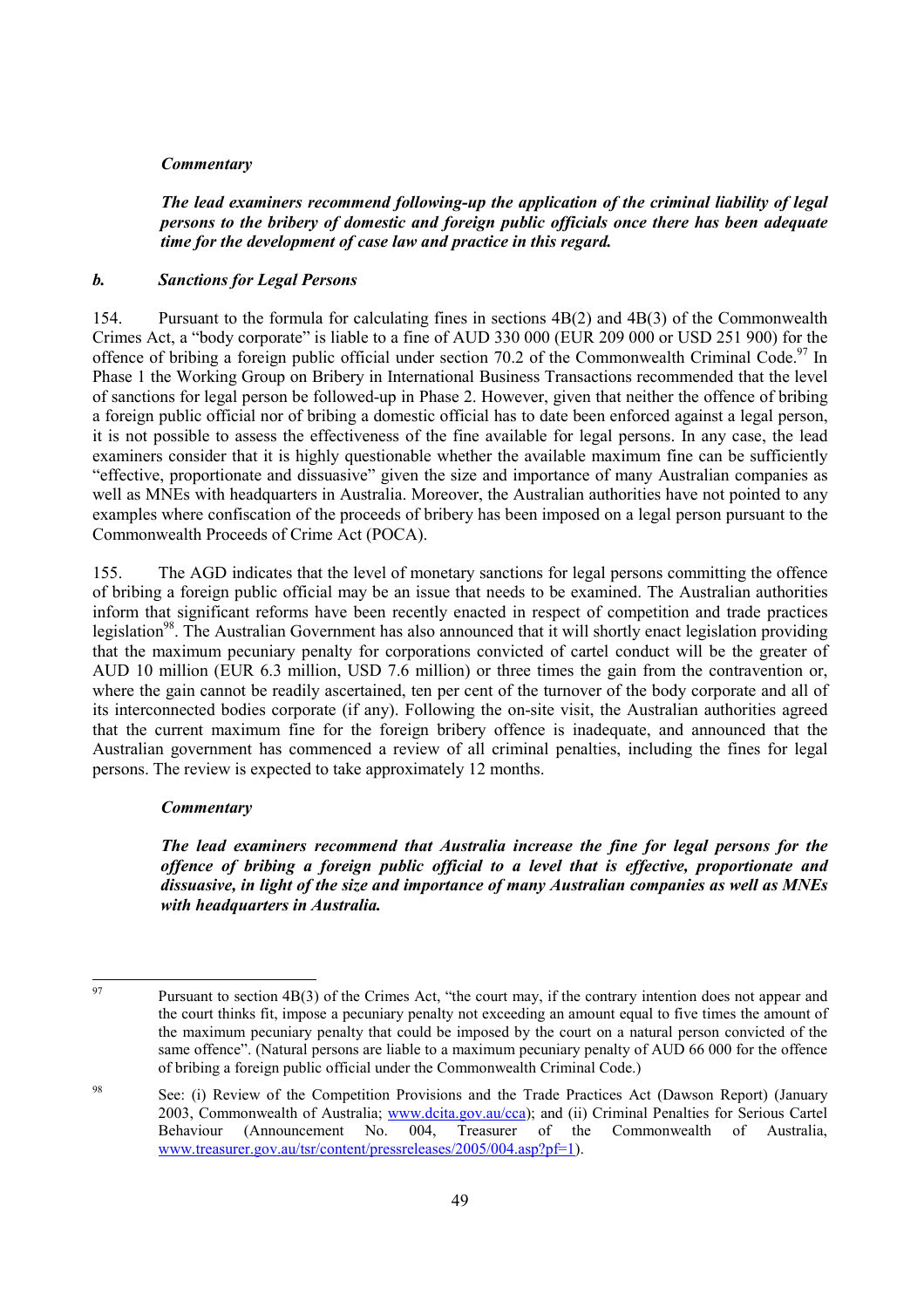*Commentary*

***The lead examiners recommend following-up the application of the criminal liability of legal persons to the bribery of domestic and foreign public officials once there has been adequate time for the development of case law and practice in this regard.***

### *b. Sanctions for Legal Persons*

154. Pursuant to the formula for calculating fines in sections 4B(2) and 4B(3) of the Commonwealth Crimes Act, a "body corporate" is liable to a fine of AUD 330 000 (EUR 209 000 or USD 251 900) for the offence of bribing a foreign public official under section 70.2 of the Commonwealth Criminal Code.[97] In Phase 1 the Working Group on Bribery in International Business Transactions recommended that the level of sanctions for legal person be followed-up in Phase 2. However, given that neither the offence of bribing a foreign public official nor of bribing a domestic official has to date been enforced against a legal person, it is not possible to assess the effectiveness of the fine available for legal persons. In any case, the lead examiners consider that it is highly questionable whether the available maximum fine can be sufficiently "effective, proportionate and dissuasive" given the size and importance of many Australian companies as well as MNEs with headquarters in Australia. Moreover, the Australian authorities have not pointed to any examples where confiscation of the proceeds of bribery has been imposed on a legal person pursuant to the Commonwealth Proceeds of Crime Act (POCA).

155. The AGD indicates that the level of monetary sanctions for legal persons committing the offence of bribing a foreign public official may be an issue that needs to be examined. The Australian authorities inform that significant reforms have been recently enacted in respect of competition and trade practices legislation[98]. The Australian Government has also announced that it will shortly enact legislation providing that the maximum pecuniary penalty for corporations convicted of cartel conduct will be the greater of AUD 10 million (EUR 6.3 million, USD 7.6 million) or three times the gain from the contravention or, where the gain cannot be readily ascertained, ten per cent of the turnover of the body corporate and all of its interconnected bodies corporate (if any). Following the on-site visit, the Australian authorities agreed that the current maximum fine for the foreign bribery offence is inadequate, and announced that the Australian government has commenced a review of all criminal penalties, including the fines for legal persons. The review is expected to take approximately 12 months.

*Commentary*

***The lead examiners recommend that Australia increase the fine for legal persons for the offence of bribing a foreign public official to a level that is effective, proportionate and dissuasive, in light of the size and importance of many Australian companies as well as MNEs with headquarters in Australia.***

---

[97] Pursuant to section 4B(3) of the Crimes Act, "the court may, if the contrary intention does not appear and the court thinks fit, impose a pecuniary penalty not exceeding an amount equal to five times the amount of the maximum pecuniary penalty that could be imposed by the court on a natural person convicted of the same offence". (Natural persons are liable to a maximum pecuniary penalty of AUD 66 000 for the offence of bribing a foreign public official under the Commonwealth Criminal Code.)

[98] See: (i) Review of the Competition Provisions and the Trade Practices Act (Dawson Report) (January 2003, Commonwealth of Australia; www.dcita.gov.au/cca); and (ii) Criminal Penalties for Serious Cartel Behaviour (Announcement No. 004, Treasurer of the Commonwealth of Australia, www.treasurer.gov.au/tsr/content/pressreleases/2005/004.asp?pf=1).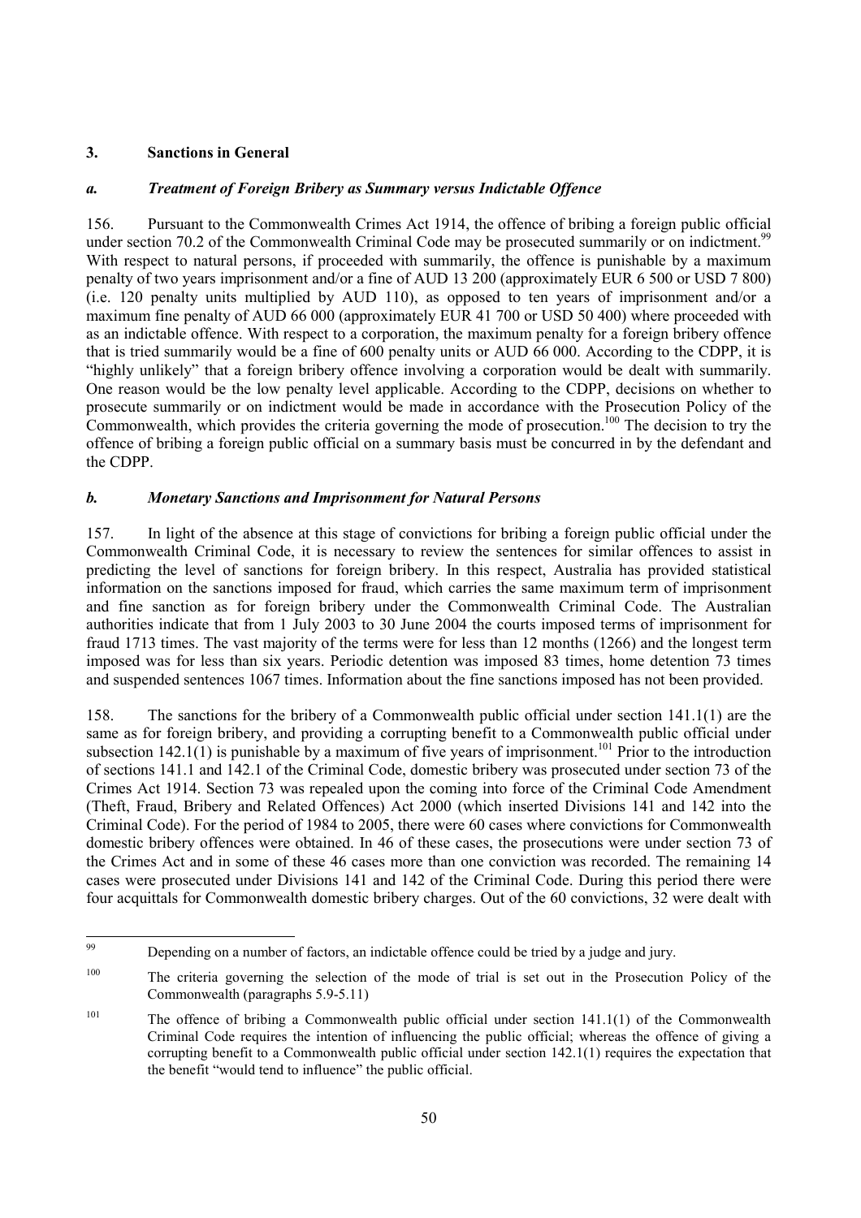### 3. Sanctions in General

#### *a. Treatment of Foreign Bribery as Summary versus Indictable Offence*

156. Pursuant to the Commonwealth Crimes Act 1914, the offence of bribing a foreign public official under section 70.2 of the Commonwealth Criminal Code may be prosecuted summarily or on indictment.[99] With respect to natural persons, if proceeded with summarily, the offence is punishable by a maximum penalty of two years imprisonment and/or a fine of AUD 13 200 (approximately EUR 6 500 or USD 7 800) (i.e. 120 penalty units multiplied by AUD 110), as opposed to ten years of imprisonment and/or a maximum fine penalty of AUD 66 000 (approximately EUR 41 700 or USD 50 400) where proceeded with as an indictable offence. With respect to a corporation, the maximum penalty for a foreign bribery offence that is tried summarily would be a fine of 600 penalty units or AUD 66 000. According to the CDPP, it is "highly unlikely" that a foreign bribery offence involving a corporation would be dealt with summarily. One reason would be the low penalty level applicable. According to the CDPP, decisions on whether to prosecute summarily or on indictment would be made in accordance with the Prosecution Policy of the Commonwealth, which provides the criteria governing the mode of prosecution.[100] The decision to try the offence of bribing a foreign public official on a summary basis must be concurred in by the defendant and the CDPP.

#### *b. Monetary Sanctions and Imprisonment for Natural Persons*

157. In light of the absence at this stage of convictions for bribing a foreign public official under the Commonwealth Criminal Code, it is necessary to review the sentences for similar offences to assist in predicting the level of sanctions for foreign bribery. In this respect, Australia has provided statistical information on the sanctions imposed for fraud, which carries the same maximum term of imprisonment and fine sanction as for foreign bribery under the Commonwealth Criminal Code. The Australian authorities indicate that from 1 July 2003 to 30 June 2004 the courts imposed terms of imprisonment for fraud 1713 times. The vast majority of the terms were for less than 12 months (1266) and the longest term imposed was for less than six years. Periodic detention was imposed 83 times, home detention 73 times and suspended sentences 1067 times. Information about the fine sanctions imposed has not been provided.

158. The sanctions for the bribery of a Commonwealth public official under section 141.1(1) are the same as for foreign bribery, and providing a corrupting benefit to a Commonwealth public official under subsection 142.1(1) is punishable by a maximum of five years of imprisonment.[101] Prior to the introduction of sections 141.1 and 142.1 of the Criminal Code, domestic bribery was prosecuted under section 73 of the Crimes Act 1914. Section 73 was repealed upon the coming into force of the Criminal Code Amendment (Theft, Fraud, Bribery and Related Offences) Act 2000 (which inserted Divisions 141 and 142 into the Criminal Code). For the period of 1984 to 2005, there were 60 cases where convictions for Commonwealth domestic bribery offences were obtained. In 46 of these cases, the prosecutions were under section 73 of the Crimes Act and in some of these 46 cases more than one conviction was recorded. The remaining 14 cases were prosecuted under Divisions 141 and 142 of the Criminal Code. During this period there were four acquittals for Commonwealth domestic bribery charges. Out of the 60 convictions, 32 were dealt with

---

[99] Depending on a number of factors, an indictable offence could be tried by a judge and jury.

[100] The criteria governing the selection of the mode of trial is set out in the Prosecution Policy of the Commonwealth (paragraphs 5.9-5.11)

[101] The offence of bribing a Commonwealth public official under section 141.1(1) of the Commonwealth Criminal Code requires the intention of influencing the public official; whereas the offence of giving a corrupting benefit to a Commonwealth public official under section 142.1(1) requires the expectation that the benefit "would tend to influence" the public official.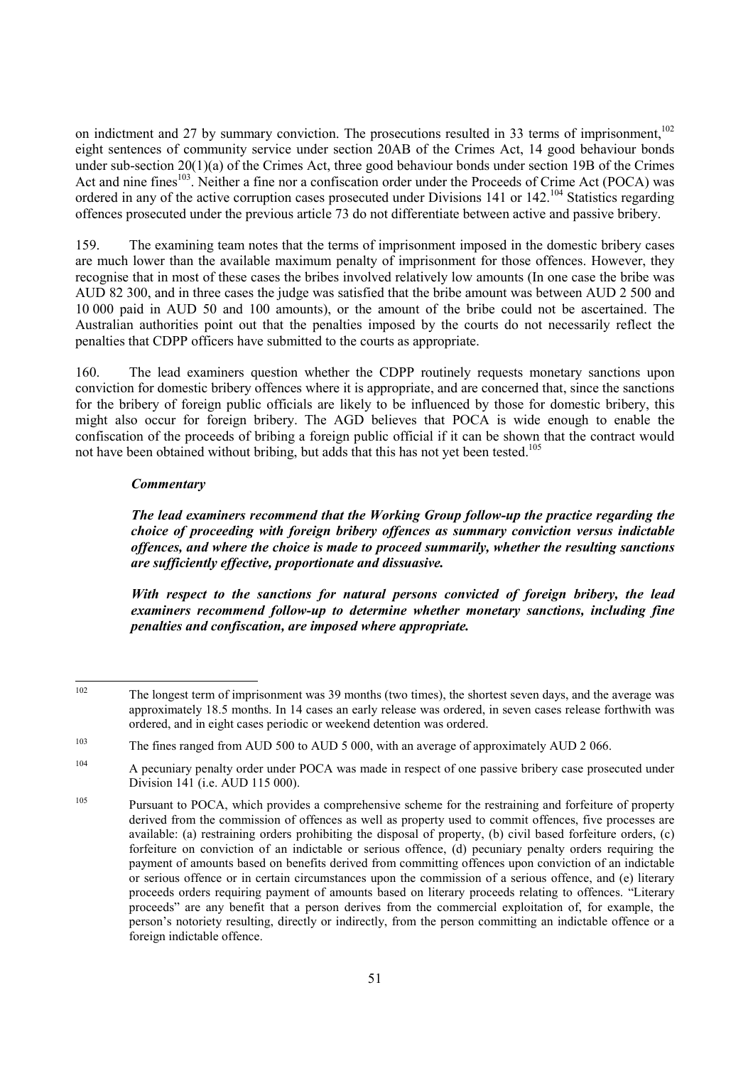on indictment and 27 by summary conviction. The prosecutions resulted in 33 terms of imprisonment,[102] eight sentences of community service under section 20AB of the Crimes Act, 14 good behaviour bonds under sub-section 20(1)(a) of the Crimes Act, three good behaviour bonds under section 19B of the Crimes Act and nine fines[103]. Neither a fine nor a confiscation order under the Proceeds of Crime Act (POCA) was ordered in any of the active corruption cases prosecuted under Divisions 141 or 142.[104] Statistics regarding offences prosecuted under the previous article 73 do not differentiate between active and passive bribery.

159. The examining team notes that the terms of imprisonment imposed in the domestic bribery cases are much lower than the available maximum penalty of imprisonment for those offences. However, they recognise that in most of these cases the bribes involved relatively low amounts (In one case the bribe was AUD 82 300, and in three cases the judge was satisfied that the bribe amount was between AUD 2 500 and 10 000 paid in AUD 50 and 100 amounts), or the amount of the bribe could not be ascertained. The Australian authorities point out that the penalties imposed by the courts do not necessarily reflect the penalties that CDPP officers have submitted to the courts as appropriate.

160. The lead examiners question whether the CDPP routinely requests monetary sanctions upon conviction for domestic bribery offences where it is appropriate, and are concerned that, since the sanctions for the bribery of foreign public officials are likely to be influenced by those for domestic bribery, this might also occur for foreign bribery. The AGD believes that POCA is wide enough to enable the confiscation of the proceeds of bribing a foreign public official if it can be shown that the contract would not have been obtained without bribing, but adds that this has not yet been tested.[105]

***Commentary***

***The lead examiners recommend that the Working Group follow-up the practice regarding the choice of proceeding with foreign bribery offences as summary conviction versus indictable offences, and where the choice is made to proceed summarily, whether the resulting sanctions are sufficiently effective, proportionate and dissuasive.***

***With respect to the sanctions for natural persons convicted of foreign bribery, the lead examiners recommend follow-up to determine whether monetary sanctions, including fine penalties and confiscation, are imposed where appropriate.***

---

[102] The longest term of imprisonment was 39 months (two times), the shortest seven days, and the average was approximately 18.5 months. In 14 cases an early release was ordered, in seven cases release forthwith was ordered, and in eight cases periodic or weekend detention was ordered.

[103] The fines ranged from AUD 500 to AUD 5 000, with an average of approximately AUD 2 066.

[104] A pecuniary penalty order under POCA was made in respect of one passive bribery case prosecuted under Division 141 (i.e. AUD 115 000).

[105] Pursuant to POCA, which provides a comprehensive scheme for the restraining and forfeiture of property derived from the commission of offences as well as property used to commit offences, five processes are available: (a) restraining orders prohibiting the disposal of property, (b) civil based forfeiture orders, (c) forfeiture on conviction of an indictable or serious offence, (d) pecuniary penalty orders requiring the payment of amounts based on benefits derived from committing offences upon conviction of an indictable or serious offence or in certain circumstances upon the commission of a serious offence, and (e) literary proceeds orders requiring payment of amounts based on literary proceeds relating to offences. "Literary proceeds" are any benefit that a person derives from the commercial exploitation of, for example, the person's notoriety resulting, directly or indirectly, from the person committing an indictable offence or a foreign indictable offence.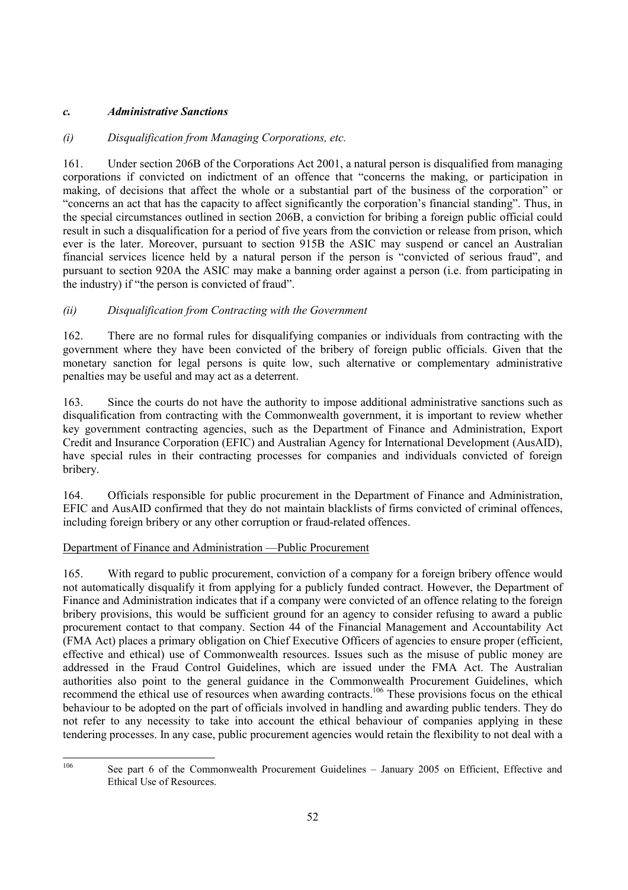### *c. Administrative Sanctions*

#### *(i) Disqualification from Managing Corporations, etc.*

161. Under section 206B of the Corporations Act 2001, a natural person is disqualified from managing corporations if convicted on indictment of an offence that "concerns the making, or participation in making, of decisions that affect the whole or a substantial part of the business of the corporation" or "concerns an act that has the capacity to affect significantly the corporation's financial standing". Thus, in the special circumstances outlined in section 206B, a conviction for bribing a foreign public official could result in such a disqualification for a period of five years from the conviction or release from prison, which ever is the later. Moreover, pursuant to section 915B the ASIC may suspend or cancel an Australian financial services licence held by a natural person if the person is "convicted of serious fraud", and pursuant to section 920A the ASIC may make a banning order against a person (i.e. from participating in the industry) if "the person is convicted of fraud".

#### *(ii) Disqualification from Contracting with the Government*

162. There are no formal rules for disqualifying companies or individuals from contracting with the government where they have been convicted of the bribery of foreign public officials. Given that the monetary sanction for legal persons is quite low, such alternative or complementary administrative penalties may be useful and may act as a deterrent.

163. Since the courts do not have the authority to impose additional administrative sanctions such as disqualification from contracting with the Commonwealth government, it is important to review whether key government contracting agencies, such as the Department of Finance and Administration, Export Credit and Insurance Corporation (EFIC) and Australian Agency for International Development (AusAID), have special rules in their contracting processes for companies and individuals convicted of foreign bribery.

164. Officials responsible for public procurement in the Department of Finance and Administration, EFIC and AusAID confirmed that they do not maintain blacklists of firms convicted of criminal offences, including foreign bribery or any other corruption or fraud-related offences.

Department of Finance and Administration —Public Procurement

165. With regard to public procurement, conviction of a company for a foreign bribery offence would not automatically disqualify it from applying for a publicly funded contract. However, the Department of Finance and Administration indicates that if a company were convicted of an offence relating to the foreign bribery provisions, this would be sufficient ground for an agency to consider refusing to award a public procurement contact to that company. Section 44 of the Financial Management and Accountability Act (FMA Act) places a primary obligation on Chief Executive Officers of agencies to ensure proper (efficient, effective and ethical) use of Commonwealth resources. Issues such as the misuse of public money are addressed in the Fraud Control Guidelines, which are issued under the FMA Act. The Australian authorities also point to the general guidance in the Commonwealth Procurement Guidelines, which recommend the ethical use of resources when awarding contracts.[106] These provisions focus on the ethical behaviour to be adopted on the part of officials involved in handling and awarding public tenders. They do not refer to any necessity to take into account the ethical behaviour of companies applying in these tendering processes. In any case, public procurement agencies would retain the flexibility to not deal with a

---

[106] See part 6 of the Commonwealth Procurement Guidelines – January 2005 on Efficient, Effective and Ethical Use of Resources.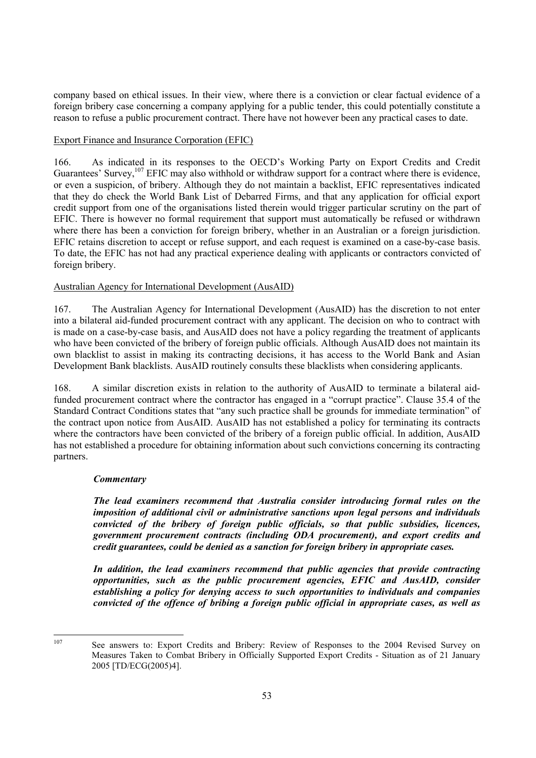company based on ethical issues. In their view, where there is a conviction or clear factual evidence of a foreign bribery case concerning a company applying for a public tender, this could potentially constitute a reason to refuse a public procurement contract. There have not however been any practical cases to date.

Export Finance and Insurance Corporation (EFIC)

166. As indicated in its responses to the OECD's Working Party on Export Credits and Credit Guarantees' Survey,[107] EFIC may also withhold or withdraw support for a contract where there is evidence, or even a suspicion, of bribery. Although they do not maintain a backlist, EFIC representatives indicated that they do check the World Bank List of Debarred Firms, and that any application for official export credit support from one of the organisations listed therein would trigger particular scrutiny on the part of EFIC. There is however no formal requirement that support must automatically be refused or withdrawn where there has been a conviction for foreign bribery, whether in an Australian or a foreign jurisdiction. EFIC retains discretion to accept or refuse support, and each request is examined on a case-by-case basis. To date, the EFIC has not had any practical experience dealing with applicants or contractors convicted of foreign bribery.

Australian Agency for International Development (AusAID)

167. The Australian Agency for International Development (AusAID) has the discretion to not enter into a bilateral aid-funded procurement contract with any applicant. The decision on who to contract with is made on a case-by-case basis, and AusAID does not have a policy regarding the treatment of applicants who have been convicted of the bribery of foreign public officials. Although AusAID does not maintain its own blacklist to assist in making its contracting decisions, it has access to the World Bank and Asian Development Bank blacklists. AusAID routinely consults these blacklists when considering applicants.

168. A similar discretion exists in relation to the authority of AusAID to terminate a bilateral aid-funded procurement contract where the contractor has engaged in a "corrupt practice". Clause 35.4 of the Standard Contract Conditions states that "any such practice shall be grounds for immediate termination" of the contract upon notice from AusAID. AusAID has not established a policy for terminating its contracts where the contractors have been convicted of the bribery of a foreign public official. In addition, AusAID has not established a procedure for obtaining information about such convictions concerning its contracting partners.

***Commentary***

***The lead examiners recommend that Australia consider introducing formal rules on the imposition of additional civil or administrative sanctions upon legal persons and individuals convicted of the bribery of foreign public officials, so that public subsidies, licences, government procurement contracts (including ODA procurement), and export credits and credit guarantees, could be denied as a sanction for foreign bribery in appropriate cases.***

***In addition, the lead examiners recommend that public agencies that provide contracting opportunities, such as the public procurement agencies, EFIC and AusAID, consider establishing a policy for denying access to such opportunities to individuals and companies convicted of the offence of bribing a foreign public official in appropriate cases, as well as***

---

[107] See answers to: Export Credits and Bribery: Review of Responses to the 2004 Revised Survey on Measures Taken to Combat Bribery in Officially Supported Export Credits - Situation as of 21 January 2005 [TD/ECG(2005)4].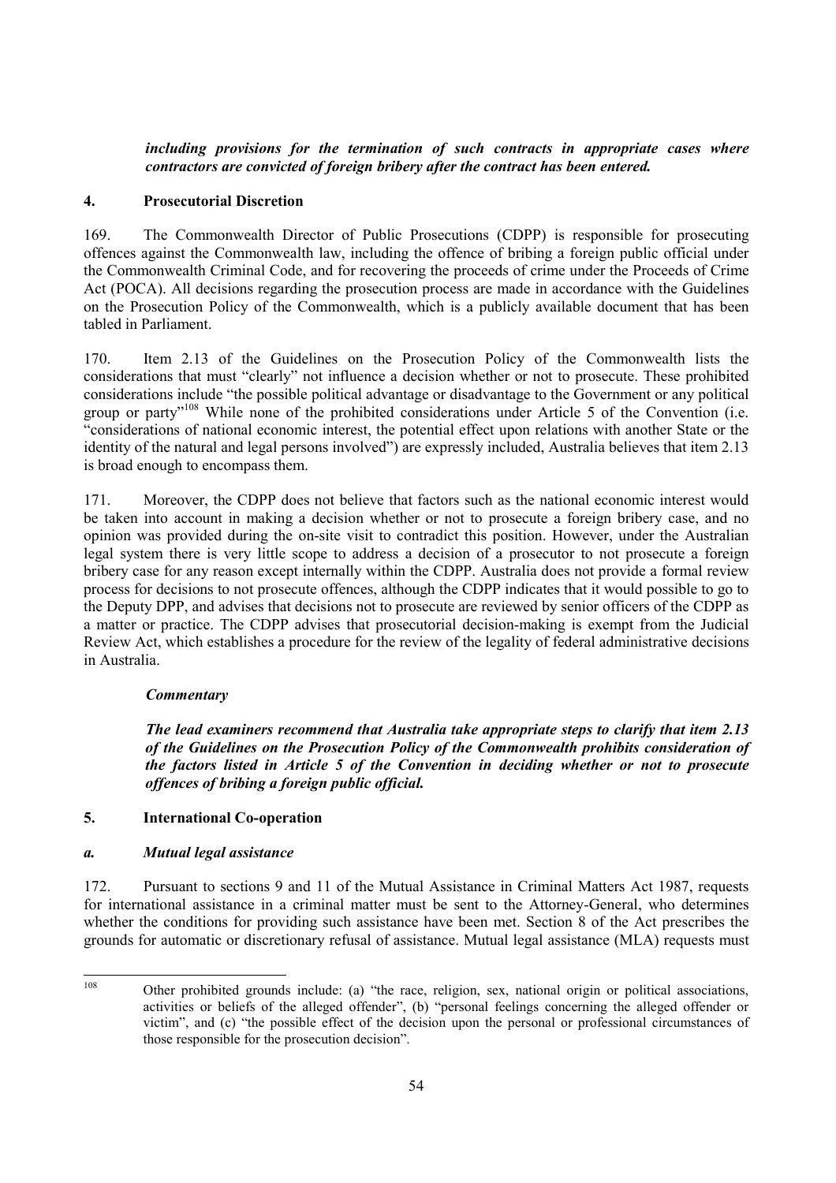*including provisions for the termination of such contracts in appropriate cases where contractors are convicted of foreign bribery after the contract has been entered.*

## 4. Prosecutorial Discretion

169. The Commonwealth Director of Public Prosecutions (CDPP) is responsible for prosecuting offences against the Commonwealth law, including the offence of bribing a foreign public official under the Commonwealth Criminal Code, and for recovering the proceeds of crime under the Proceeds of Crime Act (POCA). All decisions regarding the prosecution process are made in accordance with the Guidelines on the Prosecution Policy of the Commonwealth, which is a publicly available document that has been tabled in Parliament.

170. Item 2.13 of the Guidelines on the Prosecution Policy of the Commonwealth lists the considerations that must "clearly" not influence a decision whether or not to prosecute. These prohibited considerations include "the possible political advantage or disadvantage to the Government or any political group or party"[108] While none of the prohibited considerations under Article 5 of the Convention (i.e. "considerations of national economic interest, the potential effect upon relations with another State or the identity of the natural and legal persons involved") are expressly included, Australia believes that item 2.13 is broad enough to encompass them.

171. Moreover, the CDPP does not believe that factors such as the national economic interest would be taken into account in making a decision whether or not to prosecute a foreign bribery case, and no opinion was provided during the on-site visit to contradict this position. However, under the Australian legal system there is very little scope to address a decision of a prosecutor to not prosecute a foreign bribery case for any reason except internally within the CDPP. Australia does not provide a formal review process for decisions to not prosecute offences, although the CDPP indicates that it would possible to go to the Deputy DPP, and advises that decisions not to prosecute are reviewed by senior officers of the CDPP as a matter or practice. The CDPP advises that prosecutorial decision-making is exempt from the Judicial Review Act, which establishes a procedure for the review of the legality of federal administrative decisions in Australia.

***Commentary***

***The lead examiners recommend that Australia take appropriate steps to clarify that item 2.13 of the Guidelines on the Prosecution Policy of the Commonwealth prohibits consideration of the factors listed in Article 5 of the Convention in deciding whether or not to prosecute offences of bribing a foreign public official.***

## 5. International Co-operation

### *a. Mutual legal assistance*

172. Pursuant to sections 9 and 11 of the Mutual Assistance in Criminal Matters Act 1987, requests for international assistance in a criminal matter must be sent to the Attorney-General, who determines whether the conditions for providing such assistance have been met. Section 8 of the Act prescribes the grounds for automatic or discretionary refusal of assistance. Mutual legal assistance (MLA) requests must

---

[108] Other prohibited grounds include: (a) "the race, religion, sex, national origin or political associations, activities or beliefs of the alleged offender", (b) "personal feelings concerning the alleged offender or victim", and (c) "the possible effect of the decision upon the personal or professional circumstances of those responsible for the prosecution decision".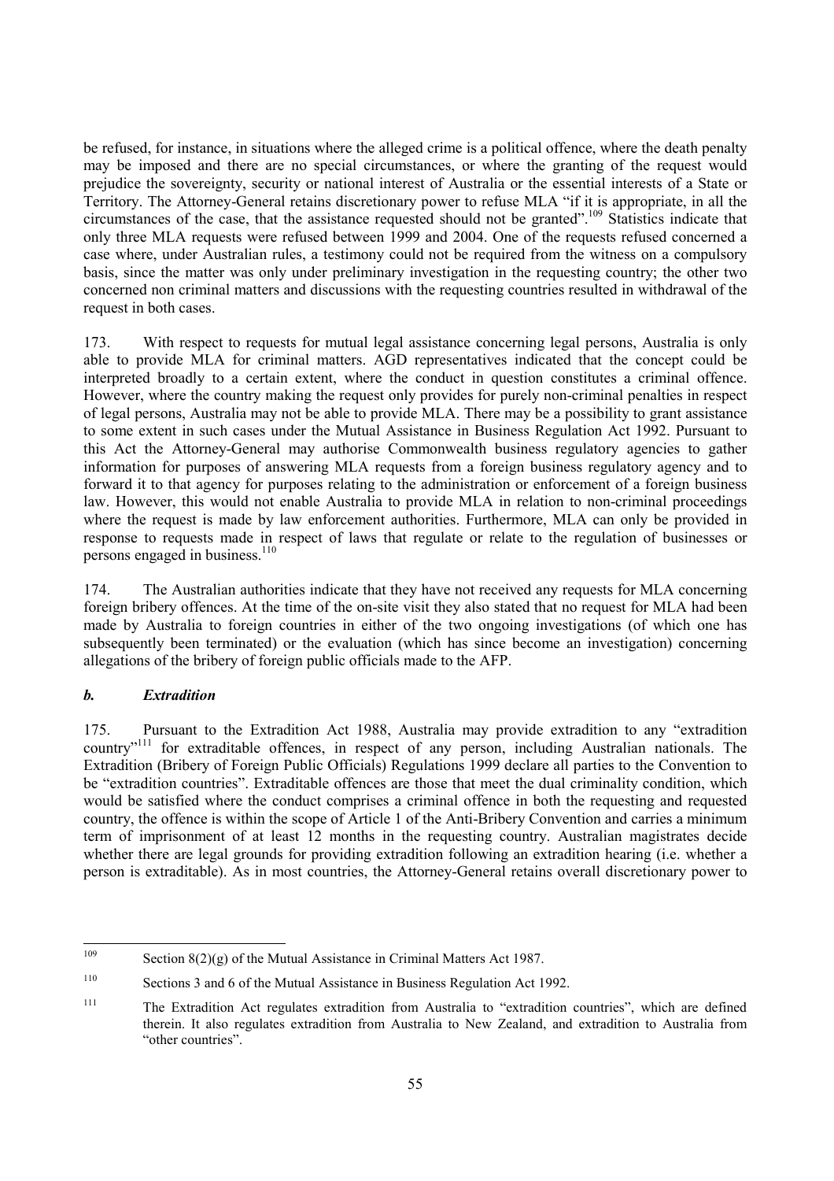be refused, for instance, in situations where the alleged crime is a political offence, where the death penalty may be imposed and there are no special circumstances, or where the granting of the request would prejudice the sovereignty, security or national interest of Australia or the essential interests of a State or Territory. The Attorney-General retains discretionary power to refuse MLA "if it is appropriate, in all the circumstances of the case, that the assistance requested should not be granted".[109] Statistics indicate that only three MLA requests were refused between 1999 and 2004. One of the requests refused concerned a case where, under Australian rules, a testimony could not be required from the witness on a compulsory basis, since the matter was only under preliminary investigation in the requesting country; the other two concerned non criminal matters and discussions with the requesting countries resulted in withdrawal of the request in both cases.

173. With respect to requests for mutual legal assistance concerning legal persons, Australia is only able to provide MLA for criminal matters. AGD representatives indicated that the concept could be interpreted broadly to a certain extent, where the conduct in question constitutes a criminal offence. However, where the country making the request only provides for purely non-criminal penalties in respect of legal persons, Australia may not be able to provide MLA. There may be a possibility to grant assistance to some extent in such cases under the Mutual Assistance in Business Regulation Act 1992. Pursuant to this Act the Attorney-General may authorise Commonwealth business regulatory agencies to gather information for purposes of answering MLA requests from a foreign business regulatory agency and to forward it to that agency for purposes relating to the administration or enforcement of a foreign business law. However, this would not enable Australia to provide MLA in relation to non-criminal proceedings where the request is made by law enforcement authorities. Furthermore, MLA can only be provided in response to requests made in respect of laws that regulate or relate to the regulation of businesses or persons engaged in business.[110]

174. The Australian authorities indicate that they have not received any requests for MLA concerning foreign bribery offences. At the time of the on-site visit they also stated that no request for MLA had been made by Australia to foreign countries in either of the two ongoing investigations (of which one has subsequently been terminated) or the evaluation (which has since become an investigation) concerning allegations of the bribery of foreign public officials made to the AFP.

### *b. Extradition*

175. Pursuant to the Extradition Act 1988, Australia may provide extradition to any "extradition country"[111] for extraditable offences, in respect of any person, including Australian nationals. The Extradition (Bribery of Foreign Public Officials) Regulations 1999 declare all parties to the Convention to be "extradition countries". Extraditable offences are those that meet the dual criminality condition, which would be satisfied where the conduct comprises a criminal offence in both the requesting and requested country, the offence is within the scope of Article 1 of the Anti-Bribery Convention and carries a minimum term of imprisonment of at least 12 months in the requesting country. Australian magistrates decide whether there are legal grounds for providing extradition following an extradition hearing (i.e. whether a person is extraditable). As in most countries, the Attorney-General retains overall discretionary power to

---

[109] Section 8(2)(g) of the Mutual Assistance in Criminal Matters Act 1987.

[110] Sections 3 and 6 of the Mutual Assistance in Business Regulation Act 1992.

[111] The Extradition Act regulates extradition from Australia to "extradition countries", which are defined therein. It also regulates extradition from Australia to New Zealand, and extradition to Australia from "other countries".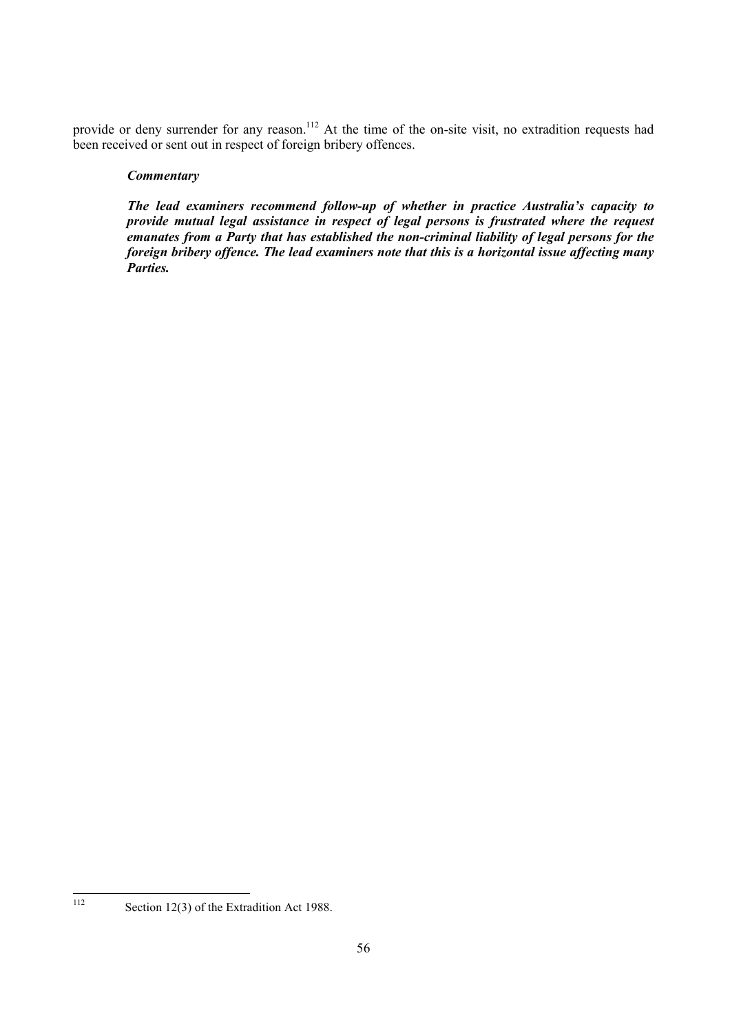provide or deny surrender for any reason.[112] At the time of the on-site visit, no extradition requests had been received or sent out in respect of foreign bribery offences.

***Commentary***

***The lead examiners recommend follow-up of whether in practice Australia's capacity to provide mutual legal assistance in respect of legal persons is frustrated where the request emanates from a Party that has established the non-criminal liability of legal persons for the foreign bribery offence. The lead examiners note that this is a horizontal issue affecting many Parties.***

---

[112] Section 12(3) of the Extradition Act 1988.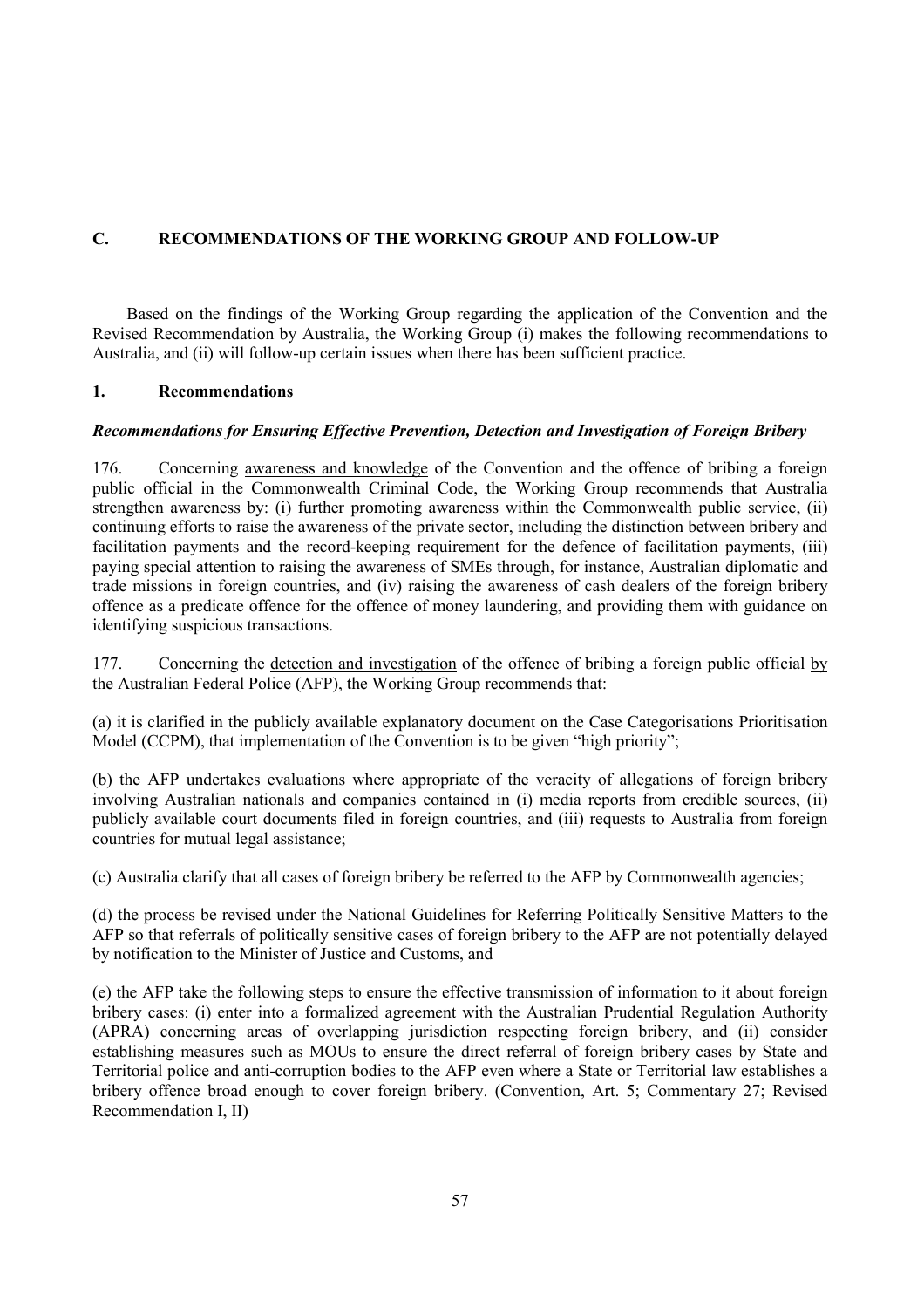## C. RECOMMENDATIONS OF THE WORKING GROUP AND FOLLOW-UP

Based on the findings of the Working Group regarding the application of the Convention and the Revised Recommendation by Australia, the Working Group (i) makes the following recommendations to Australia, and (ii) will follow-up certain issues when there has been sufficient practice.

### 1. Recommendations

***Recommendations for Ensuring Effective Prevention, Detection and Investigation of Foreign Bribery***

176. Concerning awareness and knowledge of the Convention and the offence of bribing a foreign public official in the Commonwealth Criminal Code, the Working Group recommends that Australia strengthen awareness by: (i) further promoting awareness within the Commonwealth public service, (ii) continuing efforts to raise the awareness of the private sector, including the distinction between bribery and facilitation payments and the record-keeping requirement for the defence of facilitation payments, (iii) paying special attention to raising the awareness of SMEs through, for instance, Australian diplomatic and trade missions in foreign countries, and (iv) raising the awareness of cash dealers of the foreign bribery offence as a predicate offence for the offence of money laundering, and providing them with guidance on identifying suspicious transactions.

177. Concerning the detection and investigation of the offence of bribing a foreign public official by the Australian Federal Police (AFP), the Working Group recommends that:

(a) it is clarified in the publicly available explanatory document on the Case Categorisations Prioritisation Model (CCPM), that implementation of the Convention is to be given "high priority";

(b) the AFP undertakes evaluations where appropriate of the veracity of allegations of foreign bribery involving Australian nationals and companies contained in (i) media reports from credible sources, (ii) publicly available court documents filed in foreign countries, and (iii) requests to Australia from foreign countries for mutual legal assistance;

(c) Australia clarify that all cases of foreign bribery be referred to the AFP by Commonwealth agencies;

(d) the process be revised under the National Guidelines for Referring Politically Sensitive Matters to the AFP so that referrals of politically sensitive cases of foreign bribery to the AFP are not potentially delayed by notification to the Minister of Justice and Customs, and

(e) the AFP take the following steps to ensure the effective transmission of information to it about foreign bribery cases: (i) enter into a formalized agreement with the Australian Prudential Regulation Authority (APRA) concerning areas of overlapping jurisdiction respecting foreign bribery, and (ii) consider establishing measures such as MOUs to ensure the direct referral of foreign bribery cases by State and Territorial police and anti-corruption bodies to the AFP even where a State or Territorial law establishes a bribery offence broad enough to cover foreign bribery. (Convention, Art. 5; Commentary 27; Revised Recommendation I, II)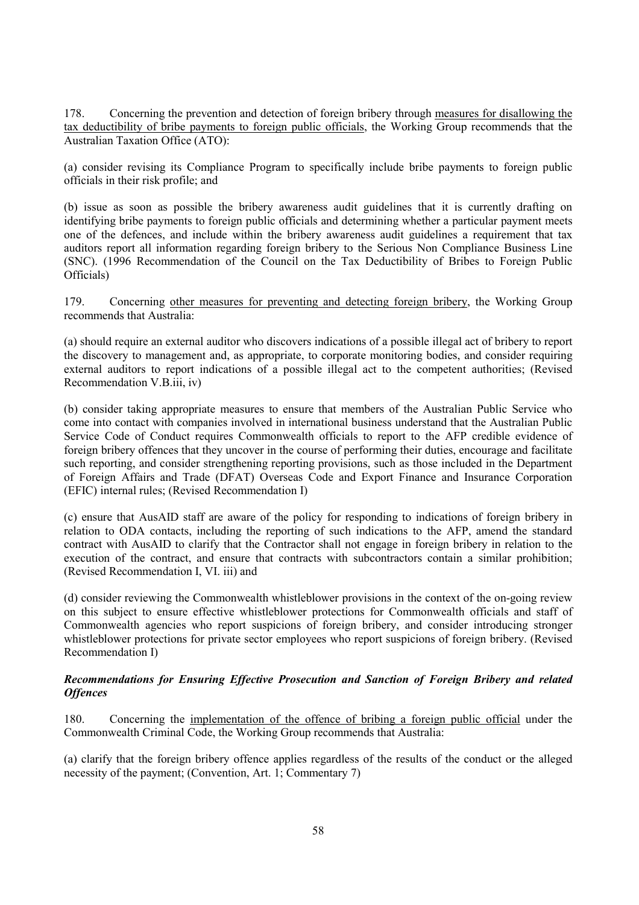178. Concerning the prevention and detection of foreign bribery through measures for disallowing the tax deductibility of bribe payments to foreign public officials, the Working Group recommends that the Australian Taxation Office (ATO):

(a) consider revising its Compliance Program to specifically include bribe payments to foreign public officials in their risk profile; and

(b) issue as soon as possible the bribery awareness audit guidelines that it is currently drafting on identifying bribe payments to foreign public officials and determining whether a particular payment meets one of the defences, and include within the bribery awareness audit guidelines a requirement that tax auditors report all information regarding foreign bribery to the Serious Non Compliance Business Line (SNC). (1996 Recommendation of the Council on the Tax Deductibility of Bribes to Foreign Public Officials)

179. Concerning other measures for preventing and detecting foreign bribery, the Working Group recommends that Australia:

(a) should require an external auditor who discovers indications of a possible illegal act of bribery to report the discovery to management and, as appropriate, to corporate monitoring bodies, and consider requiring external auditors to report indications of a possible illegal act to the competent authorities; (Revised Recommendation V.B.iii, iv)

(b) consider taking appropriate measures to ensure that members of the Australian Public Service who come into contact with companies involved in international business understand that the Australian Public Service Code of Conduct requires Commonwealth officials to report to the AFP credible evidence of foreign bribery offences that they uncover in the course of performing their duties, encourage and facilitate such reporting, and consider strengthening reporting provisions, such as those included in the Department of Foreign Affairs and Trade (DFAT) Overseas Code and Export Finance and Insurance Corporation (EFIC) internal rules; (Revised Recommendation I)

(c) ensure that AusAID staff are aware of the policy for responding to indications of foreign bribery in relation to ODA contacts, including the reporting of such indications to the AFP, amend the standard contract with AusAID to clarify that the Contractor shall not engage in foreign bribery in relation to the execution of the contract, and ensure that contracts with subcontractors contain a similar prohibition; (Revised Recommendation I, VI. iii) and

(d) consider reviewing the Commonwealth whistleblower provisions in the context of the on-going review on this subject to ensure effective whistleblower protections for Commonwealth officials and staff of Commonwealth agencies who report suspicions of foreign bribery, and consider introducing stronger whistleblower protections for private sector employees who report suspicions of foreign bribery. (Revised Recommendation I)

### *Recommendations for Ensuring Effective Prosecution and Sanction of Foreign Bribery and related Offences*

180. Concerning the implementation of the offence of bribing a foreign public official under the Commonwealth Criminal Code, the Working Group recommends that Australia:

(a) clarify that the foreign bribery offence applies regardless of the results of the conduct or the alleged necessity of the payment; (Convention, Art. 1; Commentary 7)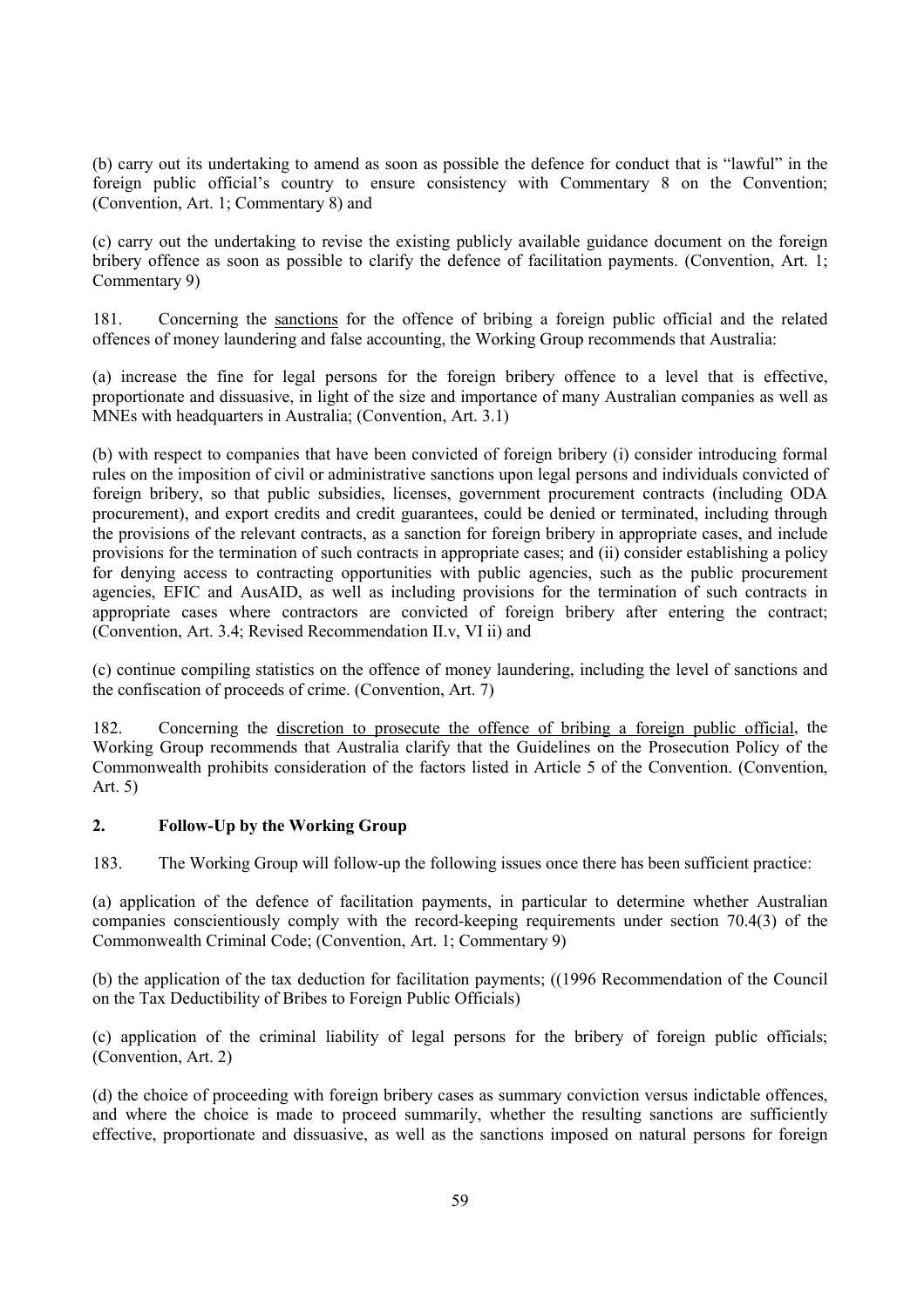(b) carry out its undertaking to amend as soon as possible the defence for conduct that is "lawful" in the foreign public official's country to ensure consistency with Commentary 8 on the Convention; (Convention, Art. 1; Commentary 8) and

(c) carry out the undertaking to revise the existing publicly available guidance document on the foreign bribery offence as soon as possible to clarify the defence of facilitation payments. (Convention, Art. 1; Commentary 9)

181. Concerning the sanctions for the offence of bribing a foreign public official and the related offences of money laundering and false accounting, the Working Group recommends that Australia:

(a) increase the fine for legal persons for the foreign bribery offence to a level that is effective, proportionate and dissuasive, in light of the size and importance of many Australian companies as well as MNEs with headquarters in Australia; (Convention, Art. 3.1)

(b) with respect to companies that have been convicted of foreign bribery (i) consider introducing formal rules on the imposition of civil or administrative sanctions upon legal persons and individuals convicted of foreign bribery, so that public subsidies, licenses, government procurement contracts (including ODA procurement), and export credits and credit guarantees, could be denied or terminated, including through the provisions of the relevant contracts, as a sanction for foreign bribery in appropriate cases, and include provisions for the termination of such contracts in appropriate cases; and (ii) consider establishing a policy for denying access to contracting opportunities with public agencies, such as the public procurement agencies, EFIC and AusAID, as well as including provisions for the termination of such contracts in appropriate cases where contractors are convicted of foreign bribery after entering the contract; (Convention, Art. 3.4; Revised Recommendation II.v, VI ii) and

(c) continue compiling statistics on the offence of money laundering, including the level of sanctions and the confiscation of proceeds of crime. (Convention, Art. 7)

182. Concerning the discretion to prosecute the offence of bribing a foreign public official, the Working Group recommends that Australia clarify that the Guidelines on the Prosecution Policy of the Commonwealth prohibits consideration of the factors listed in Article 5 of the Convention. (Convention, Art. 5)

## 2. Follow-Up by the Working Group

183. The Working Group will follow-up the following issues once there has been sufficient practice:

(a) application of the defence of facilitation payments, in particular to determine whether Australian companies conscientiously comply with the record-keeping requirements under section 70.4(3) of the Commonwealth Criminal Code; (Convention, Art. 1; Commentary 9)

(b) the application of the tax deduction for facilitation payments; ((1996 Recommendation of the Council on the Tax Deductibility of Bribes to Foreign Public Officials)

(c) application of the criminal liability of legal persons for the bribery of foreign public officials; (Convention, Art. 2)

(d) the choice of proceeding with foreign bribery cases as summary conviction versus indictable offences, and where the choice is made to proceed summarily, whether the resulting sanctions are sufficiently effective, proportionate and dissuasive, as well as the sanctions imposed on natural persons for foreign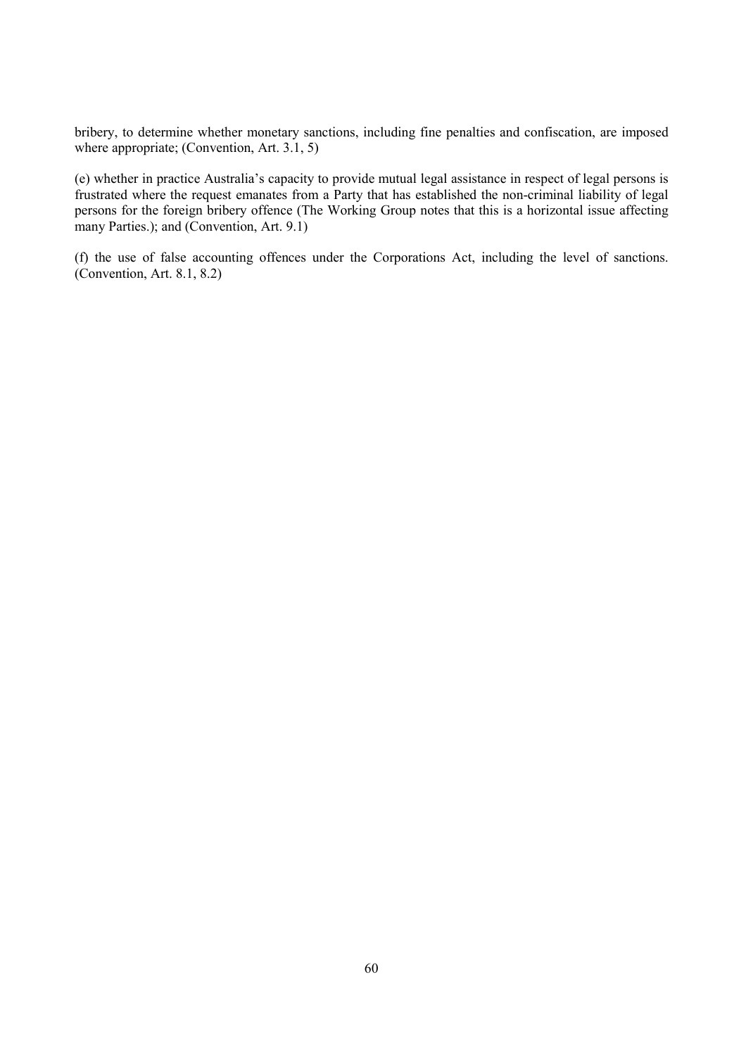bribery, to determine whether monetary sanctions, including fine penalties and confiscation, are imposed where appropriate; (Convention, Art. 3.1, 5)

(e) whether in practice Australia's capacity to provide mutual legal assistance in respect of legal persons is frustrated where the request emanates from a Party that has established the non-criminal liability of legal persons for the foreign bribery offence (The Working Group notes that this is a horizontal issue affecting many Parties.); and (Convention, Art. 9.1)

(f) the use of false accounting offences under the Corporations Act, including the level of sanctions. (Convention, Art. 8.1, 8.2)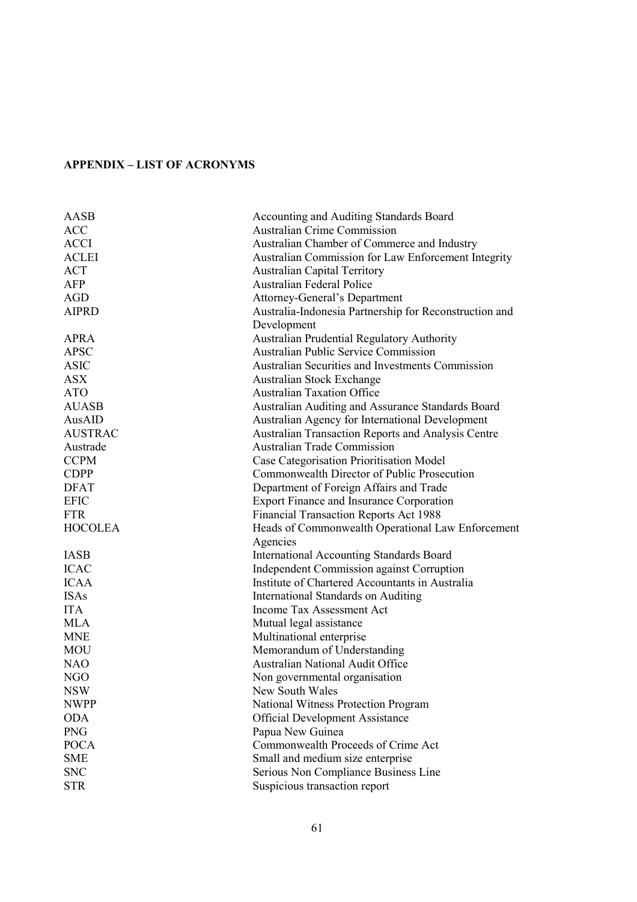**APPENDIX – LIST OF ACRONYMS**

| | |
|---|---|
| AASB | Accounting and Auditing Standards Board |
| ACC | Australian Crime Commission |
| ACCI | Australian Chamber of Commerce and Industry |
| ACLEI | Australian Commission for Law Enforcement Integrity |
| ACT | Australian Capital Territory |
| AFP | Australian Federal Police |
| AGD | Attorney-General's Department |
| AIPRD | Australia-Indonesia Partnership for Reconstruction and Development |
| APRA | Australian Prudential Regulatory Authority |
| APSC | Australian Public Service Commission |
| ASIC | Australian Securities and Investments Commission |
| ASX | Australian Stock Exchange |
| ATO | Australian Taxation Office |
| AUASB | Australian Auditing and Assurance Standards Board |
| AusAID | Australian Agency for International Development |
| AUSTRAC | Australian Transaction Reports and Analysis Centre |
| Austrade | Australian Trade Commission |
| CCPM | Case Categorisation Prioritisation Model |
| CDPP | Commonwealth Director of Public Prosecution |
| DFAT | Department of Foreign Affairs and Trade |
| EFIC | Export Finance and Insurance Corporation |
| FTR | Financial Transaction Reports Act 1988 |
| HOCOLEA | Heads of Commonwealth Operational Law Enforcement Agencies |
| IASB | International Accounting Standards Board |
| ICAC | Independent Commission against Corruption |
| ICAA | Institute of Chartered Accountants in Australia |
| ISAs | International Standards on Auditing |
| ITA | Income Tax Assessment Act |
| MLA | Mutual legal assistance |
| MNE | Multinational enterprise |
| MOU | Memorandum of Understanding |
| NAO | Australian National Audit Office |
| NGO | Non governmental organisation |
| NSW | New South Wales |
| NWPP | National Witness Protection Program |
| ODA | Official Development Assistance |
| PNG | Papua New Guinea |
| POCA | Commonwealth Proceeds of Crime Act |
| SME | Small and medium size enterprise |
| SNC | Serious Non Compliance Business Line |
| STR | Suspicious transaction report |